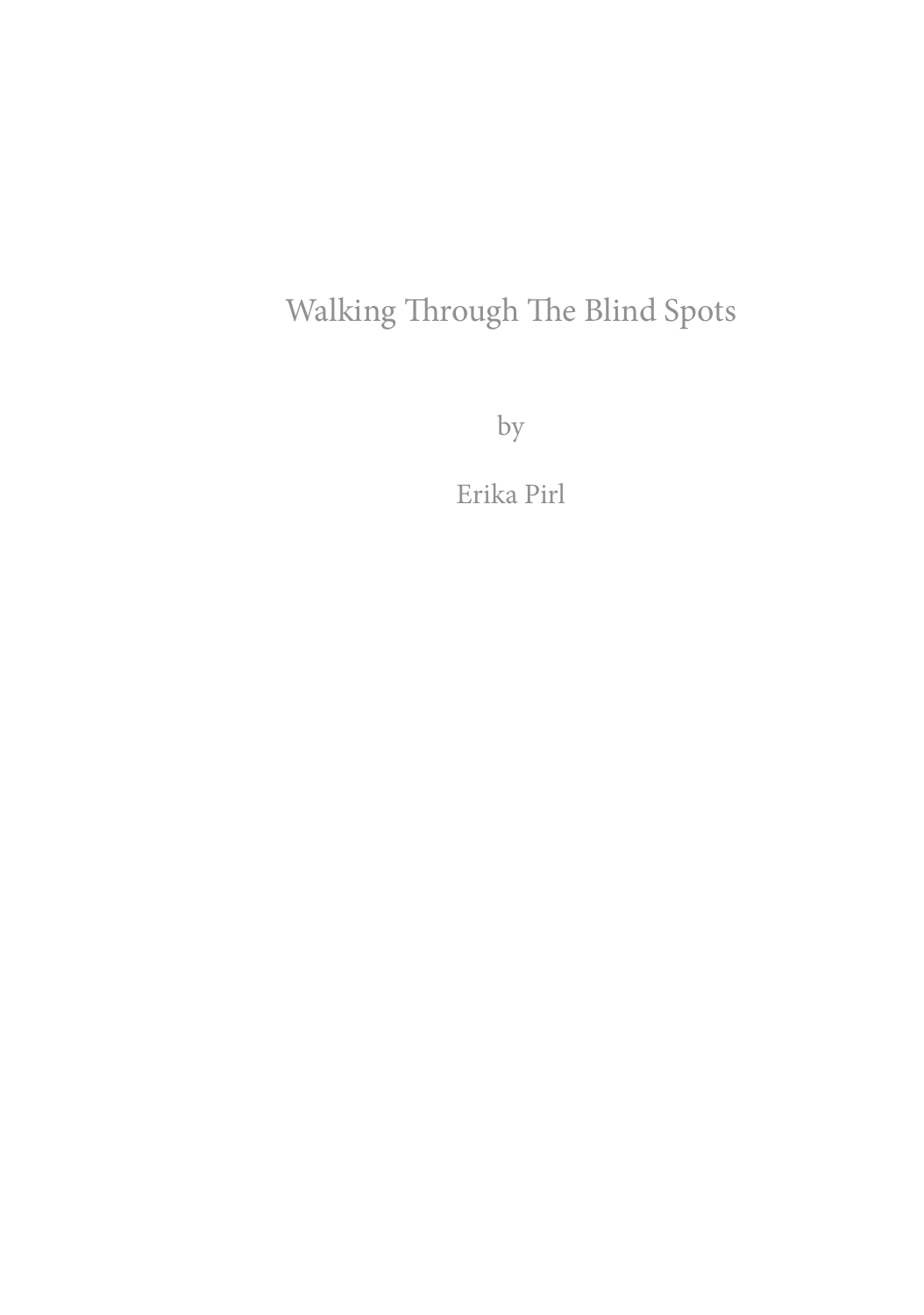# Walking Through The Blind Spots

by

Erika Pirl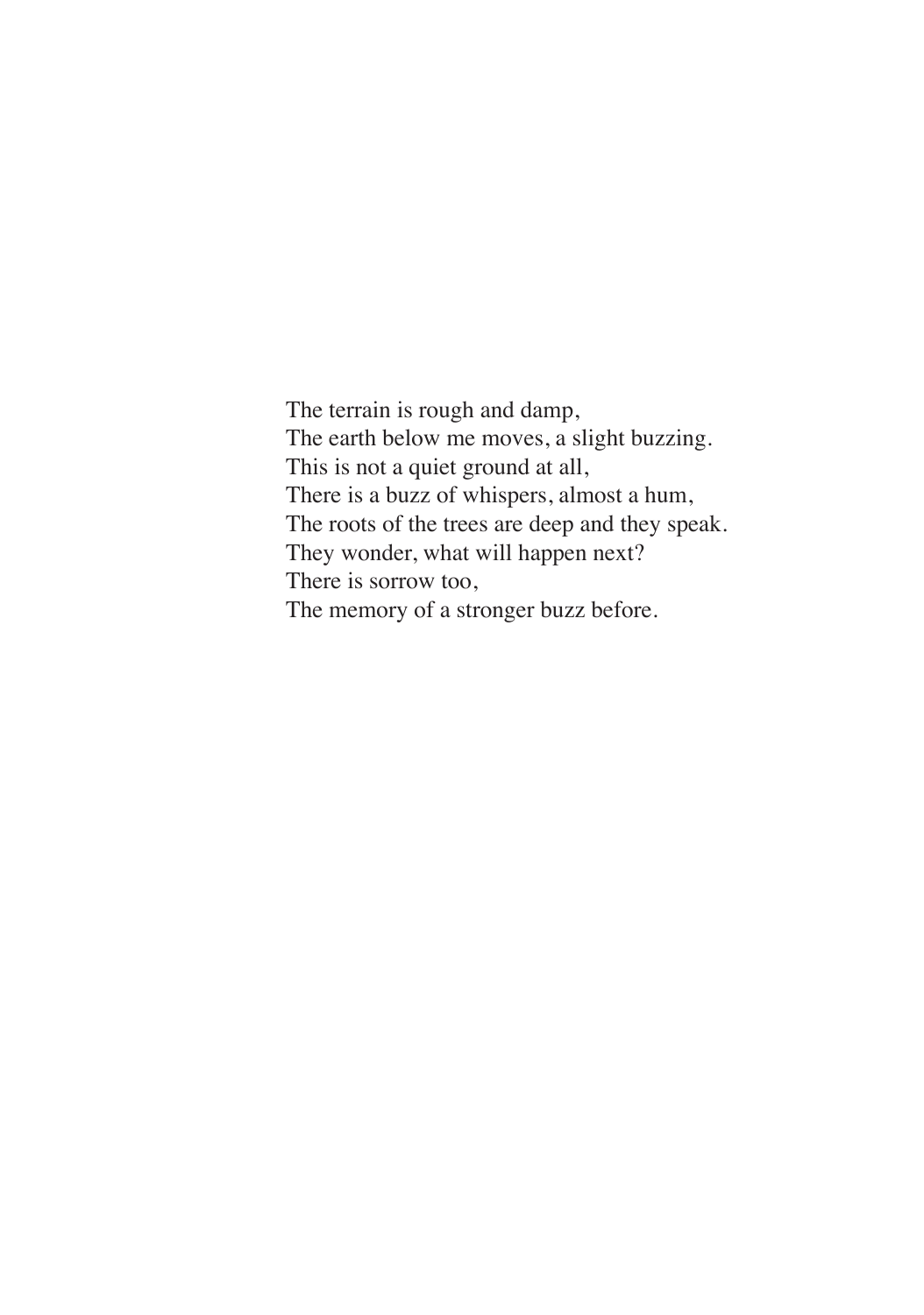The terrain is rough and damp,  
The earth below me moves, a slight buzzing.  
This is not a quiet ground at all,  
There is a buzz of whispers, almost a hum,  
The roots of the trees are deep and they speak.  
They wonder, what will happen next?  
There is sorrow too,  
The memory of a stronger buzz before.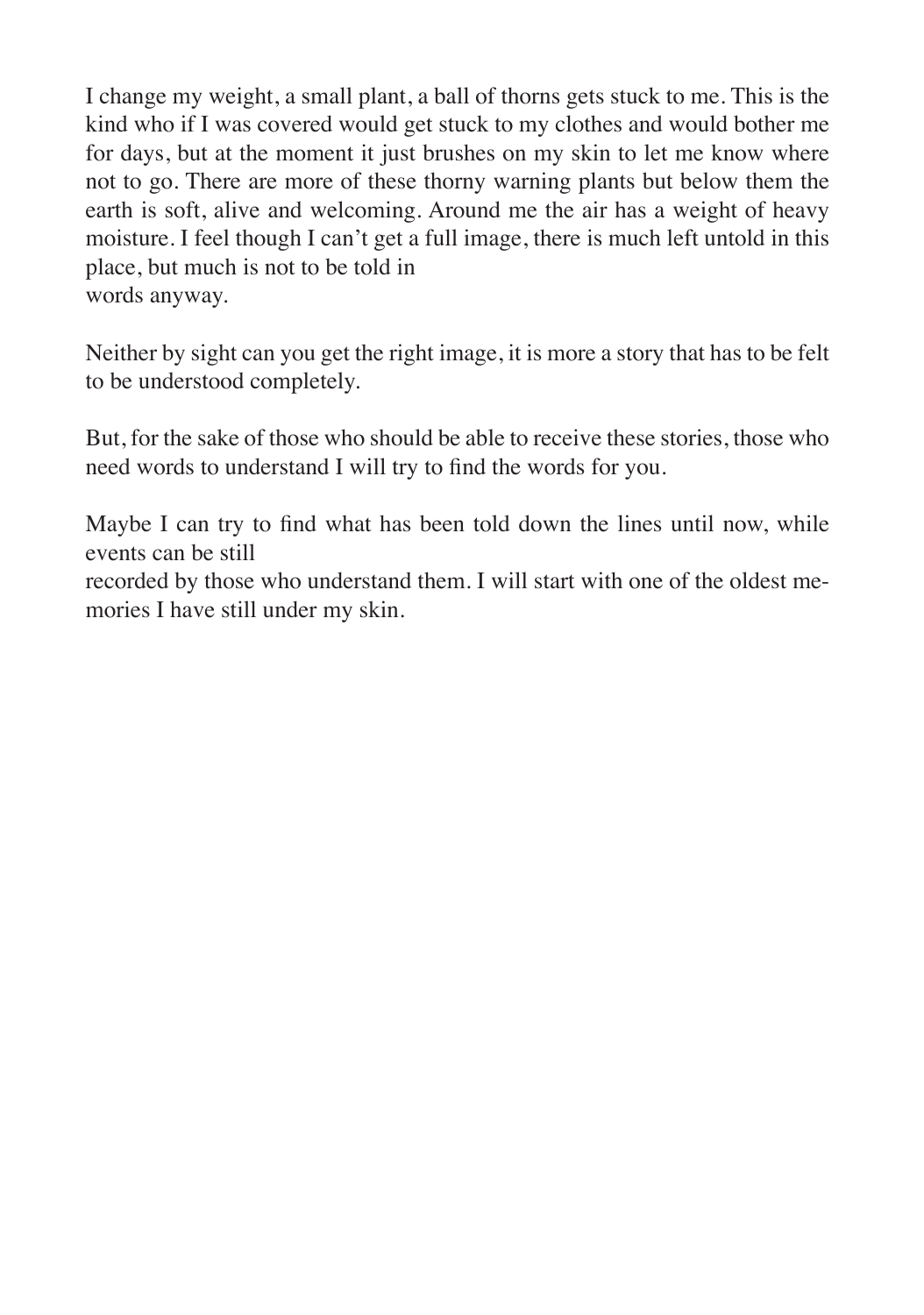I change my weight, a small plant, a ball of thorns gets stuck to me. This is the kind who if I was covered would get stuck to my clothes and would bother me for days, but at the moment it just brushes on my skin to let me know where not to go. There are more of these thorny warning plants but below them the earth is soft, alive and welcoming. Around me the air has a weight of heavy moisture. I feel though I can't get a full image, there is much left untold in this place, but much is not to be told in words anyway.

Neither by sight can you get the right image, it is more a story that has to be felt to be understood completely.

But, for the sake of those who should be able to receive these stories, those who need words to understand I will try to find the words for you.

Maybe I can try to find what has been told down the lines until now, while events can be still recorded by those who understand them. I will start with one of the oldest memories I have still under my skin.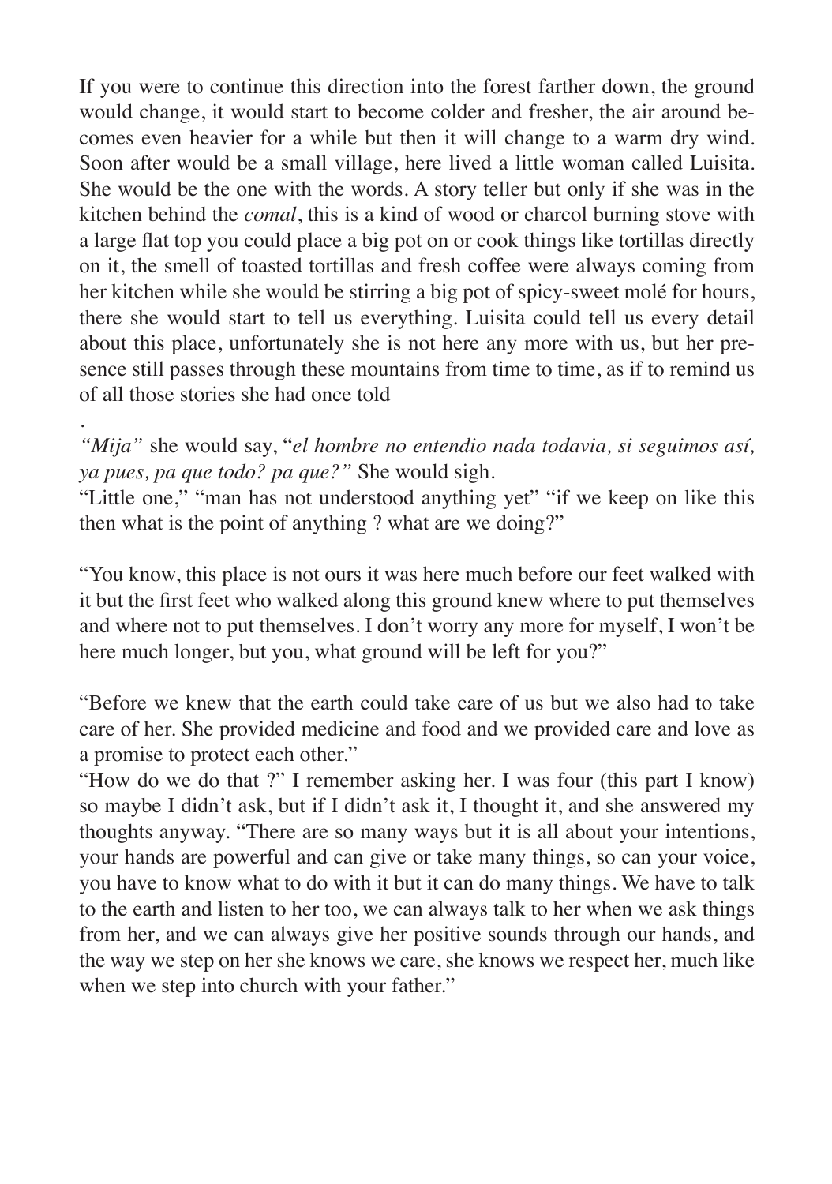If you were to continue this direction into the forest farther down, the ground would change, it would start to become colder and fresher, the air around becomes even heavier for a while but then it will change to a warm dry wind. Soon after would be a small village, here lived a little woman called Luisita. She would be the one with the words. A story teller but only if she was in the kitchen behind the *comal*, this is a kind of wood or charcol burning stove with a large flat top you could place a big pot on or cook things like tortillas directly on it, the smell of toasted tortillas and fresh coffee were always coming from her kitchen while she would be stirring a big pot of spicy-sweet molé for hours, there she would start to tell us everything. Luisita could tell us every detail about this place, unfortunately she is not here any more with us, but her presence still passes through these mountains from time to time, as if to remind us of all those stories she had once told

.

*"Mija"* she would say, "*el hombre no entendio nada todavia, si seguimos así, ya pues, pa que todo? pa que?"* She would sigh.
"Little one," "man has not understood anything yet" "if we keep on like this then what is the point of anything ? what are we doing?"

"You know, this place is not ours it was here much before our feet walked with it but the first feet who walked along this ground knew where to put themselves and where not to put themselves. I don't worry any more for myself, I won't be here much longer, but you, what ground will be left for you?"

"Before we knew that the earth could take care of us but we also had to take care of her. She provided medicine and food and we provided care and love as a promise to protect each other."
"How do we do that ?" I remember asking her. I was four (this part I know) so maybe I didn't ask, but if I didn't ask it, I thought it, and she answered my thoughts anyway. "There are so many ways but it is all about your intentions, your hands are powerful and can give or take many things, so can your voice, you have to know what to do with it but it can do many things. We have to talk to the earth and listen to her too, we can always talk to her when we ask things from her, and we can always give her positive sounds through our hands, and the way we step on her she knows we care, she knows we respect her, much like when we step into church with your father."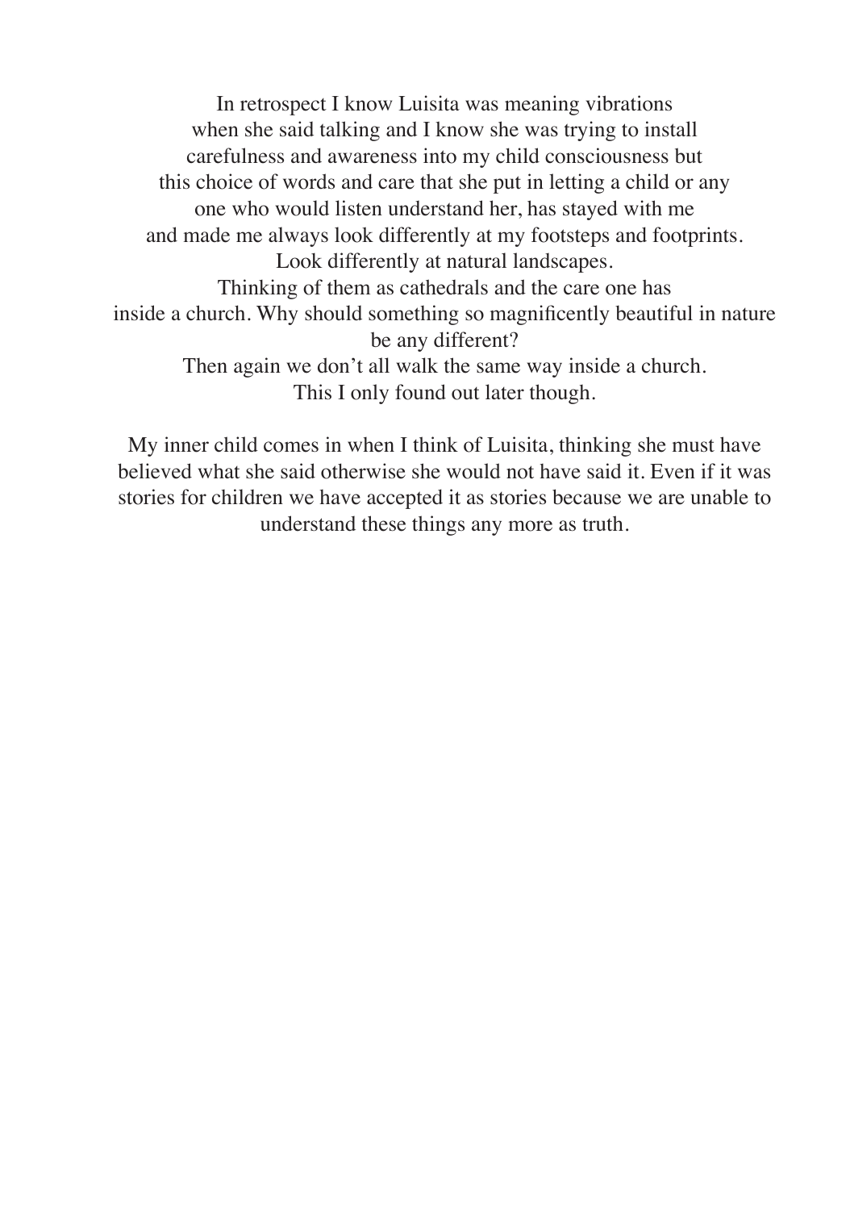In retrospect I know Luisita was meaning vibrations
when she said talking and I know she was trying to install
carefulness and awareness into my child consciousness but
this choice of words and care that she put in letting a child or any
one who would listen understand her, has stayed with me
and made me always look differently at my footsteps and footprints.
Look differently at natural landscapes.
Thinking of them as cathedrals and the care one has
inside a church. Why should something so magnificently beautiful in nature
be any different?
Then again we don't all walk the same way inside a church.
This I only found out later though.

My inner child comes in when I think of Luisita, thinking she must have believed what she said otherwise she would not have said it. Even if it was stories for children we have accepted it as stories because we are unable to understand these things any more as truth.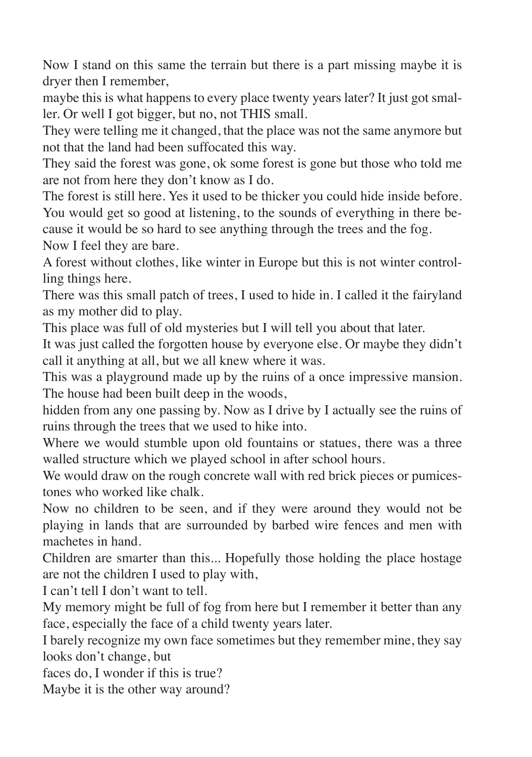Now I stand on this same the terrain but there is a part missing maybe it is dryer then I remember,

maybe this is what happens to every place twenty years later? It just got smaller. Or well I got bigger, but no, not THIS small.

They were telling me it changed, that the place was not the same anymore but not that the land had been suffocated this way.

They said the forest was gone, ok some forest is gone but those who told me are not from here they don't know as I do.

The forest is still here. Yes it used to be thicker you could hide inside before. You would get so good at listening, to the sounds of everything in there because it would be so hard to see anything through the trees and the fog.

Now I feel they are bare.

A forest without clothes, like winter in Europe but this is not winter controlling things here.

There was this small patch of trees, I used to hide in. I called it the fairyland as my mother did to play.

This place was full of old mysteries but I will tell you about that later.

It was just called the forgotten house by everyone else. Or maybe they didn't call it anything at all, but we all knew where it was.

This was a playground made up by the ruins of a once impressive mansion. The house had been built deep in the woods,

hidden from any one passing by. Now as I drive by I actually see the ruins of ruins through the trees that we used to hike into.

Where we would stumble upon old fountains or statues, there was a three walled structure which we played school in after school hours.

We would draw on the rough concrete wall with red brick pieces or pumicestones who worked like chalk.

Now no children to be seen, and if they were around they would not be playing in lands that are surrounded by barbed wire fences and men with machetes in hand.

Children are smarter than this... Hopefully those holding the place hostage are not the children I used to play with,

I can't tell I don't want to tell.

My memory might be full of fog from here but I remember it better than any face, especially the face of a child twenty years later.

I barely recognize my own face sometimes but they remember mine, they say looks don't change, but

faces do, I wonder if this is true?

Maybe it is the other way around?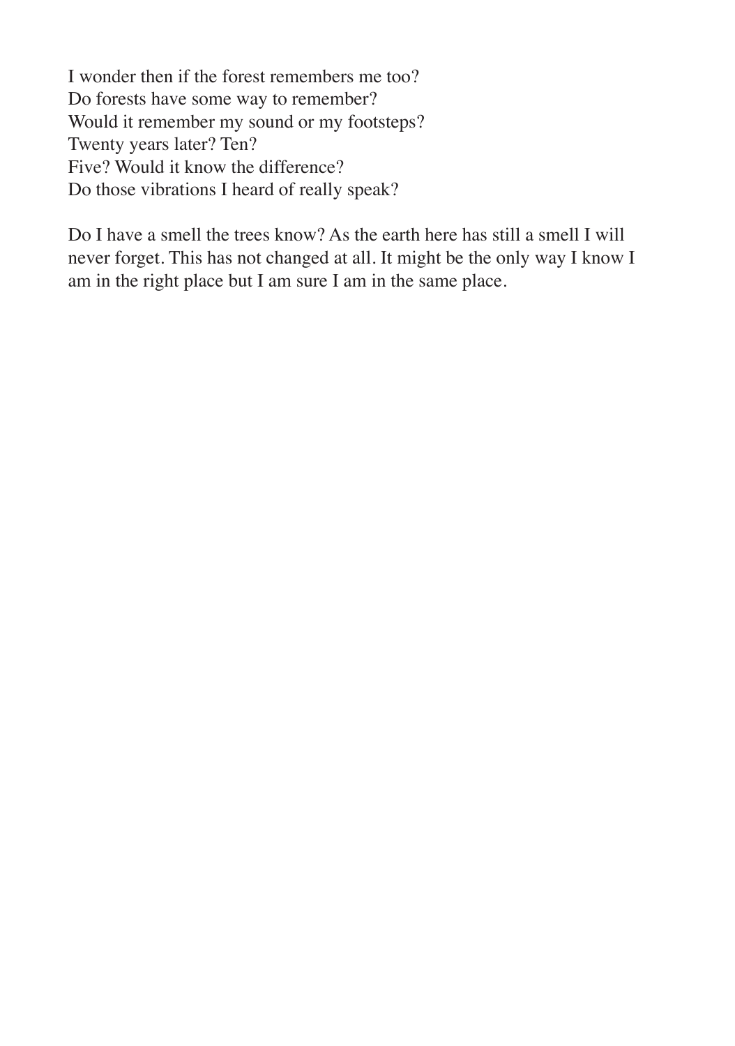I wonder then if the forest remembers me too?  
Do forests have some way to remember?  
Would it remember my sound or my footsteps?  
Twenty years later? Ten?  
Five? Would it know the difference?  
Do those vibrations I heard of really speak?

Do I have a smell the trees know? As the earth here has still a smell I will never forget. This has not changed at all. It might be the only way I know I am in the right place but I am sure I am in the same place.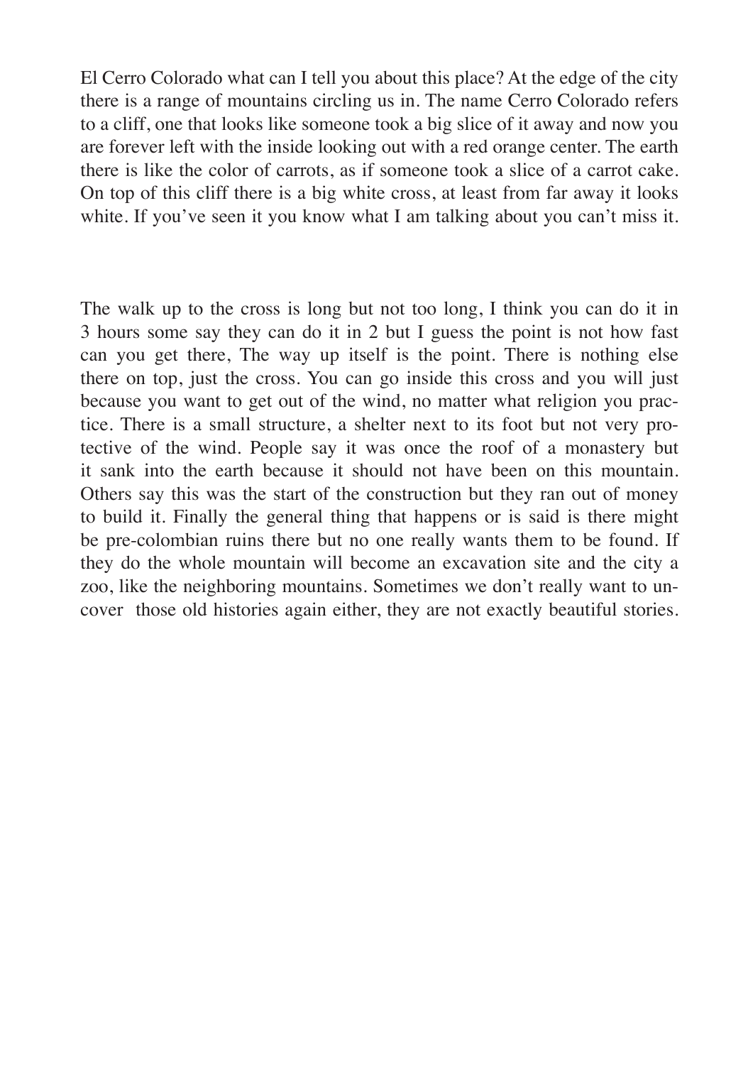El Cerro Colorado what can I tell you about this place? At the edge of the city there is a range of mountains circling us in. The name Cerro Colorado refers to a cliff, one that looks like someone took a big slice of it away and now you are forever left with the inside looking out with a red orange center. The earth there is like the color of carrots, as if someone took a slice of a carrot cake. On top of this cliff there is a big white cross, at least from far away it looks white. If you've seen it you know what I am talking about you can't miss it.

The walk up to the cross is long but not too long, I think you can do it in 3 hours some say they can do it in 2 but I guess the point is not how fast can you get there, The way up itself is the point. There is nothing else there on top, just the cross. You can go inside this cross and you will just because you want to get out of the wind, no matter what religion you practice. There is a small structure, a shelter next to its foot but not very protective of the wind. People say it was once the roof of a monastery but it sank into the earth because it should not have been on this mountain. Others say this was the start of the construction but they ran out of money to build it. Finally the general thing that happens or is said is there might be pre-colombian ruins there but no one really wants them to be found. If they do the whole mountain will become an excavation site and the city a zoo, like the neighboring mountains. Sometimes we don't really want to uncover those old histories again either, they are not exactly beautiful stories.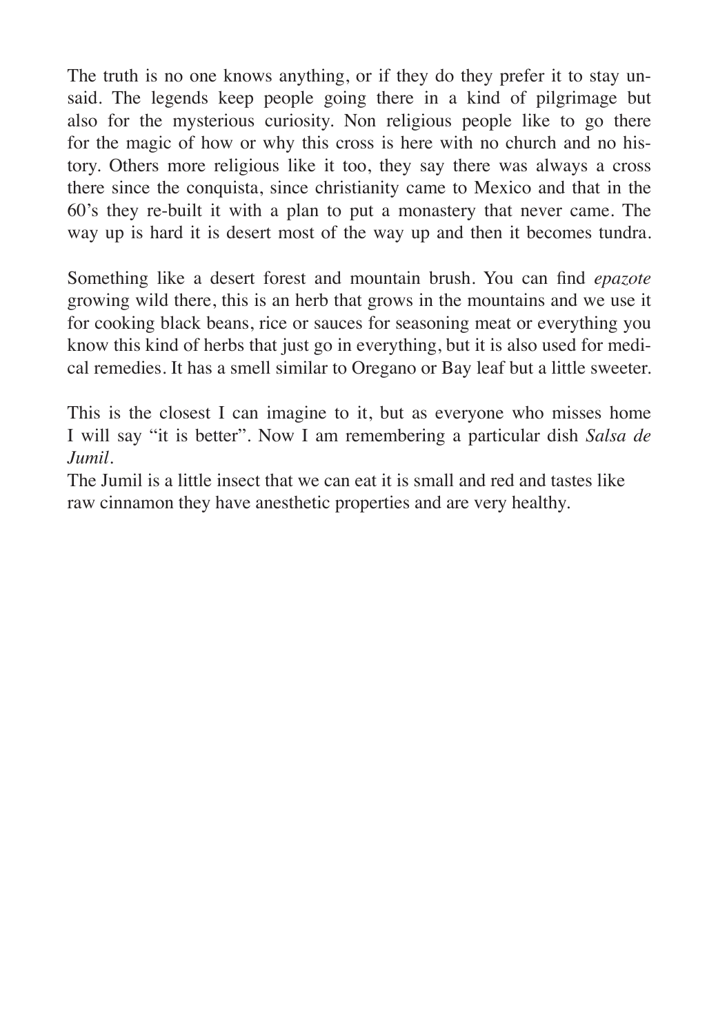The truth is no one knows anything, or if they do they prefer it to stay unsaid. The legends keep people going there in a kind of pilgrimage but also for the mysterious curiosity. Non religious people like to go there for the magic of how or why this cross is here with no church and no history. Others more religious like it too, they say there was always a cross there since the conquista, since christianity came to Mexico and that in the 60's they re-built it with a plan to put a monastery that never came. The way up is hard it is desert most of the way up and then it becomes tundra.

Something like a desert forest and mountain brush. You can find *epazote* growing wild there, this is an herb that grows in the mountains and we use it for cooking black beans, rice or sauces for seasoning meat or everything you know this kind of herbs that just go in everything, but it is also used for medical remedies. It has a smell similar to Oregano or Bay leaf but a little sweeter.

This is the closest I can imagine to it, but as everyone who misses home I will say "it is better". Now I am remembering a particular dish *Salsa de Jumil*.
The Jumil is a little insect that we can eat it is small and red and tastes like raw cinnamon they have anesthetic properties and are very healthy.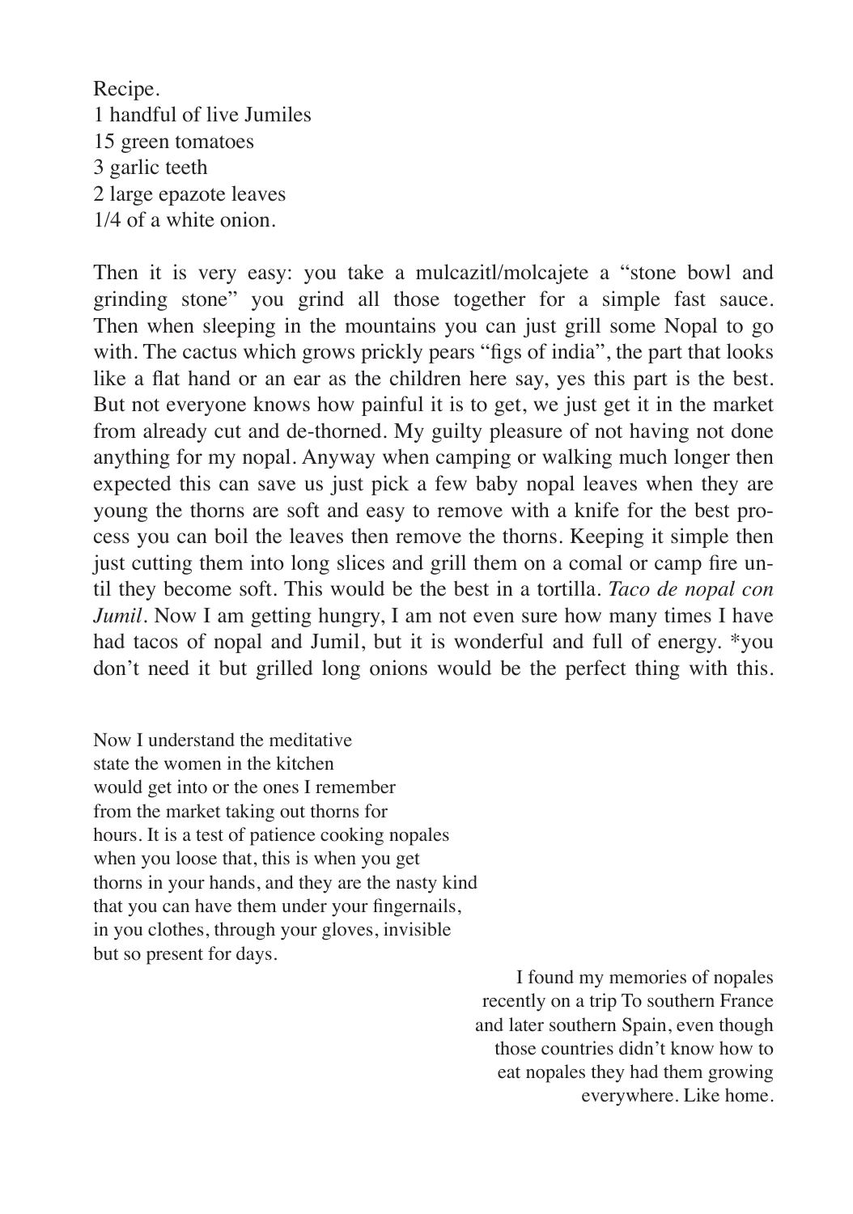Recipe.
1 handful of live Jumiles
15 green tomatoes
3 garlic teeth
2 large epazote leaves
1/4 of a white onion.

Then it is very easy: you take a mulcazitl/molcajete a "stone bowl and grinding stone" you grind all those together for a simple fast sauce. Then when sleeping in the mountains you can just grill some Nopal to go with. The cactus which grows prickly pears "figs of india", the part that looks like a flat hand or an ear as the children here say, yes this part is the best. But not everyone knows how painful it is to get, we just get it in the market from already cut and de-thorned. My guilty pleasure of not having not done anything for my nopal. Anyway when camping or walking much longer then expected this can save us just pick a few baby nopal leaves when they are young the thorns are soft and easy to remove with a knife for the best process you can boil the leaves then remove the thorns. Keeping it simple then just cutting them into long slices and grill them on a comal or camp fire until they become soft. This would be the best in a tortilla. *Taco de nopal con Jumil*. Now I am getting hungry, I am not even sure how many times I have had tacos of nopal and Jumil, but it is wonderful and full of energy. *you don't need it but grilled long onions would be the perfect thing with this.

Now I understand the meditative state the women in the kitchen would get into or the ones I remember from the market taking out thorns for hours. It is a test of patience cooking nopales when you loose that, this is when you get thorns in your hands, and they are the nasty kind that you can have them under your fingernails, in you clothes, through your gloves, invisible but so present for days.

I found my memories of nopales recently on a trip To southern France and later southern Spain, even though those countries didn't know how to eat nopales they had them growing everywhere. Like home.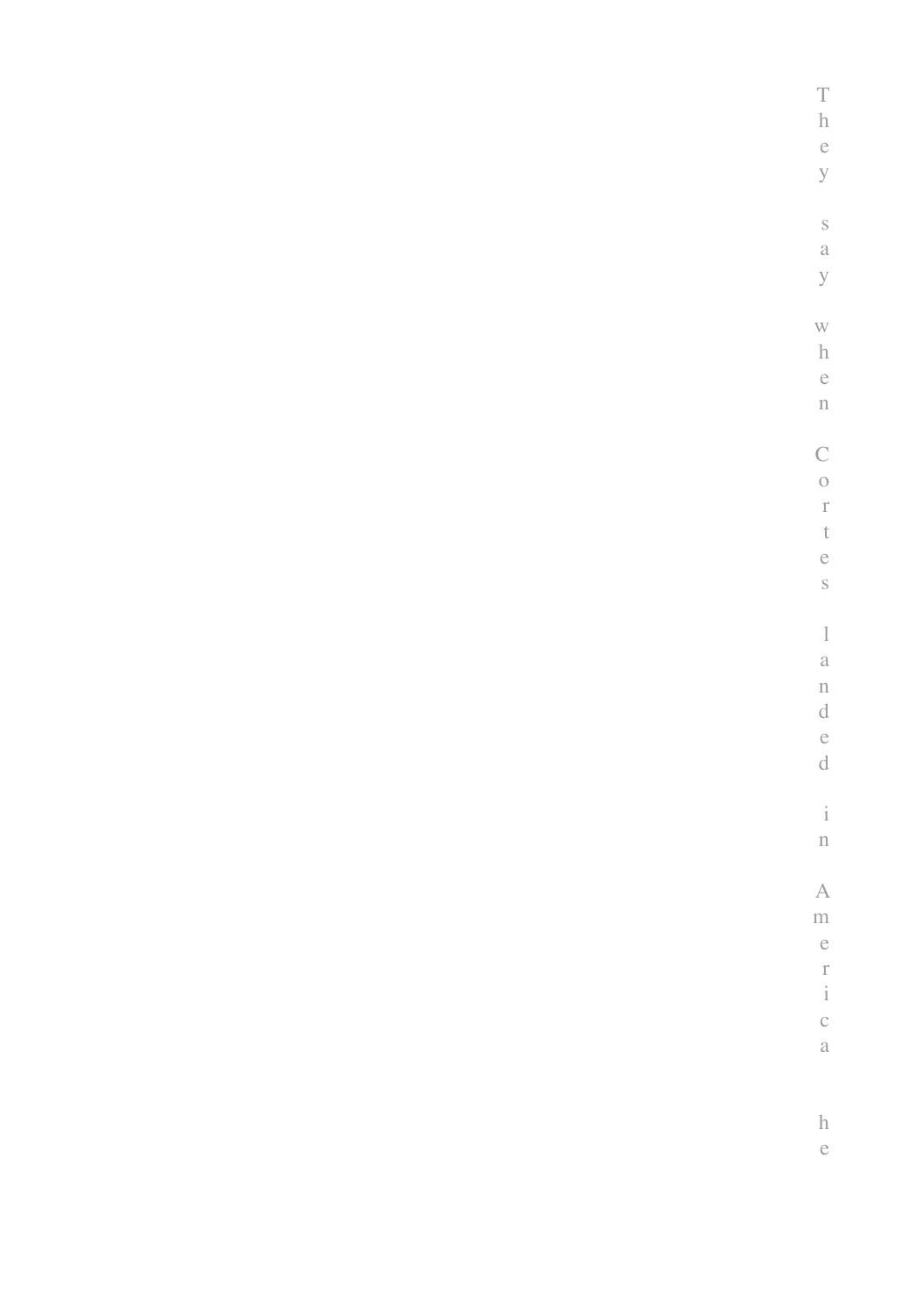They say when Cortes landed in America he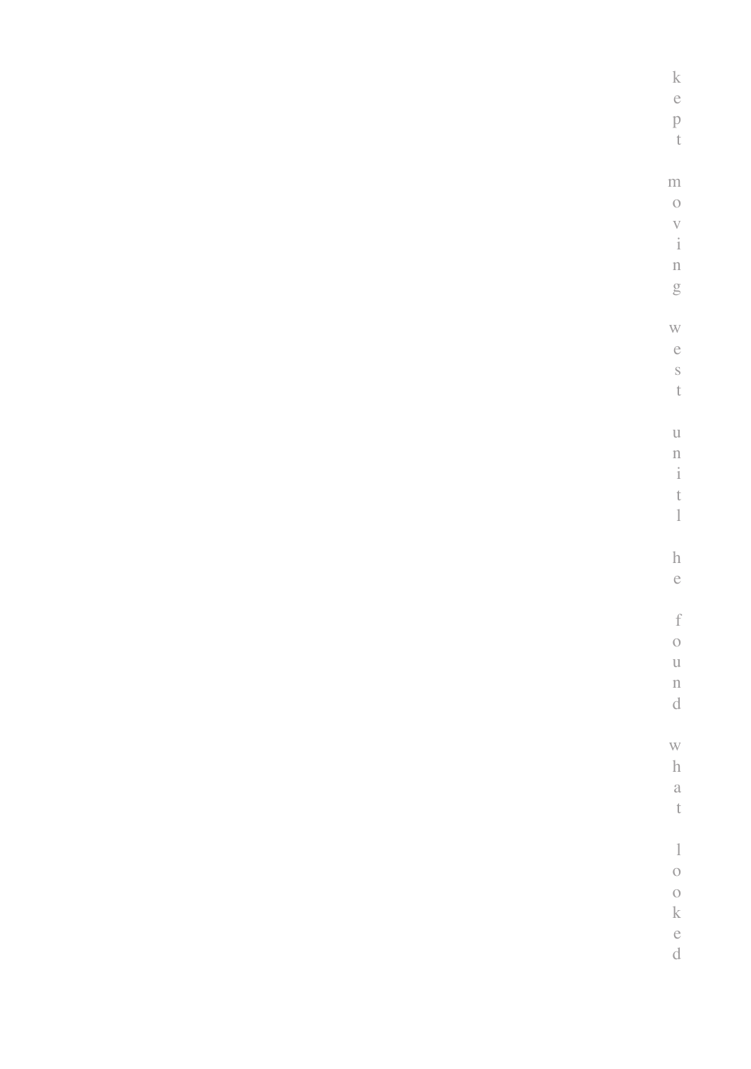kept moving west unitl he found what looked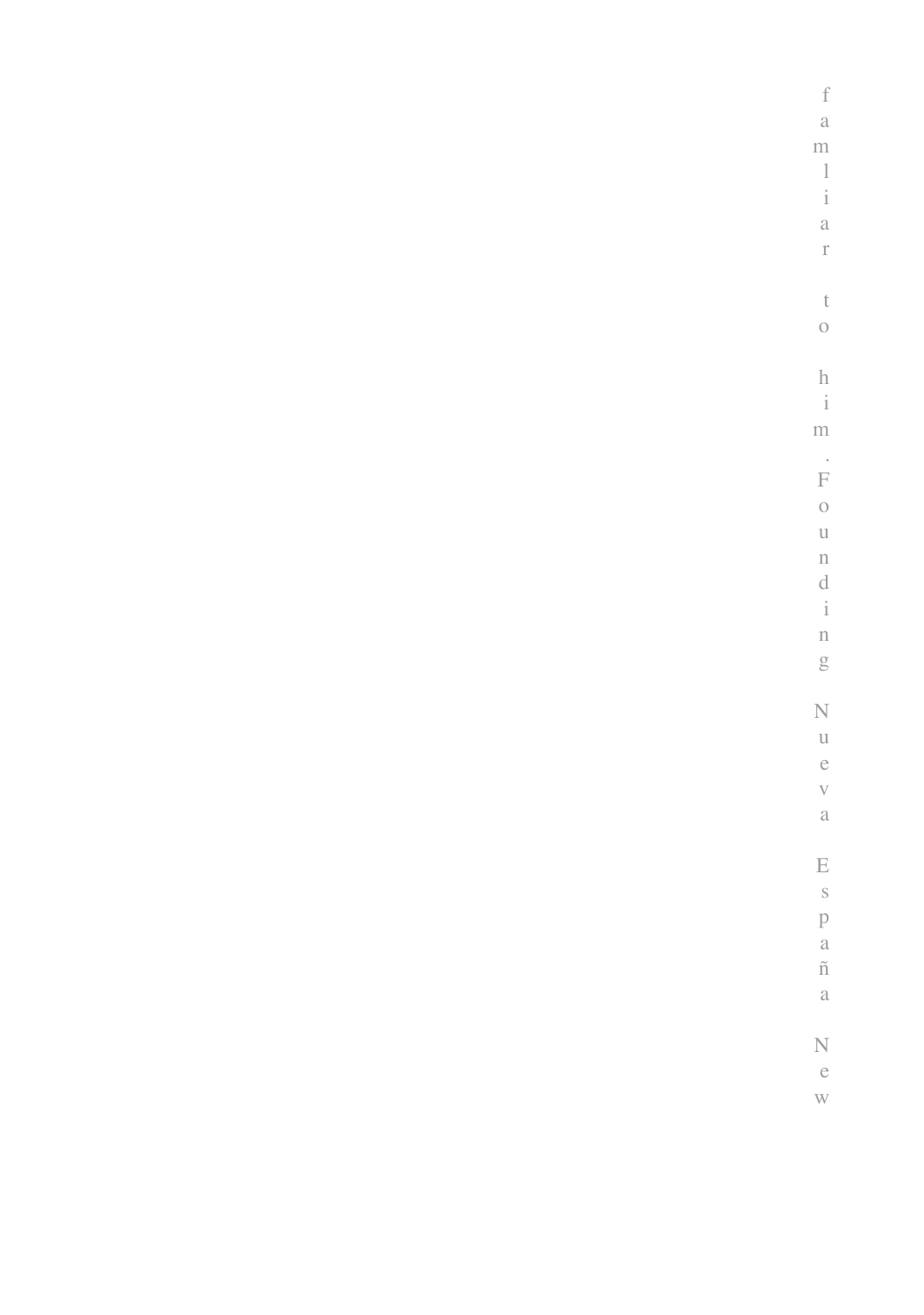familiar to him. Founding Nueva España New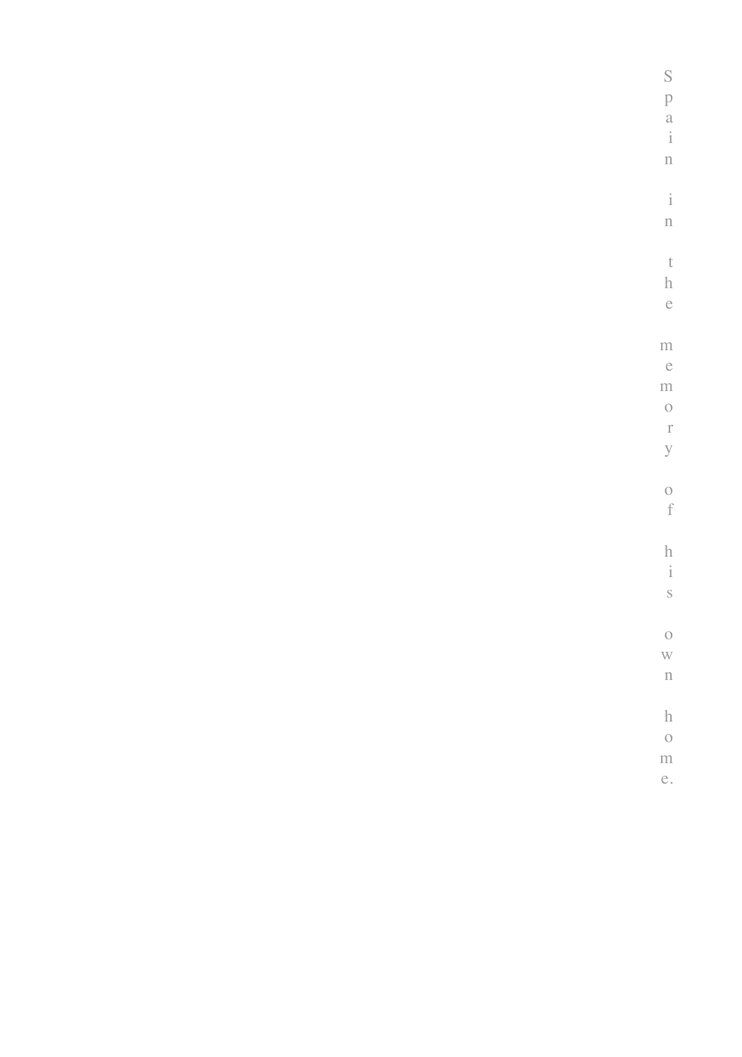Spain in the memory of his own home.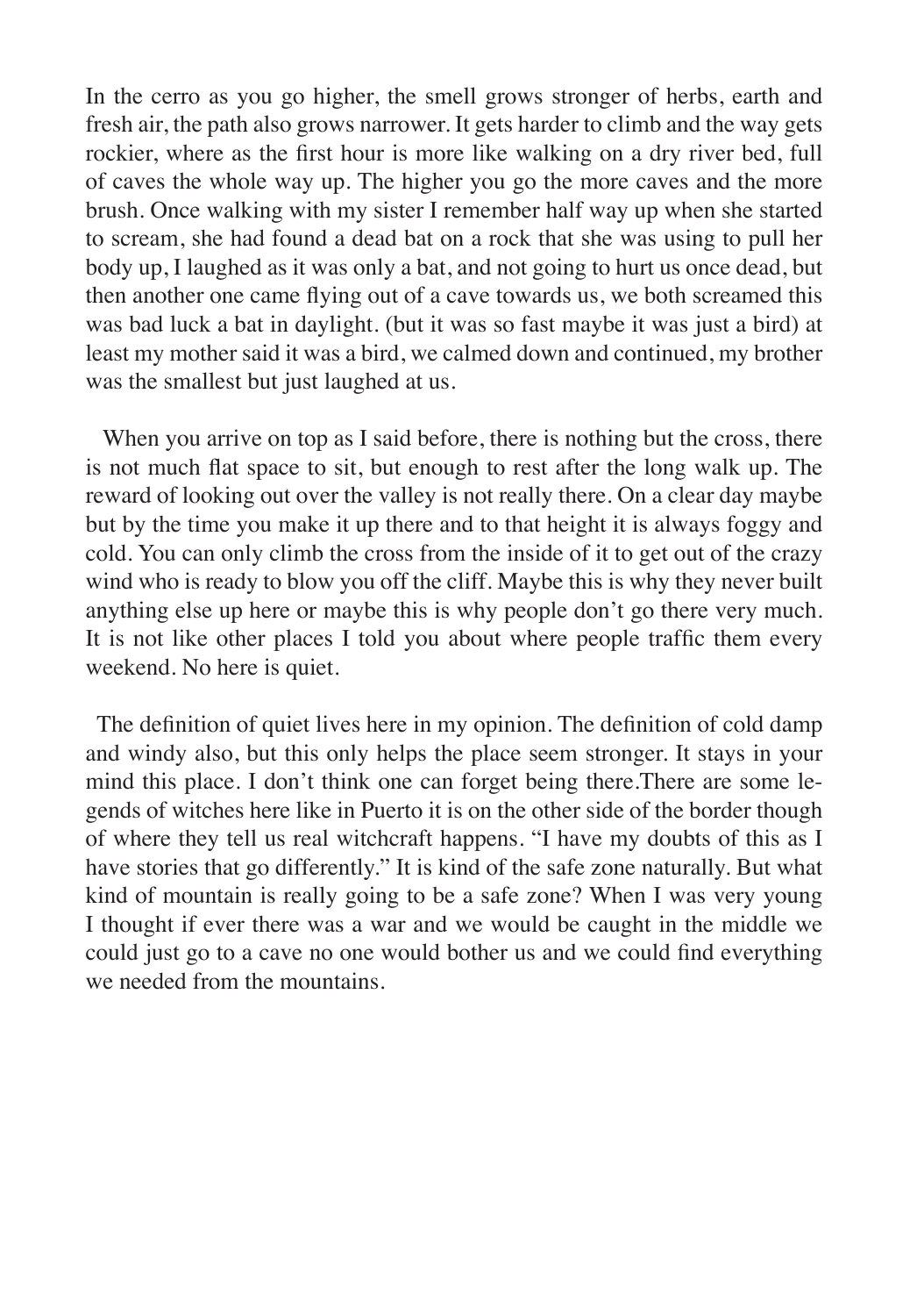In the cerro as you go higher, the smell grows stronger of herbs, earth and fresh air, the path also grows narrower. It gets harder to climb and the way gets rockier, where as the first hour is more like walking on a dry river bed, full of caves the whole way up. The higher you go the more caves and the more brush. Once walking with my sister I remember half way up when she started to scream, she had found a dead bat on a rock that she was using to pull her body up, I laughed as it was only a bat, and not going to hurt us once dead, but then another one came flying out of a cave towards us, we both screamed this was bad luck a bat in daylight. (but it was so fast maybe it was just a bird) at least my mother said it was a bird, we calmed down and continued, my brother was the smallest but just laughed at us.

When you arrive on top as I said before, there is nothing but the cross, there is not much flat space to sit, but enough to rest after the long walk up. The reward of looking out over the valley is not really there. On a clear day maybe but by the time you make it up there and to that height it is always foggy and cold. You can only climb the cross from the inside of it to get out of the crazy wind who is ready to blow you off the cliff. Maybe this is why they never built anything else up here or maybe this is why people don't go there very much. It is not like other places I told you about where people traffic them every weekend. No here is quiet.

The definition of quiet lives here in my opinion. The definition of cold damp and windy also, but this only helps the place seem stronger. It stays in your mind this place. I don't think one can forget being there.There are some legends of witches here like in Puerto it is on the other side of the border though of where they tell us real witchcraft happens. "I have my doubts of this as I have stories that go differently." It is kind of the safe zone naturally. But what kind of mountain is really going to be a safe zone? When I was very young I thought if ever there was a war and we would be caught in the middle we could just go to a cave no one would bother us and we could find everything we needed from the mountains.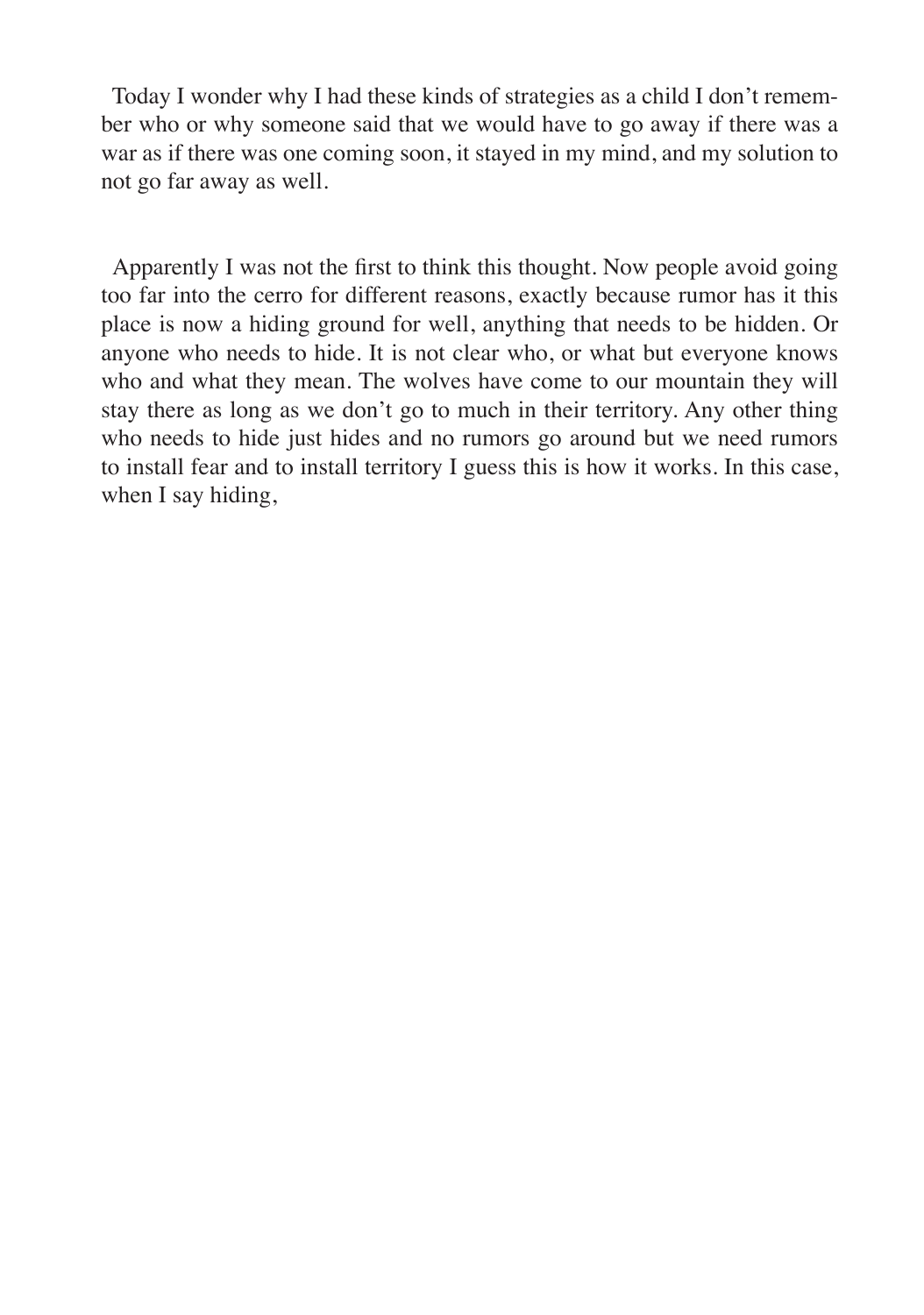Today I wonder why I had these kinds of strategies as a child I don't remember who or why someone said that we would have to go away if there was a war as if there was one coming soon, it stayed in my mind, and my solution to not go far away as well.

Apparently I was not the first to think this thought. Now people avoid going too far into the cerro for different reasons, exactly because rumor has it this place is now a hiding ground for well, anything that needs to be hidden. Or anyone who needs to hide. It is not clear who, or what but everyone knows who and what they mean. The wolves have come to our mountain they will stay there as long as we don't go to much in their territory. Any other thing who needs to hide just hides and no rumors go around but we need rumors to install fear and to install territory I guess this is how it works. In this case, when I say hiding,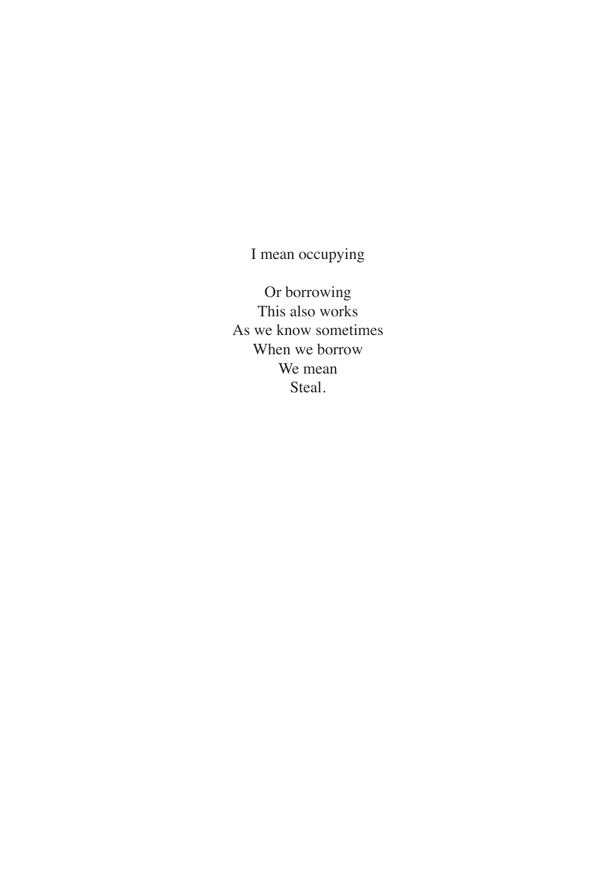I mean occupying

Or borrowing  
This also works  
As we know sometimes  
When we borrow  
We mean  
Steal.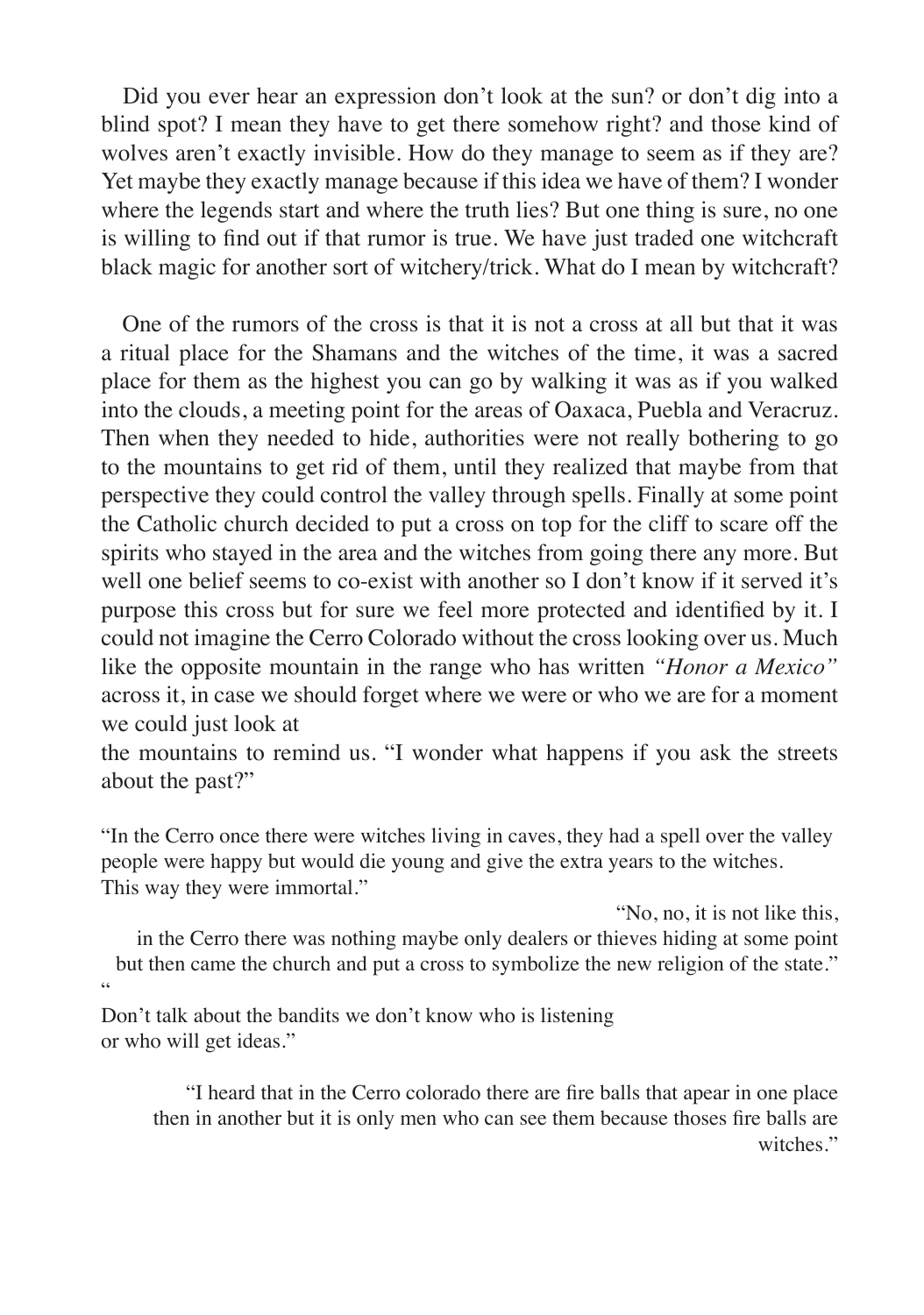Did you ever hear an expression don't look at the sun? or don't dig into a blind spot? I mean they have to get there somehow right? and those kind of wolves aren't exactly invisible. How do they manage to seem as if they are? Yet maybe they exactly manage because if this idea we have of them? I wonder where the legends start and where the truth lies? But one thing is sure, no one is willing to find out if that rumor is true. We have just traded one witchcraft black magic for another sort of witchery/trick. What do I mean by witchcraft?

One of the rumors of the cross is that it is not a cross at all but that it was a ritual place for the Shamans and the witches of the time, it was a sacred place for them as the highest you can go by walking it was as if you walked into the clouds, a meeting point for the areas of Oaxaca, Puebla and Veracruz. Then when they needed to hide, authorities were not really bothering to go to the mountains to get rid of them, until they realized that maybe from that perspective they could control the valley through spells. Finally at some point the Catholic church decided to put a cross on top for the cliff to scare off the spirits who stayed in the area and the witches from going there any more. But well one belief seems to co-exist with another so I don't know if it served it's purpose this cross but for sure we feel more protected and identified by it. I could not imagine the Cerro Colorado without the cross looking over us. Much like the opposite mountain in the range who has written *"Honor a Mexico"* across it, in case we should forget where we were or who we are for a moment we could just look at

the mountains to remind us. "I wonder what happens if you ask the streets about the past?"

"In the Cerro once there were witches living in caves, they had a spell over the valley people were happy but would die young and give the extra years to the witches. This way they were immortal."

"No, no, it is not like this, in the Cerro there was nothing maybe only dealers or thieves hiding at some point but then came the church and put a cross to symbolize the new religion of the state."

"

Don't talk about the bandits we don't know who is listening or who will get ideas."

"I heard that in the Cerro colorado there are fire balls that apear in one place then in another but it is only men who can see them because thoses fire balls are witches."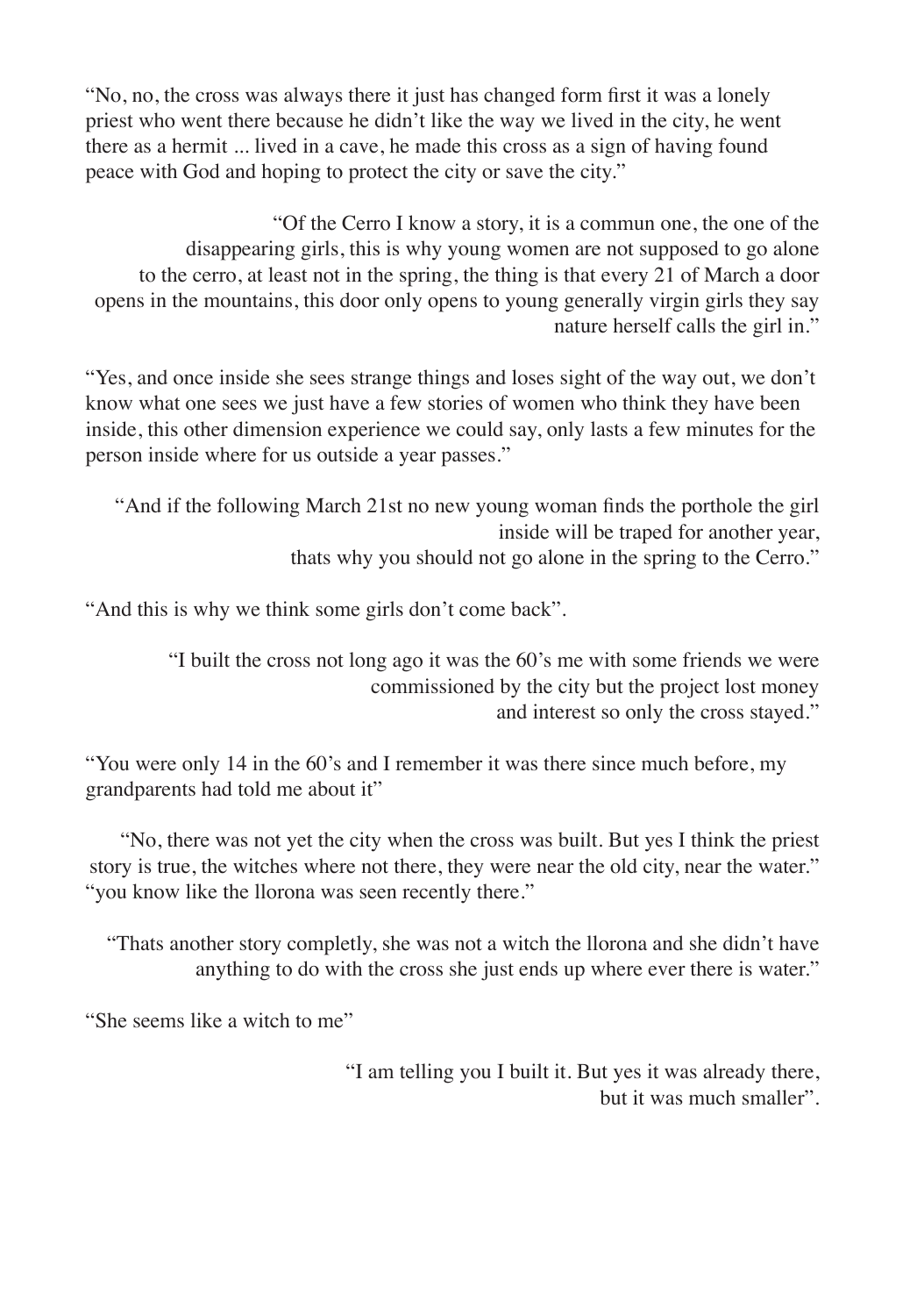"No, no, the cross was always there it just has changed form first it was a lonely priest who went there because he didn't like the way we lived in the city, he went there as a hermit ... lived in a cave, he made this cross as a sign of having found peace with God and hoping to protect the city or save the city."

"Of the Cerro I know a story, it is a commun one, the one of the disappearing girls, this is why young women are not supposed to go alone to the cerro, at least not in the spring, the thing is that every 21 of March a door opens in the mountains, this door only opens to young generally virgin girls they say nature herself calls the girl in."

"Yes, and once inside she sees strange things and loses sight of the way out, we don't know what one sees we just have a few stories of women who think they have been inside, this other dimension experience we could say, only lasts a few minutes for the person inside where for us outside a year passes."

"And if the following March 21st no new young woman finds the porthole the girl inside will be traped for another year, thats why you should not go alone in the spring to the Cerro."

"And this is why we think some girls don't come back".

"I built the cross not long ago it was the 60's me with some friends we were commissioned by the city but the project lost money and interest so only the cross stayed."

"You were only 14 in the 60's and I remember it was there since much before, my grandparents had told me about it"

"No, there was not yet the city when the cross was built. But yes I think the priest story is true, the witches where not there, they were near the old city, near the water."
"you know like the llorona was seen recently there."

"Thats another story completly, she was not a witch the llorona and she didn't have anything to do with the cross she just ends up where ever there is water."

"She seems like a witch to me"

"I am telling you I built it. But yes it was already there, but it was much smaller".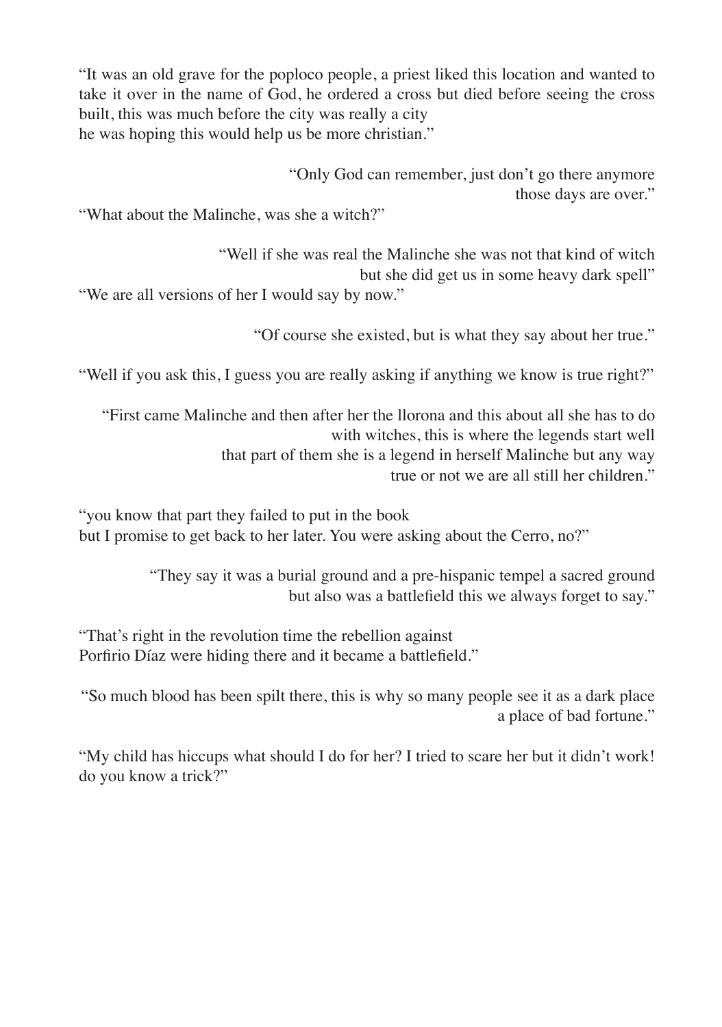"It was an old grave for the poploco people, a priest liked this location and wanted to take it over in the name of God, he ordered a cross but died before seeing the cross built, this was much before the city was really a city
he was hoping this would help us be more christian."

"Only God can remember, just don't go there anymore
those days are over."

"What about the Malinche, was she a witch?"

"Well if she was real the Malinche she was not that kind of witch
but she did get us in some heavy dark spell"

"We are all versions of her I would say by now."

"Of course she existed, but is what they say about her true."

"Well if you ask this, I guess you are really asking if anything we know is true right?"

"First came Malinche and then after her the llorona and this about all she has to do
with witches, this is where the legends start well
that part of them she is a legend in herself Malinche but any way
true or not we are all still her children."

"you know that part they failed to put in the book
but I promise to get back to her later. You were asking about the Cerro, no?"

"They say it was a burial ground and a pre-hispanic tempel a sacred ground
but also was a battlefield this we always forget to say."

"That's right in the revolution time the rebellion against
Porfirio Díaz were hiding there and it became a battlefield."

"So much blood has been spilt there, this is why so many people see it as a dark place
a place of bad fortune."

"My child has hiccups what should I do for her? I tried to scare her but it didn't work!
do you know a trick?"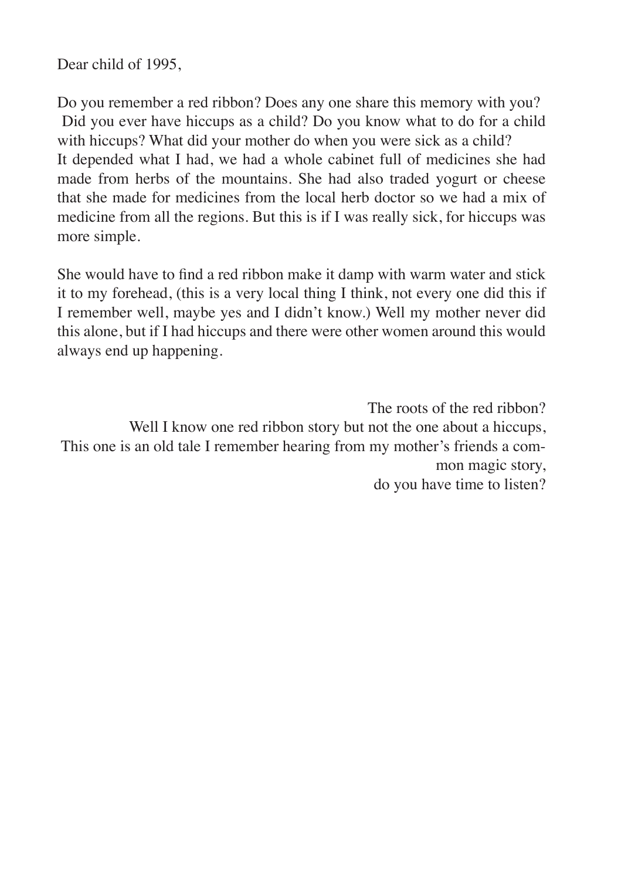Dear child of 1995,

Do you remember a red ribbon? Does any one share this memory with you?
Did you ever have hiccups as a child? Do you know what to do for a child with hiccups? What did your mother do when you were sick as a child?
It depended what I had, we had a whole cabinet full of medicines she had made from herbs of the mountains. She had also traded yogurt or cheese that she made for medicines from the local herb doctor so we had a mix of medicine from all the regions. But this is if I was really sick, for hiccups was more simple.

She would have to find a red ribbon make it damp with warm water and stick it to my forehead, (this is a very local thing I think, not every one did this if I remember well, maybe yes and I didn't know.) Well my mother never did this alone, but if I had hiccups and there were other women around this would always end up happening.

The roots of the red ribbon?
Well I know one red ribbon story but not the one about a hiccups,
This one is an old tale I remember hearing from my mother's friends a common magic story,
do you have time to listen?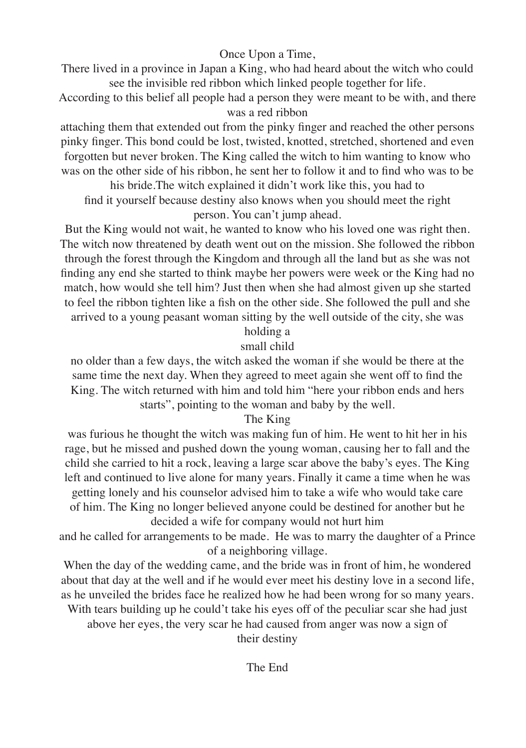Once Upon a Time,

There lived in a province in Japan a King, who had heard about the witch who could see the invisible red ribbon which linked people together for life. According to this belief all people had a person they were meant to be with, and there was a red ribbon attaching them that extended out from the pinky finger and reached the other persons pinky finger. This bond could be lost, twisted, knotted, stretched, shortened and even forgotten but never broken. The King called the witch to him wanting to know who was on the other side of his ribbon, he sent her to follow it and to find who was to be his bride.The witch explained it didn't work like this, you had to find it yourself because destiny also knows when you should meet the right person. You can't jump ahead.

But the King would not wait, he wanted to know who his loved one was right then. The witch now threatened by death went out on the mission. She followed the ribbon through the forest through the Kingdom and through all the land but as she was not finding any end she started to think maybe her powers were week or the King had no match, how would she tell him? Just then when she had almost given up she started to feel the ribbon tighten like a fish on the other side. She followed the pull and she arrived to a young peasant woman sitting by the well outside of the city, she was holding a small child no older than a few days, the witch asked the woman if she would be there at the same time the next day. When they agreed to meet again she went off to find the King. The witch returned with him and told him "here your ribbon ends and hers starts", pointing to the woman and baby by the well.

The King was furious he thought the witch was making fun of him. He went to hit her in his rage, but he missed and pushed down the young woman, causing her to fall and the child she carried to hit a rock, leaving a large scar above the baby's eyes. The King left and continued to live alone for many years. Finally it came a time when he was getting lonely and his counselor advised him to take a wife who would take care of him. The King no longer believed anyone could be destined for another but he decided a wife for company would not hurt him and he called for arrangements to be made. He was to marry the daughter of a Prince of a neighboring village.

When the day of the wedding came, and the bride was in front of him, he wondered about that day at the well and if he would ever meet his destiny love in a second life, as he unveiled the brides face he realized how he had been wrong for so many years. With tears building up he could't take his eyes off of the peculiar scar she had just above her eyes, the very scar he had caused from anger was now a sign of their destiny

The End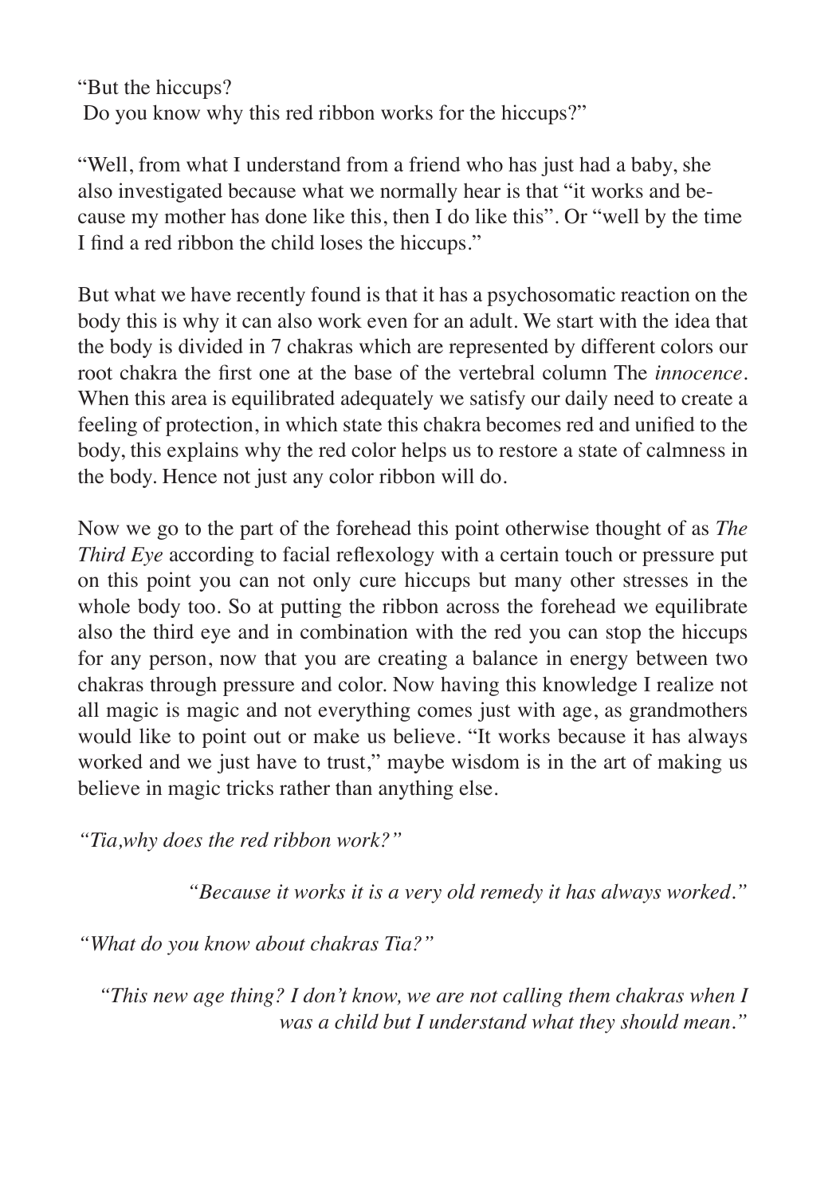"But the hiccups?
Do you know why this red ribbon works for the hiccups?"

"Well, from what I understand from a friend who has just had a baby, she also investigated because what we normally hear is that "it works and because my mother has done like this, then I do like this". Or "well by the time I find a red ribbon the child loses the hiccups."

But what we have recently found is that it has a psychosomatic reaction on the body this is why it can also work even for an adult. We start with the idea that the body is divided in 7 chakras which are represented by different colors our root chakra the first one at the base of the vertebral column The *innocence*. When this area is equilibrated adequately we satisfy our daily need to create a feeling of protection, in which state this chakra becomes red and unified to the body, this explains why the red color helps us to restore a state of calmness in the body. Hence not just any color ribbon will do.

Now we go to the part of the forehead this point otherwise thought of as *The Third Eye* according to facial reflexology with a certain touch or pressure put on this point you can not only cure hiccups but many other stresses in the whole body too. So at putting the ribbon across the forehead we equilibrate also the third eye and in combination with the red you can stop the hiccups for any person, now that you are creating a balance in energy between two chakras through pressure and color. Now having this knowledge I realize not all magic is magic and not everything comes just with age, as grandmothers would like to point out or make us believe. "It works because it has always worked and we just have to trust," maybe wisdom is in the art of making us believe in magic tricks rather than anything else.

*"Tia,why does the red ribbon work?"*

*"Because it works it is a very old remedy it has always worked."*

*"What do you know about chakras Tia?"*

*"This new age thing? I don't know, we are not calling them chakras when I was a child but I understand what they should mean."*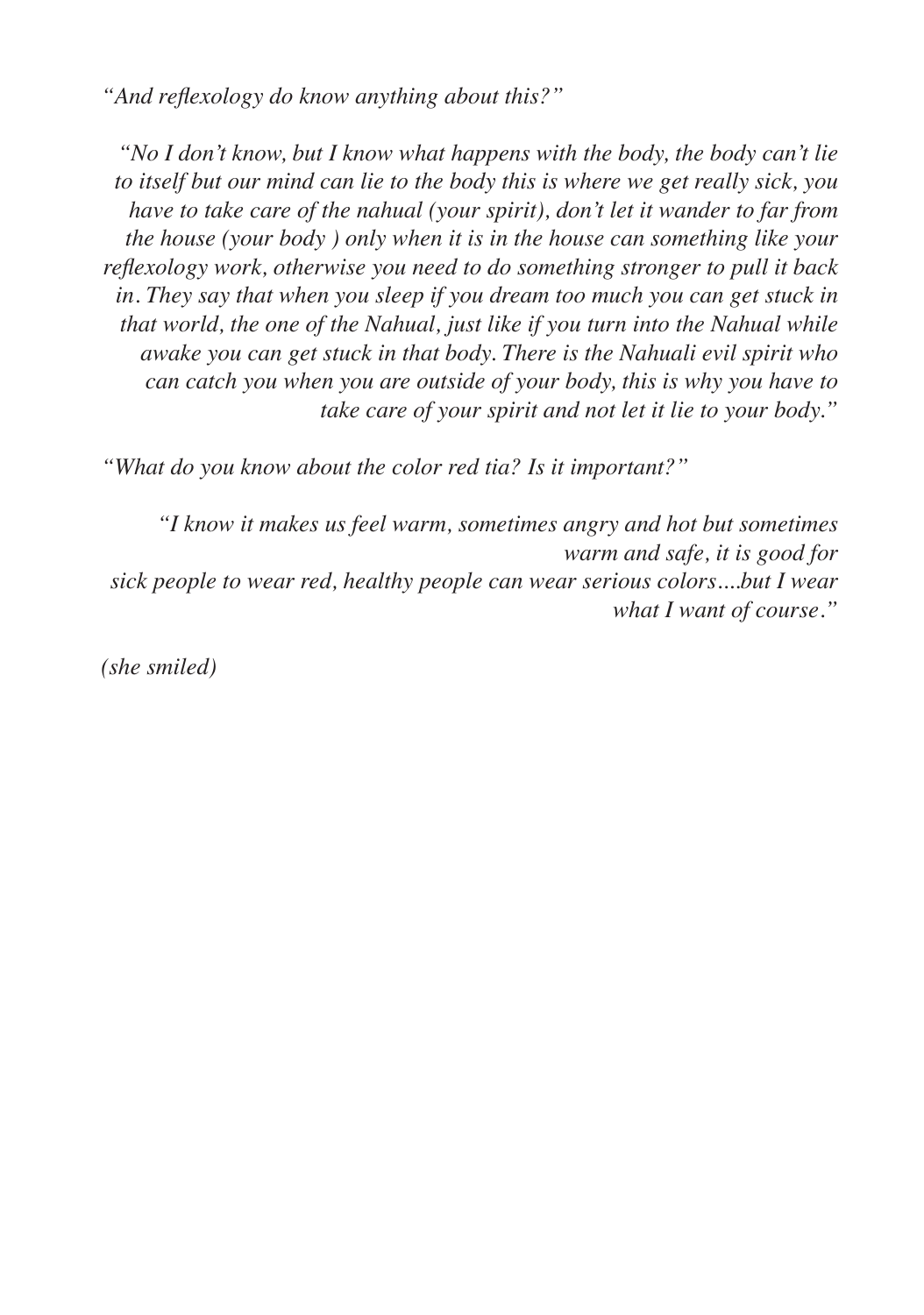*"And reflexology do know anything about this?"*

*"No I don't know, but I know what happens with the body, the body can't lie to itself but our mind can lie to the body this is where we get really sick, you have to take care of the nahual (your spirit), don't let it wander to far from the house (your body ) only when it is in the house can something like your reflexology work, otherwise you need to do something stronger to pull it back in. They say that when you sleep if you dream too much you can get stuck in that world, the one of the Nahual, just like if you turn into the Nahual while awake you can get stuck in that body. There is the Nahuali evil spirit who can catch you when you are outside of your body, this is why you have to take care of your spirit and not let it lie to your body."*

*"What do you know about the color red tia? Is it important?"*

*"I know it makes us feel warm, sometimes angry and hot but sometimes warm and safe, it is good for sick people to wear red, healthy people can wear serious colors....but I wear what I want of course."*

*(she smiled)*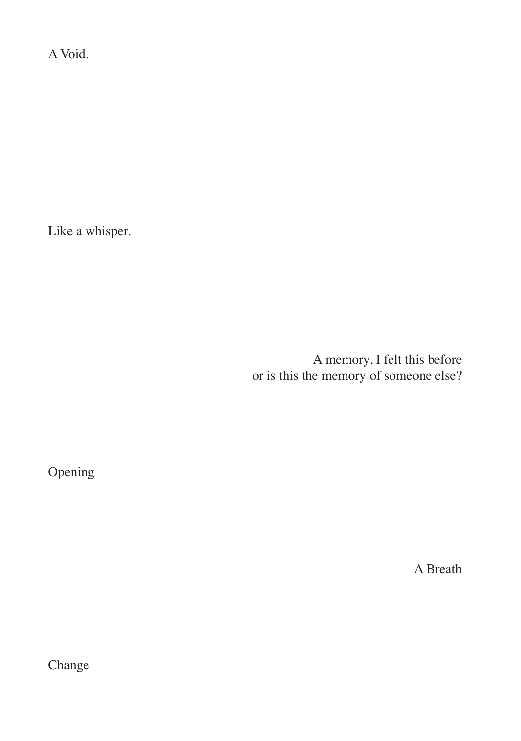A Void.

Like a whisper,

A memory, I felt this before
or is this the memory of someone else?

Opening

A Breath

Change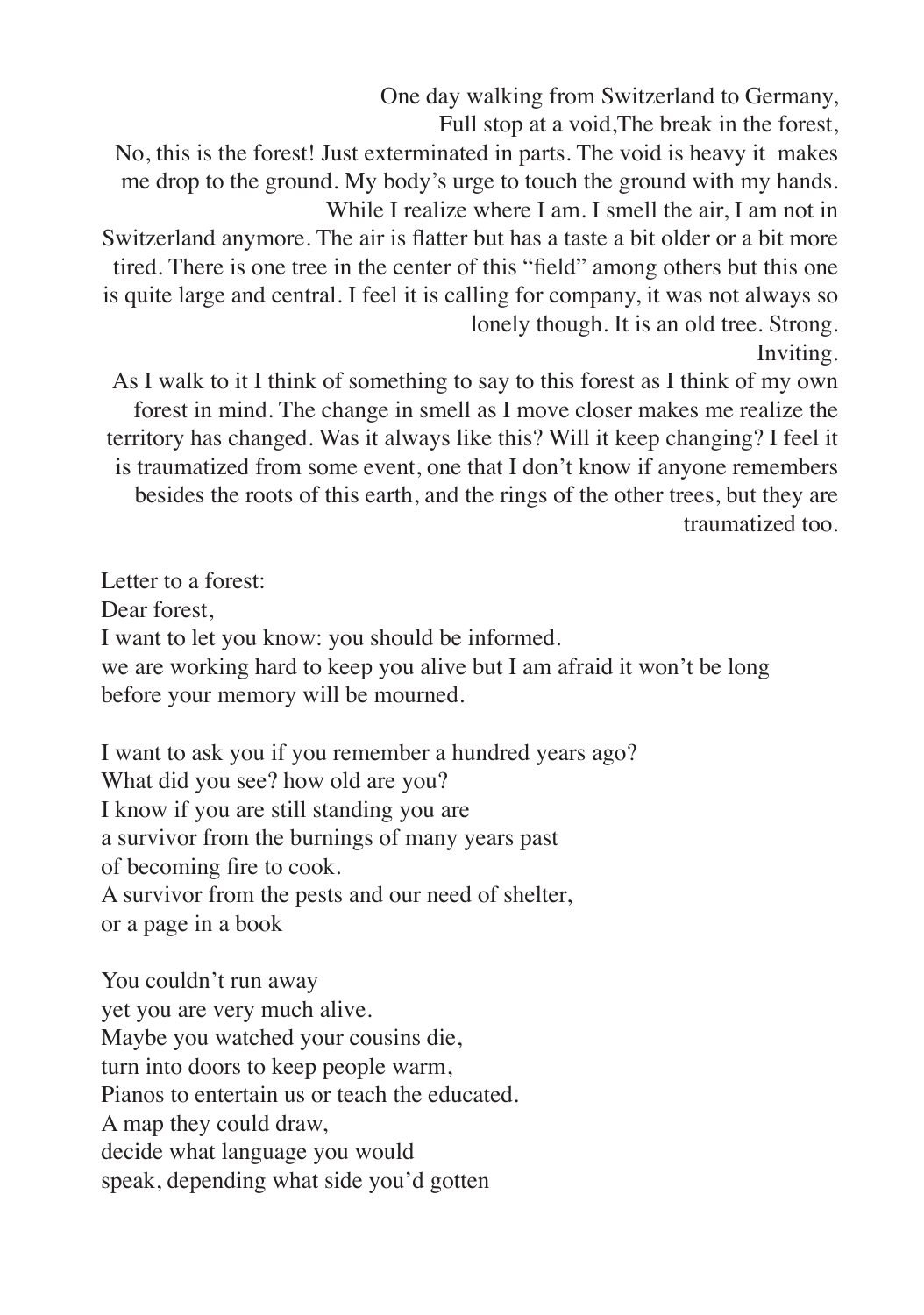One day walking from Switzerland to Germany,
Full stop at a void,The break in the forest,
No, this is the forest! Just exterminated in parts. The void is heavy it makes me drop to the ground. My body's urge to touch the ground with my hands. While I realize where I am. I smell the air, I am not in Switzerland anymore. The air is flatter but has a taste a bit older or a bit more tired. There is one tree in the center of this "field" among others but this one is quite large and central. I feel it is calling for company, it was not always so lonely though. It is an old tree. Strong.
Inviting.
As I walk to it I think of something to say to this forest as I think of my own forest in mind. The change in smell as I move closer makes me realize the territory has changed. Was it always like this? Will it keep changing? I feel it is traumatized from some event, one that I don't know if anyone remembers besides the roots of this earth, and the rings of the other trees, but they are traumatized too.

Letter to a forest:
Dear forest,
I want to let you know: you should be informed.
we are working hard to keep you alive but I am afraid it won't be long before your memory will be mourned.

I want to ask you if you remember a hundred years ago?
What did you see? how old are you?
I know if you are still standing you are
a survivor from the burnings of many years past
of becoming fire to cook.
A survivor from the pests and our need of shelter,
or a page in a book

You couldn't run away
yet you are very much alive.
Maybe you watched your cousins die,
turn into doors to keep people warm,
Pianos to entertain us or teach the educated.
A map they could draw,
decide what language you would
speak, depending what side you'd gotten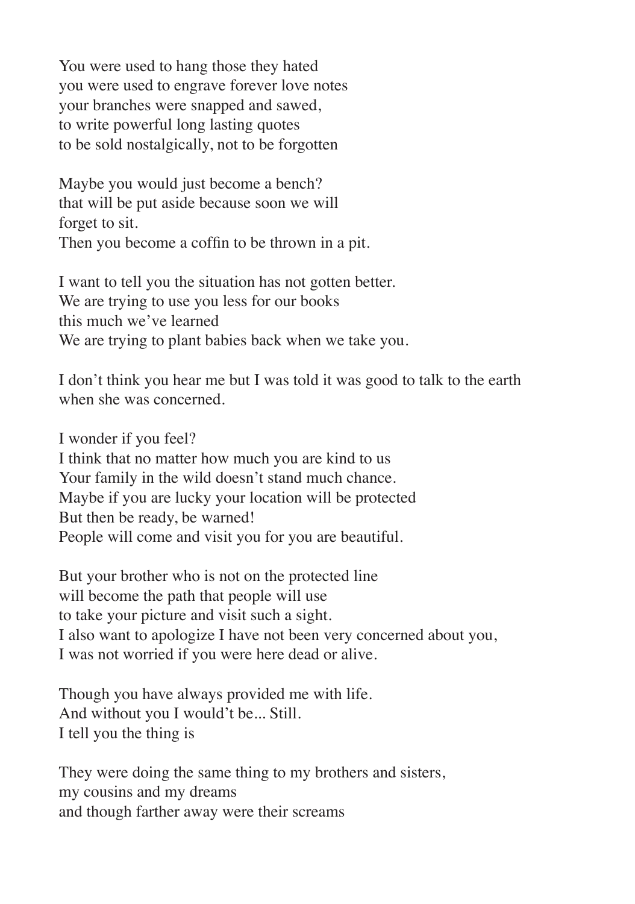You were used to hang those they hated
you were used to engrave forever love notes
your branches were snapped and sawed,
to write powerful long lasting quotes
to be sold nostalgically, not to be forgotten

Maybe you would just become a bench?
that will be put aside because soon we will
forget to sit.
Then you become a coffin to be thrown in a pit.

I want to tell you the situation has not gotten better.
We are trying to use you less for our books
this much we've learned
We are trying to plant babies back when we take you.

I don't think you hear me but I was told it was good to talk to the earth
when she was concerned.

I wonder if you feel?
I think that no matter how much you are kind to us
Your family in the wild doesn't stand much chance.
Maybe if you are lucky your location will be protected
But then be ready, be warned!
People will come and visit you for you are beautiful.

But your brother who is not on the protected line
will become the path that people will use
to take your picture and visit such a sight.
I also want to apologize I have not been very concerned about you,
I was not worried if you were here dead or alive.

Though you have always provided me with life.
And without you I would't be... Still.
I tell you the thing is

They were doing the same thing to my brothers and sisters,
my cousins and my dreams
and though farther away were their screams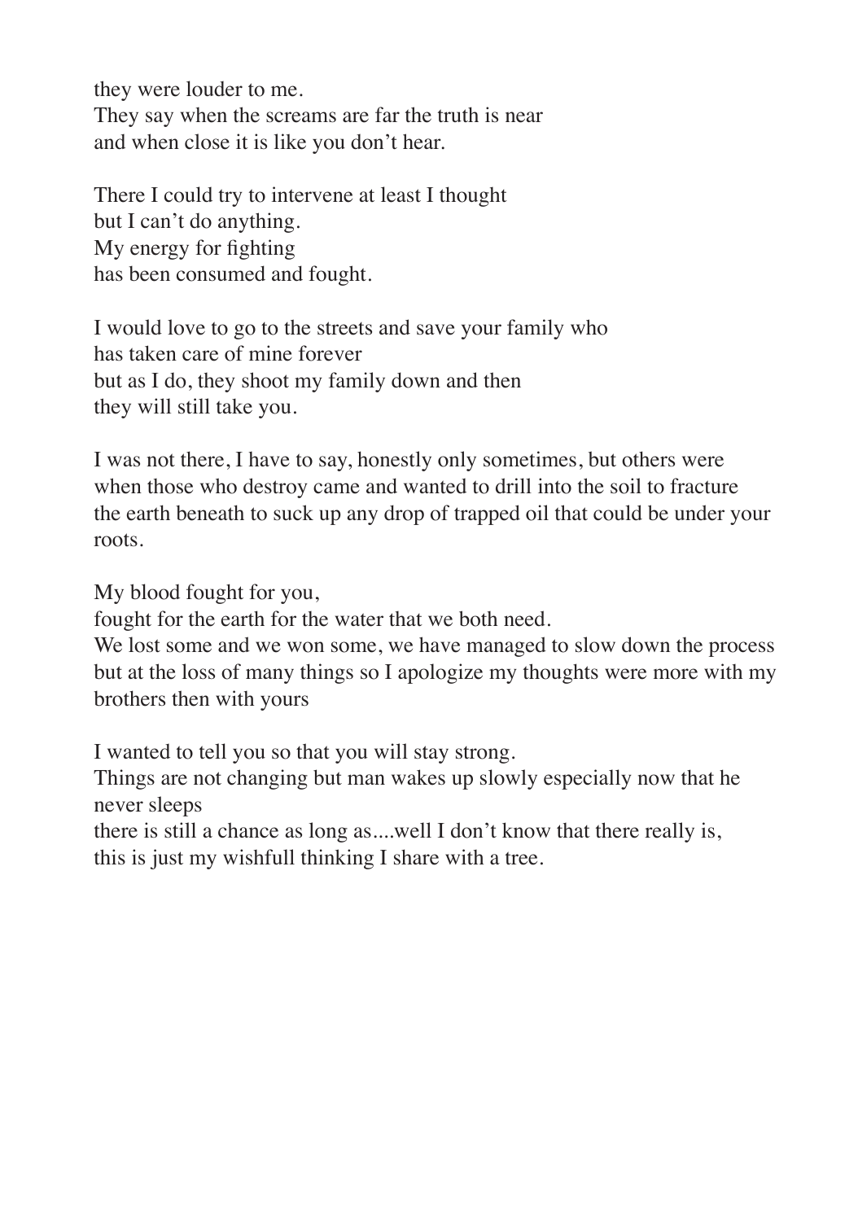they were louder to me.  
They say when the screams are far the truth is near  
and when close it is like you don't hear.

There I could try to intervene at least I thought  
but I can't do anything.  
My energy for fighting  
has been consumed and fought.

I would love to go to the streets and save your family who  
has taken care of mine forever  
but as I do, they shoot my family down and then  
they will still take you.

I was not there, I have to say, honestly only sometimes, but others were when those who destroy came and wanted to drill into the soil to fracture the earth beneath to suck up any drop of trapped oil that could be under your roots.

My blood fought for you,  
fought for the earth for the water that we both need.  
We lost some and we won some, we have managed to slow down the process but at the loss of many things so I apologize my thoughts were more with my brothers then with yours

I wanted to tell you so that you will stay strong.  
Things are not changing but man wakes up slowly especially now that he never sleeps  
there is still a chance as long as....well I don't know that there really is,  
this is just my wishfull thinking I share with a tree.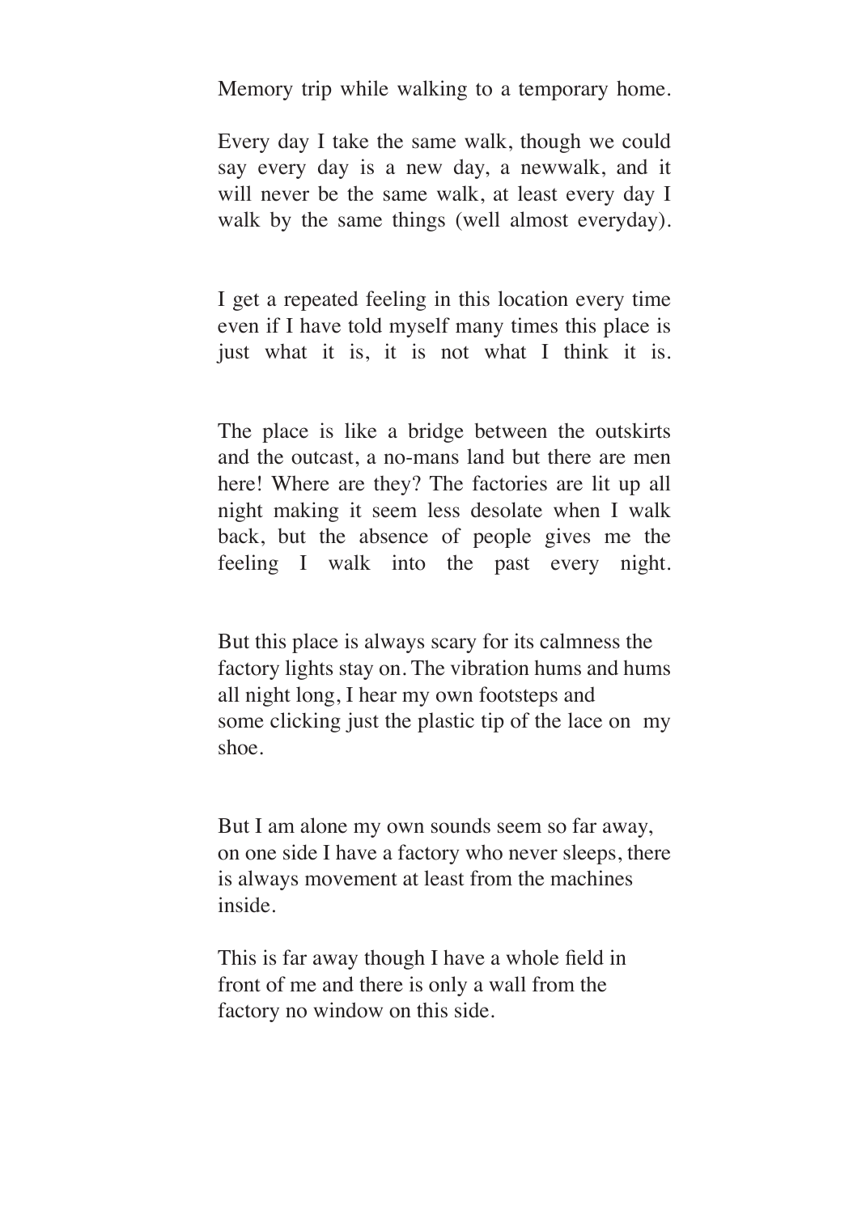Memory trip while walking to a temporary home.

Every day I take the same walk, though we could say every day is a new day, a newwalk, and it will never be the same walk, at least every day I walk by the same things (well almost everyday).

I get a repeated feeling in this location every time even if I have told myself many times this place is just what it is, it is not what I think it is.

The place is like a bridge between the outskirts and the outcast, a no-mans land but there are men here! Where are they? The factories are lit up all night making it seem less desolate when I walk back, but the absence of people gives me the feeling I walk into the past every night.

But this place is always scary for its calmness the factory lights stay on. The vibration hums and hums all night long, I hear my own footsteps and some clicking just the plastic tip of the lace on my shoe.

But I am alone my own sounds seem so far away, on one side I have a factory who never sleeps, there is always movement at least from the machines inside.

This is far away though I have a whole field in front of me and there is only a wall from the factory no window on this side.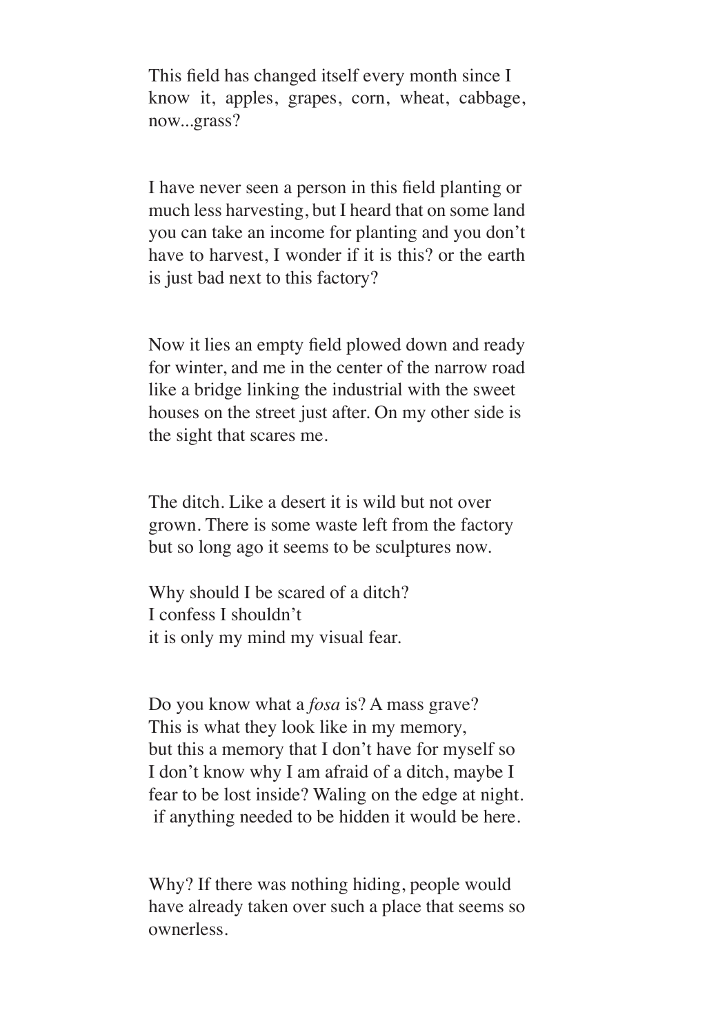This field has changed itself every month since I know it, apples, grapes, corn, wheat, cabbage, now...grass?

I have never seen a person in this field planting or much less harvesting, but I heard that on some land you can take an income for planting and you don't have to harvest, I wonder if it is this? or the earth is just bad next to this factory?

Now it lies an empty field plowed down and ready for winter, and me in the center of the narrow road like a bridge linking the industrial with the sweet houses on the street just after. On my other side is the sight that scares me.

The ditch. Like a desert it is wild but not over grown. There is some waste left from the factory but so long ago it seems to be sculptures now.

Why should I be scared of a ditch?  
I confess I shouldn't  
it is only my mind my visual fear.

Do you know what a *fosa* is? A mass grave?  
This is what they look like in my memory,  
but this a memory that I don't have for myself so  
I don't know why I am afraid of a ditch, maybe I  
fear to be lost inside? Waling on the edge at night.  
if anything needed to be hidden it would be here.

Why? If there was nothing hiding, people would have already taken over such a place that seems so ownerless.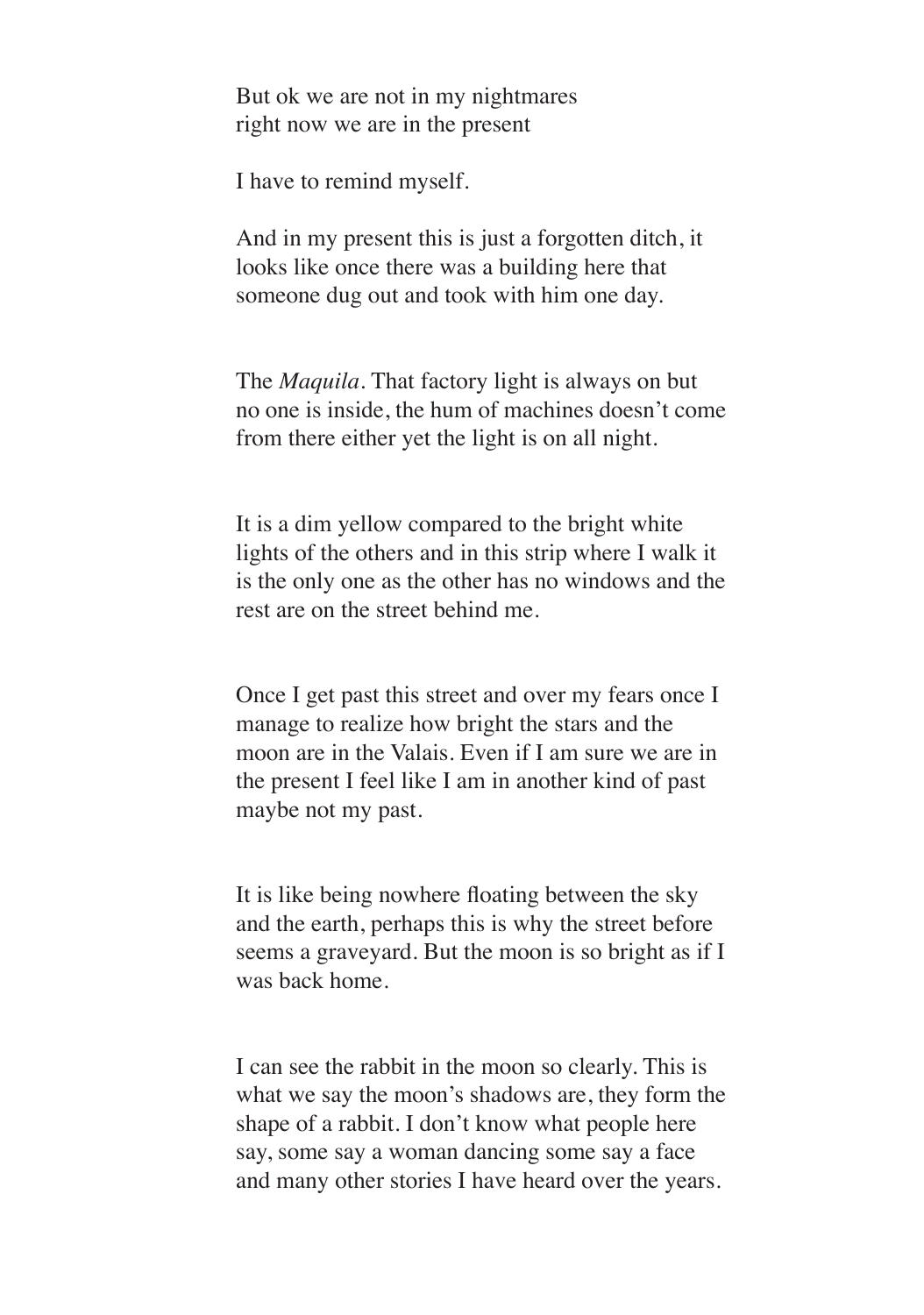But ok we are not in my nightmares
right now we are in the present

I have to remind myself.

And in my present this is just a forgotten ditch, it looks like once there was a building here that someone dug out and took with him one day.

The *Maquila*. That factory light is always on but no one is inside, the hum of machines doesn't come from there either yet the light is on all night.

It is a dim yellow compared to the bright white lights of the others and in this strip where I walk it is the only one as the other has no windows and the rest are on the street behind me.

Once I get past this street and over my fears once I manage to realize how bright the stars and the moon are in the Valais. Even if I am sure we are in the present I feel like I am in another kind of past maybe not my past.

It is like being nowhere floating between the sky and the earth, perhaps this is why the street before seems a graveyard. But the moon is so bright as if I was back home.

I can see the rabbit in the moon so clearly. This is what we say the moon's shadows are, they form the shape of a rabbit. I don't know what people here say, some say a woman dancing some say a face and many other stories I have heard over the years.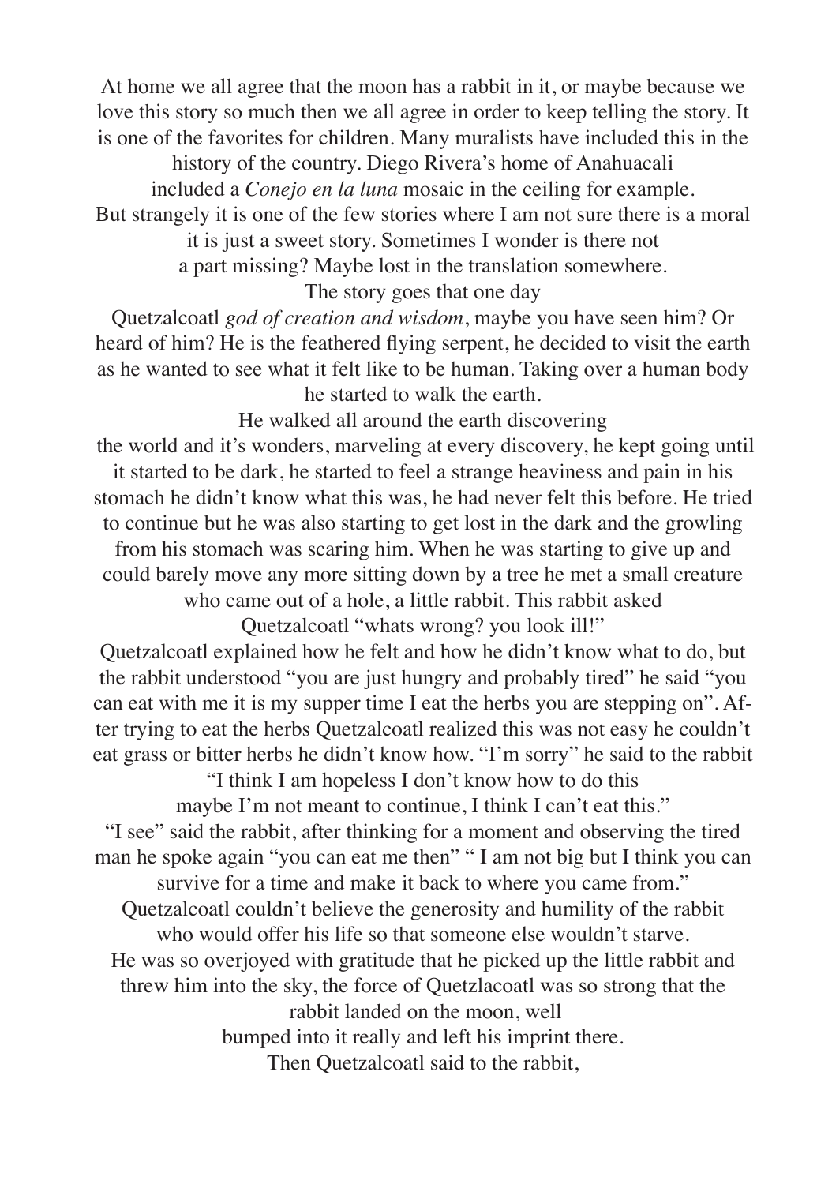At home we all agree that the moon has a rabbit in it, or maybe because we love this story so much then we all agree in order to keep telling the story. It is one of the favorites for children. Many muralists have included this in the history of the country. Diego Rivera's home of Anahuacali included a *Conejo en la luna* mosaic in the ceiling for example. But strangely it is one of the few stories where I am not sure there is a moral it is just a sweet story. Sometimes I wonder is there not a part missing? Maybe lost in the translation somewhere.

The story goes that one day Quetzalcoatl *god of creation and wisdom*, maybe you have seen him? Or heard of him? He is the feathered flying serpent, he decided to visit the earth as he wanted to see what it felt like to be human. Taking over a human body he started to walk the earth.

He walked all around the earth discovering the world and it's wonders, marveling at every discovery, he kept going until it started to be dark, he started to feel a strange heaviness and pain in his stomach he didn't know what this was, he had never felt this before. He tried to continue but he was also starting to get lost in the dark and the growling from his stomach was scaring him. When he was starting to give up and could barely move any more sitting down by a tree he met a small creature who came out of a hole, a little rabbit. This rabbit asked Quetzalcoatl "whats wrong? you look ill!"

Quetzalcoatl explained how he felt and how he didn't know what to do, but the rabbit understood "you are just hungry and probably tired" he said "you can eat with me it is my supper time I eat the herbs you are stepping on". After trying to eat the herbs Quetzalcoatl realized this was not easy he couldn't eat grass or bitter herbs he didn't know how. "I'm sorry" he said to the rabbit "I think I am hopeless I don't know how to do this maybe I'm not meant to continue, I think I can't eat this."

"I see" said the rabbit, after thinking for a moment and observing the tired man he spoke again "you can eat me then" " I am not big but I think you can survive for a time and make it back to where you came from."

Quetzalcoatl couldn't believe the generosity and humility of the rabbit who would offer his life so that someone else wouldn't starve.

He was so overjoyed with gratitude that he picked up the little rabbit and threw him into the sky, the force of Quetzlacoatl was so strong that the rabbit landed on the moon, well bumped into it really and left his imprint there.

Then Quetzalcoatl said to the rabbit,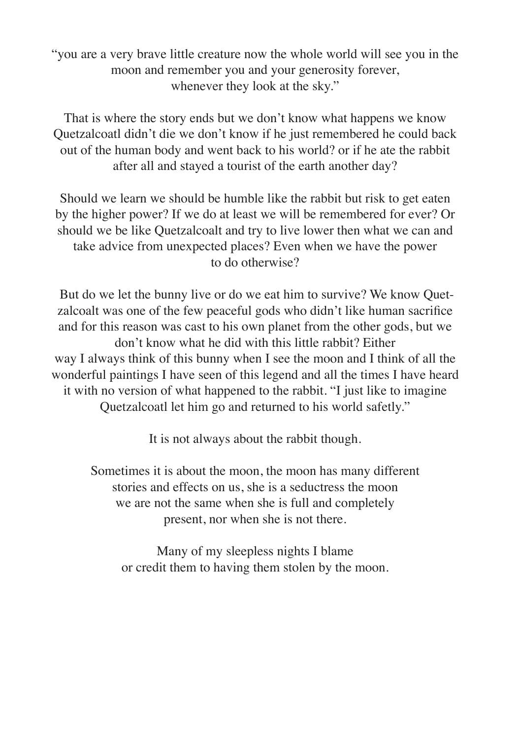"you are a very brave little creature now the whole world will see you in the moon and remember you and your generosity forever, whenever they look at the sky."

That is where the story ends but we don't know what happens we know Quetzalcoatl didn't die we don't know if he just remembered he could back out of the human body and went back to his world? or if he ate the rabbit after all and stayed a tourist of the earth another day?

Should we learn we should be humble like the rabbit but risk to get eaten by the higher power? If we do at least we will be remembered for ever? Or should we be like Quetzalcoalt and try to live lower then what we can and take advice from unexpected places? Even when we have the power to do otherwise?

But do we let the bunny live or do we eat him to survive? We know Quetzalcoalt was one of the few peaceful gods who didn't like human sacrifice and for this reason was cast to his own planet from the other gods, but we don't know what he did with this little rabbit? Either way I always think of this bunny when I see the moon and I think of all the wonderful paintings I have seen of this legend and all the times I have heard it with no version of what happened to the rabbit. "I just like to imagine Quetzalcoatl let him go and returned to his world safetly."

It is not always about the rabbit though.

Sometimes it is about the moon, the moon has many different stories and effects on us, she is a seductress the moon we are not the same when she is full and completely present, nor when she is not there.

Many of my sleepless nights I blame or credit them to having them stolen by the moon.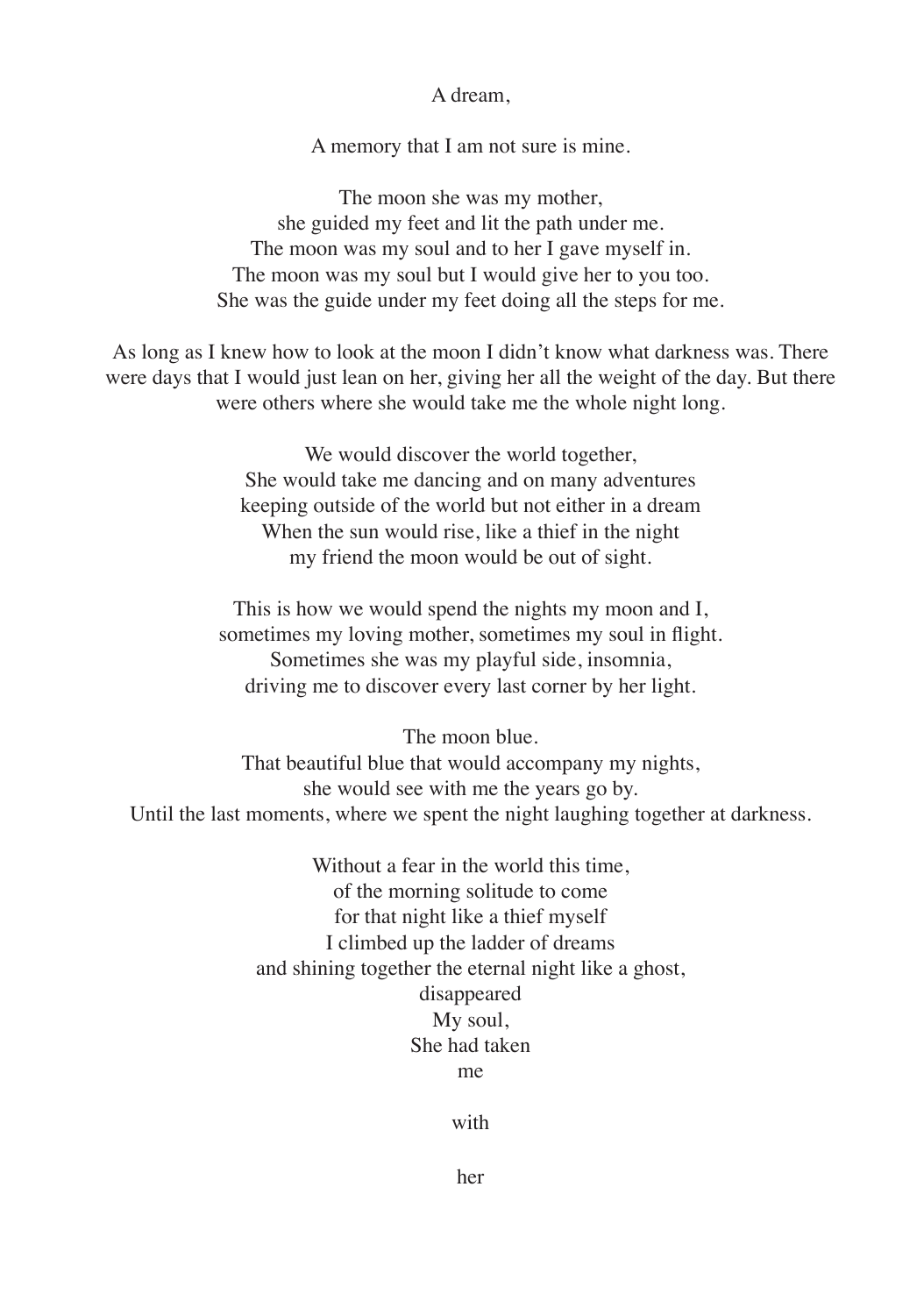A dream,

A memory that I am not sure is mine.

The moon she was my mother,  
she guided my feet and lit the path under me.  
The moon was my soul and to her I gave myself in.  
The moon was my soul but I would give her to you too.  
She was the guide under my feet doing all the steps for me.

As long as I knew how to look at the moon I didn't know what darkness was. There were days that I would just lean on her, giving her all the weight of the day. But there were others where she would take me the whole night long.

We would discover the world together,  
She would take me dancing and on many adventures  
keeping outside of the world but not either in a dream  
When the sun would rise, like a thief in the night  
my friend the moon would be out of sight.

This is how we would spend the nights my moon and I,  
sometimes my loving mother, sometimes my soul in flight.  
Sometimes she was my playful side, insomnia,  
driving me to discover every last corner by her light.

The moon blue.  
That beautiful blue that would accompany my nights,  
she would see with me the years go by.  
Until the last moments, where we spent the night laughing together at darkness.

Without a fear in the world this time,  
of the morning solitude to come  
for that night like a thief myself  
I climbed up the ladder of dreams  
and shining together the eternal night like a ghost,  
disappeared  
My soul,  
She had taken  
me

with

her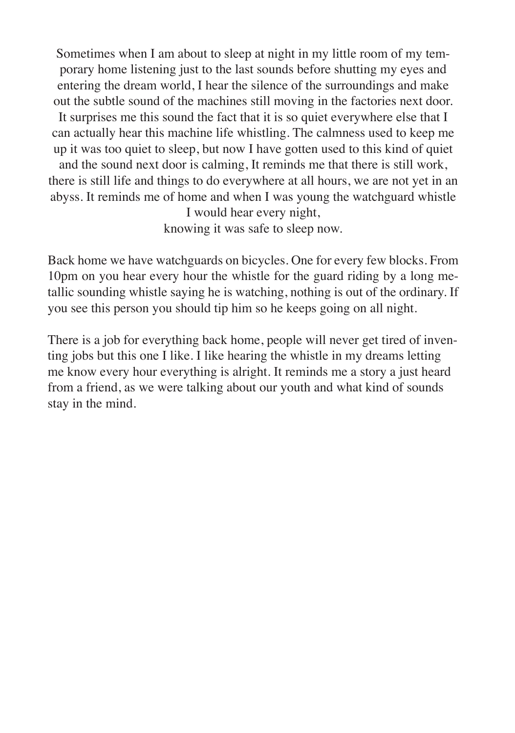Sometimes when I am about to sleep at night in my little room of my temporary home listening just to the last sounds before shutting my eyes and entering the dream world, I hear the silence of the surroundings and make out the subtle sound of the machines still moving in the factories next door. It surprises me this sound the fact that it is so quiet everywhere else that I can actually hear this machine life whistling. The calmness used to keep me up it was too quiet to sleep, but now I have gotten used to this kind of quiet and the sound next door is calming, It reminds me that there is still work, there is still life and things to do everywhere at all hours, we are not yet in an abyss. It reminds me of home and when I was young the watchguard whistle I would hear every night,
knowing it was safe to sleep now.

Back home we have watchguards on bicycles. One for every few blocks. From 10pm on you hear every hour the whistle for the guard riding by a long metallic sounding whistle saying he is watching, nothing is out of the ordinary. If you see this person you should tip him so he keeps going on all night.

There is a job for everything back home, people will never get tired of inventing jobs but this one I like. I like hearing the whistle in my dreams letting me know every hour everything is alright. It reminds me a story a just heard from a friend, as we were talking about our youth and what kind of sounds stay in the mind.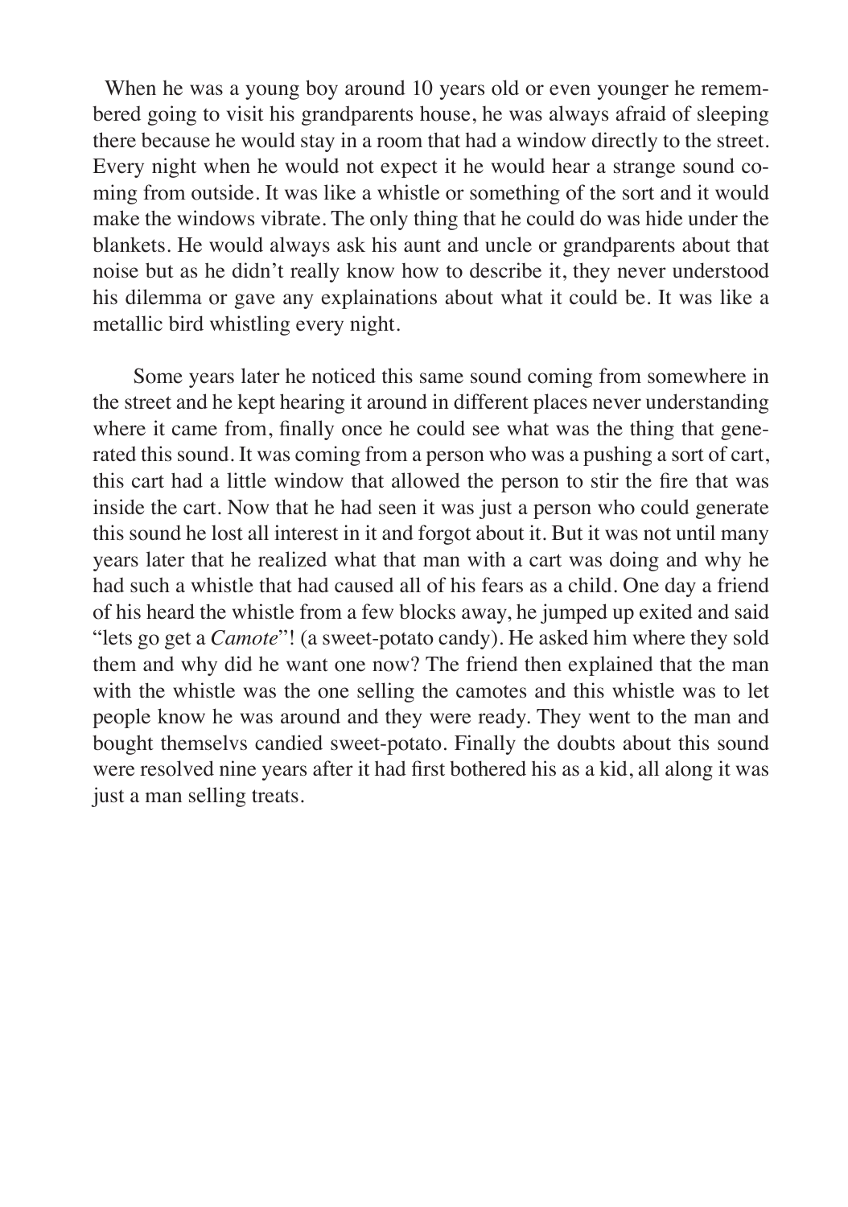When he was a young boy around 10 years old or even younger he remembered going to visit his grandparents house, he was always afraid of sleeping there because he would stay in a room that had a window directly to the street. Every night when he would not expect it he would hear a strange sound coming from outside. It was like a whistle or something of the sort and it would make the windows vibrate. The only thing that he could do was hide under the blankets. He would always ask his aunt and uncle or grandparents about that noise but as he didn't really know how to describe it, they never understood his dilemma or gave any explainations about what it could be. It was like a metallic bird whistling every night.

Some years later he noticed this same sound coming from somewhere in the street and he kept hearing it around in different places never understanding where it came from, finally once he could see what was the thing that generated this sound. It was coming from a person who was a pushing a sort of cart, this cart had a little window that allowed the person to stir the fire that was inside the cart. Now that he had seen it was just a person who could generate this sound he lost all interest in it and forgot about it. But it was not until many years later that he realized what that man with a cart was doing and why he had such a whistle that had caused all of his fears as a child. One day a friend of his heard the whistle from a few blocks away, he jumped up exited and said "lets go get a *Camote*"! (a sweet-potato candy). He asked him where they sold them and why did he want one now? The friend then explained that the man with the whistle was the one selling the camotes and this whistle was to let people know he was around and they were ready. They went to the man and bought themselvs candied sweet-potato. Finally the doubts about this sound were resolved nine years after it had first bothered his as a kid, all along it was just a man selling treats.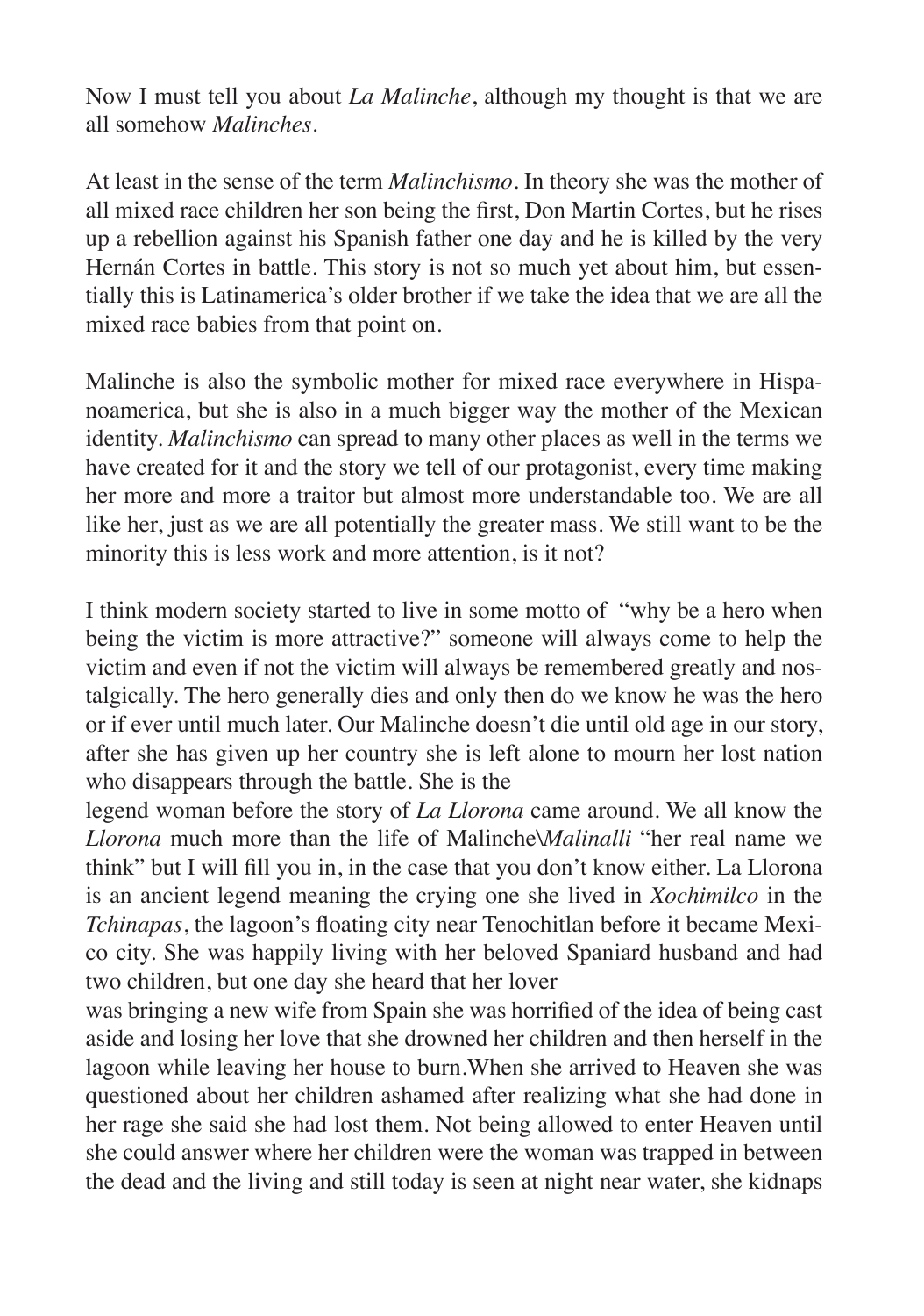Now I must tell you about *La Malinche*, although my thought is that we are all somehow *Malinches*.

At least in the sense of the term *Malinchismo*. In theory she was the mother of all mixed race children her son being the first, Don Martin Cortes, but he rises up a rebellion against his Spanish father one day and he is killed by the very Hernán Cortes in battle. This story is not so much yet about him, but essentially this is Latinamerica's older brother if we take the idea that we are all the mixed race babies from that point on.

Malinche is also the symbolic mother for mixed race everywhere in Hispanoamerica, but she is also in a much bigger way the mother of the Mexican identity. *Malinchismo* can spread to many other places as well in the terms we have created for it and the story we tell of our protagonist, every time making her more and more a traitor but almost more understandable too. We are all like her, just as we are all potentially the greater mass. We still want to be the minority this is less work and more attention, is it not?

I think modern society started to live in some motto of "why be a hero when being the victim is more attractive?" someone will always come to help the victim and even if not the victim will always be remembered greatly and nostalgically. The hero generally dies and only then do we know he was the hero or if ever until much later. Our Malinche doesn't die until old age in our story, after she has given up her country she is left alone to mourn her lost nation who disappears through the battle. She is the legend woman before the story of *La Llorona* came around. We all know the *Llorona* much more than the life of Malinche\\*Malinalli* "her real name we think" but I will fill you in, in the case that you don't know either. La Llorona is an ancient legend meaning the crying one she lived in *Xochimilco* in the *Tchinapas*, the lagoon's floating city near Tenochitlan before it became Mexico city. She was happily living with her beloved Spaniard husband and had two children, but one day she heard that her lover was bringing a new wife from Spain she was horrified of the idea of being cast aside and losing her love that she drowned her children and then herself in the lagoon while leaving her house to burn.When she arrived to Heaven she was questioned about her children ashamed after realizing what she had done in her rage she said she had lost them. Not being allowed to enter Heaven until she could answer where her children were the woman was trapped in between the dead and the living and still today is seen at night near water, she kidnaps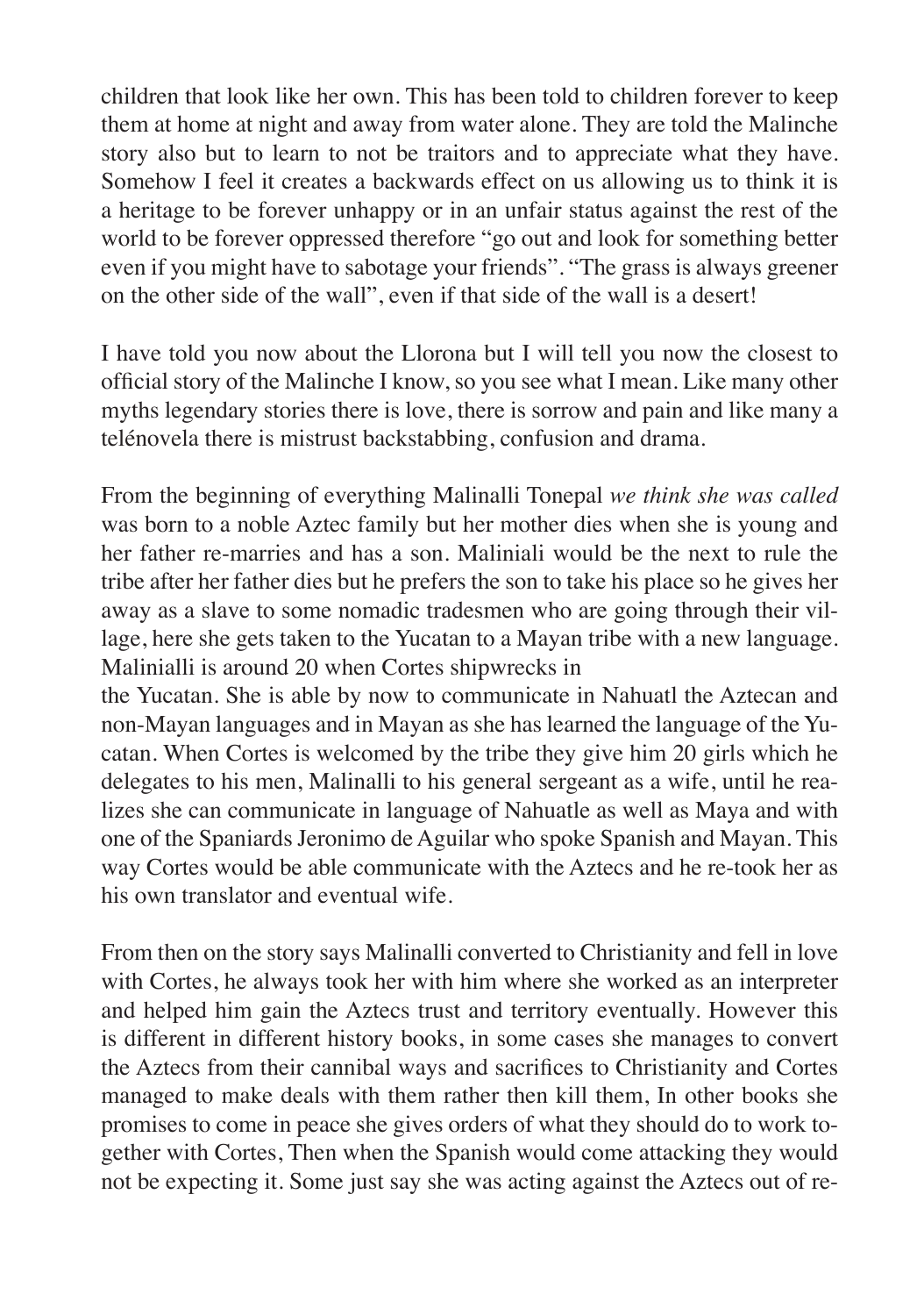children that look like her own. This has been told to children forever to keep them at home at night and away from water alone. They are told the Malinche story also but to learn to not be traitors and to appreciate what they have. Somehow I feel it creates a backwards effect on us allowing us to think it is a heritage to be forever unhappy or in an unfair status against the rest of the world to be forever oppressed therefore "go out and look for something better even if you might have to sabotage your friends". "The grass is always greener on the other side of the wall", even if that side of the wall is a desert!

I have told you now about the Llorona but I will tell you now the closest to official story of the Malinche I know, so you see what I mean. Like many other myths legendary stories there is love, there is sorrow and pain and like many a telénovela there is mistrust backstabbing, confusion and drama.

From the beginning of everything Malinalli Tonepal *we think she was called* was born to a noble Aztec family but her mother dies when she is young and her father re-marries and has a son. Maliniali would be the next to rule the tribe after her father dies but he prefers the son to take his place so he gives her away as a slave to some nomadic tradesmen who are going through their village, here she gets taken to the Yucatan to a Mayan tribe with a new language. Malinialli is around 20 when Cortes shipwrecks in
the Yucatan. She is able by now to communicate in Nahuatl the Aztecan and non-Mayan languages and in Mayan as she has learned the language of the Yucatan. When Cortes is welcomed by the tribe they give him 20 girls which he delegates to his men, Malinalli to his general sergeant as a wife, until he realizes she can communicate in language of Nahuatle as well as Maya and with one of the Spaniards Jeronimo de Aguilar who spoke Spanish and Mayan. This way Cortes would be able communicate with the Aztecs and he re-took her as his own translator and eventual wife.

From then on the story says Malinalli converted to Christianity and fell in love with Cortes, he always took her with him where she worked as an interpreter and helped him gain the Aztecs trust and territory eventually. However this is different in different history books, in some cases she manages to convert the Aztecs from their cannibal ways and sacrifices to Christianity and Cortes managed to make deals with them rather then kill them, In other books she promises to come in peace she gives orders of what they should do to work together with Cortes, Then when the Spanish would come attacking they would not be expecting it. Some just say she was acting against the Aztecs out of re-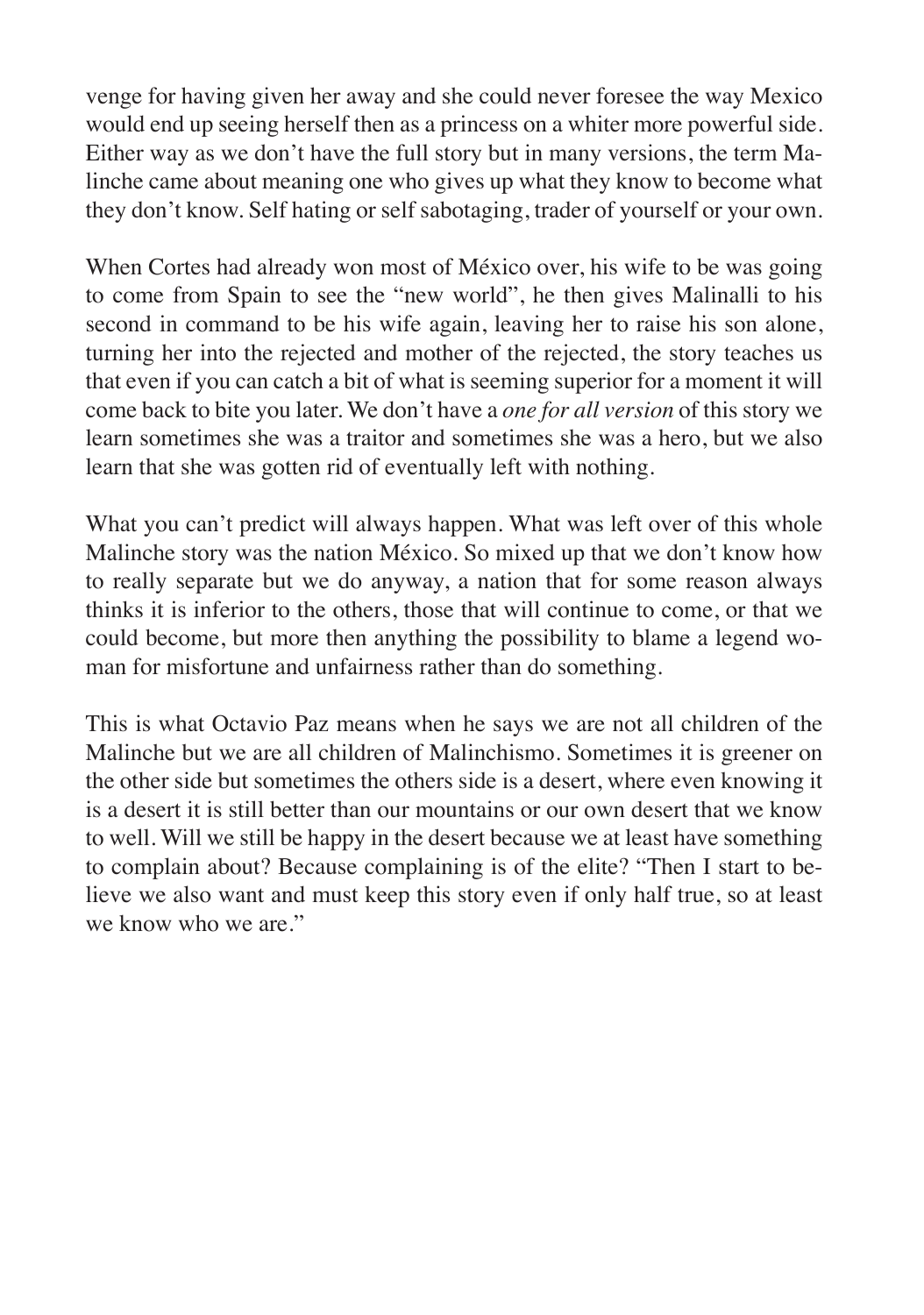venge for having given her away and she could never foresee the way Mexico would end up seeing herself then as a princess on a whiter more powerful side. Either way as we don't have the full story but in many versions, the term Malinche came about meaning one who gives up what they know to become what they don't know. Self hating or self sabotaging, trader of yourself or your own.

When Cortes had already won most of México over, his wife to be was going to come from Spain to see the "new world", he then gives Malinalli to his second in command to be his wife again, leaving her to raise his son alone, turning her into the rejected and mother of the rejected, the story teaches us that even if you can catch a bit of what is seeming superior for a moment it will come back to bite you later. We don't have a *one for all version* of this story we learn sometimes she was a traitor and sometimes she was a hero, but we also learn that she was gotten rid of eventually left with nothing.

What you can't predict will always happen. What was left over of this whole Malinche story was the nation México. So mixed up that we don't know how to really separate but we do anyway, a nation that for some reason always thinks it is inferior to the others, those that will continue to come, or that we could become, but more then anything the possibility to blame a legend woman for misfortune and unfairness rather than do something.

This is what Octavio Paz means when he says we are not all children of the Malinche but we are all children of Malinchismo. Sometimes it is greener on the other side but sometimes the others side is a desert, where even knowing it is a desert it is still better than our mountains or our own desert that we know to well. Will we still be happy in the desert because we at least have something to complain about? Because complaining is of the elite? "Then I start to believe we also want and must keep this story even if only half true, so at least we know who we are."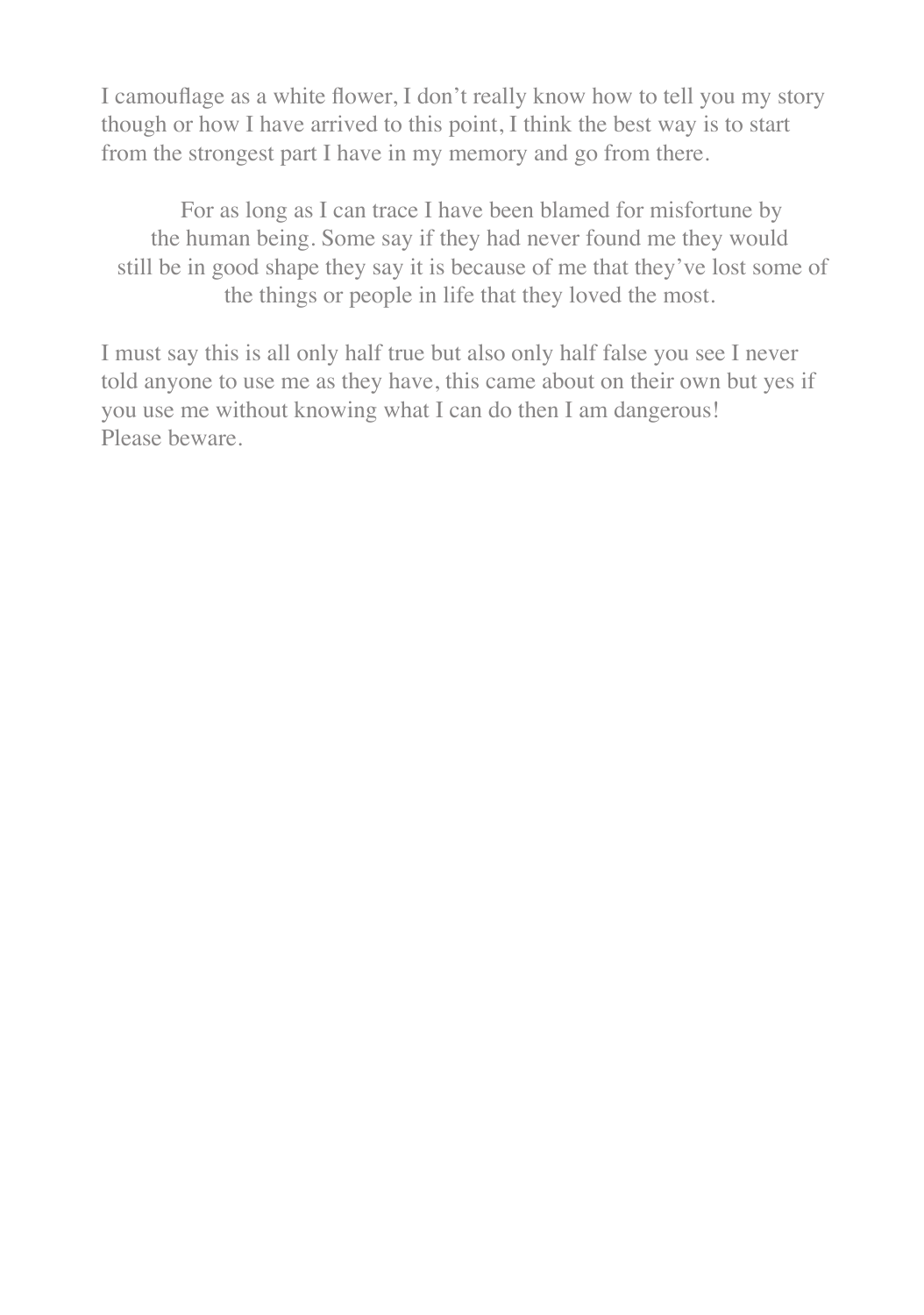I camouflage as a white flower, I don't really know how to tell you my story though or how I have arrived to this point, I think the best way is to start from the strongest part I have in my memory and go from there.

For as long as I can trace I have been blamed for misfortune by the human being. Some say if they had never found me they would still be in good shape they say it is because of me that they've lost some of the things or people in life that they loved the most.

I must say this is all only half true but also only half false you see I never told anyone to use me as they have, this came about on their own but yes if you use me without knowing what I can do then I am dangerous!
Please beware.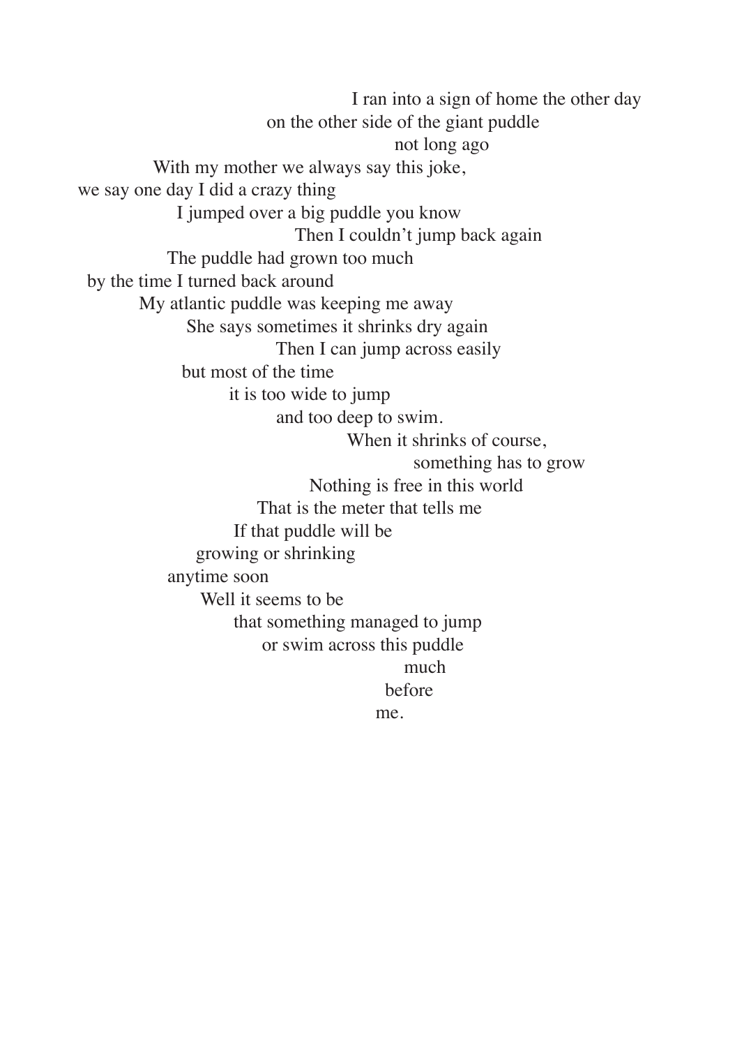I ran into a sign of home the other day
on the other side of the giant puddle
not long ago
With my mother we always say this joke,
we say one day I did a crazy thing
I jumped over a big puddle you know
Then I couldn't jump back again
The puddle had grown too much
by the time I turned back around
My atlantic puddle was keeping me away
She says sometimes it shrinks dry again
Then I can jump across easily
but most of the time
it is too wide to jump
and too deep to swim.
When it shrinks of course,
something has to grow
Nothing is free in this world
That is the meter that tells me
If that puddle will be
growing or shrinking
anytime soon
Well it seems to be
that something managed to jump
or swim across this puddle
much
before
me.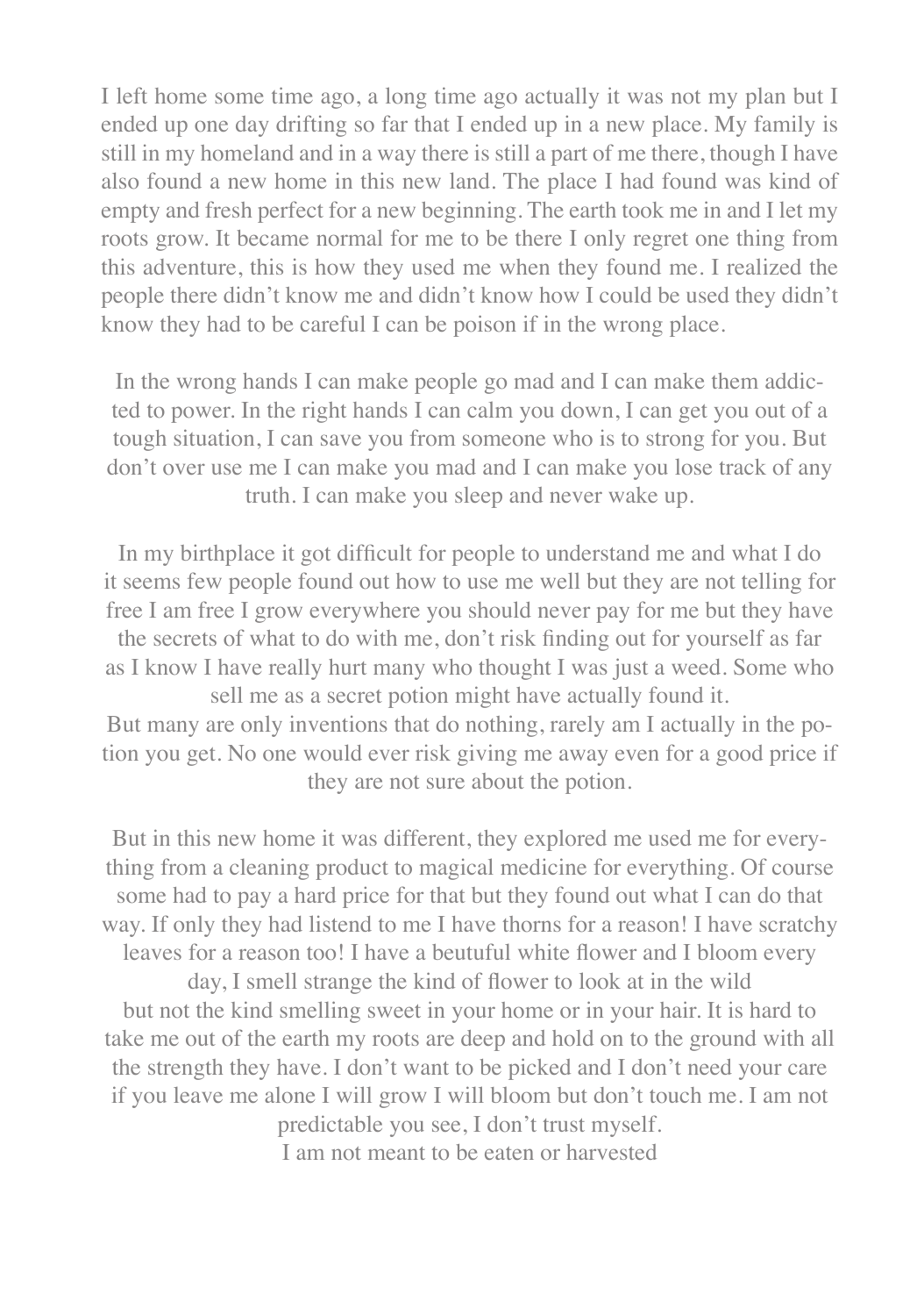I left home some time ago, a long time ago actually it was not my plan but I ended up one day drifting so far that I ended up in a new place. My family is still in my homeland and in a way there is still a part of me there, though I have also found a new home in this new land. The place I had found was kind of empty and fresh perfect for a new beginning. The earth took me in and I let my roots grow. It became normal for me to be there I only regret one thing from this adventure, this is how they used me when they found me. I realized the people there didn't know me and didn't know how I could be used they didn't know they had to be careful I can be poison if in the wrong place.

In the wrong hands I can make people go mad and I can make them addicted to power. In the right hands I can calm you down, I can get you out of a tough situation, I can save you from someone who is to strong for you. But don't over use me I can make you mad and I can make you lose track of any truth. I can make you sleep and never wake up.

In my birthplace it got difficult for people to understand me and what I do it seems few people found out how to use me well but they are not telling for free I am free I grow everywhere you should never pay for me but they have the secrets of what to do with me, don't risk finding out for yourself as far as I know I have really hurt many who thought I was just a weed. Some who sell me as a secret potion might have actually found it.
But many are only inventions that do nothing, rarely am I actually in the potion you get. No one would ever risk giving me away even for a good price if they are not sure about the potion.

But in this new home it was different, they explored me used me for everything from a cleaning product to magical medicine for everything. Of course some had to pay a hard price for that but they found out what I can do that way. If only they had listend to me I have thorns for a reason! I have scratchy leaves for a reason too! I have a beutuful white flower and I bloom every day, I smell strange the kind of flower to look at in the wild
but not the kind smelling sweet in your home or in your hair. It is hard to take me out of the earth my roots are deep and hold on to the ground with all the strength they have. I don't want to be picked and I don't need your care if you leave me alone I will grow I will bloom but don't touch me. I am not predictable you see, I don't trust myself.
I am not meant to be eaten or harvested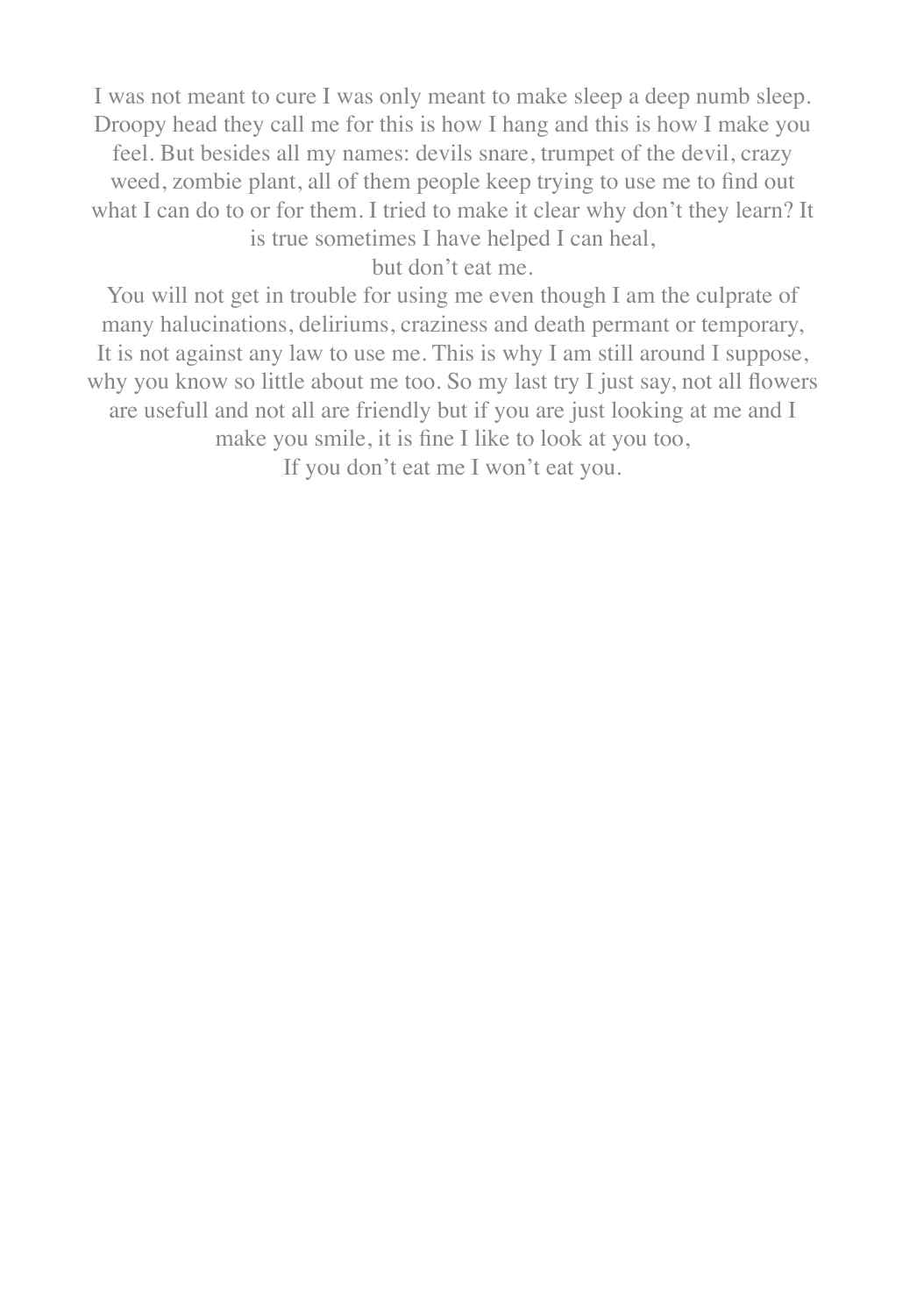I was not meant to cure I was only meant to make sleep a deep numb sleep. Droopy head they call me for this is how I hang and this is how I make you feel. But besides all my names: devils snare, trumpet of the devil, crazy weed, zombie plant, all of them people keep trying to use me to find out what I can do to or for them. I tried to make it clear why don't they learn? It is true sometimes I have helped I can heal,

but don't eat me.

You will not get in trouble for using me even though I am the culprate of many halucinations, deliriums, craziness and death permant or temporary, It is not against any law to use me. This is why I am still around I suppose, why you know so little about me too. So my last try I just say, not all flowers are usefull and not all are friendly but if you are just looking at me and I make you smile, it is fine I like to look at you too,

If you don't eat me I won't eat you.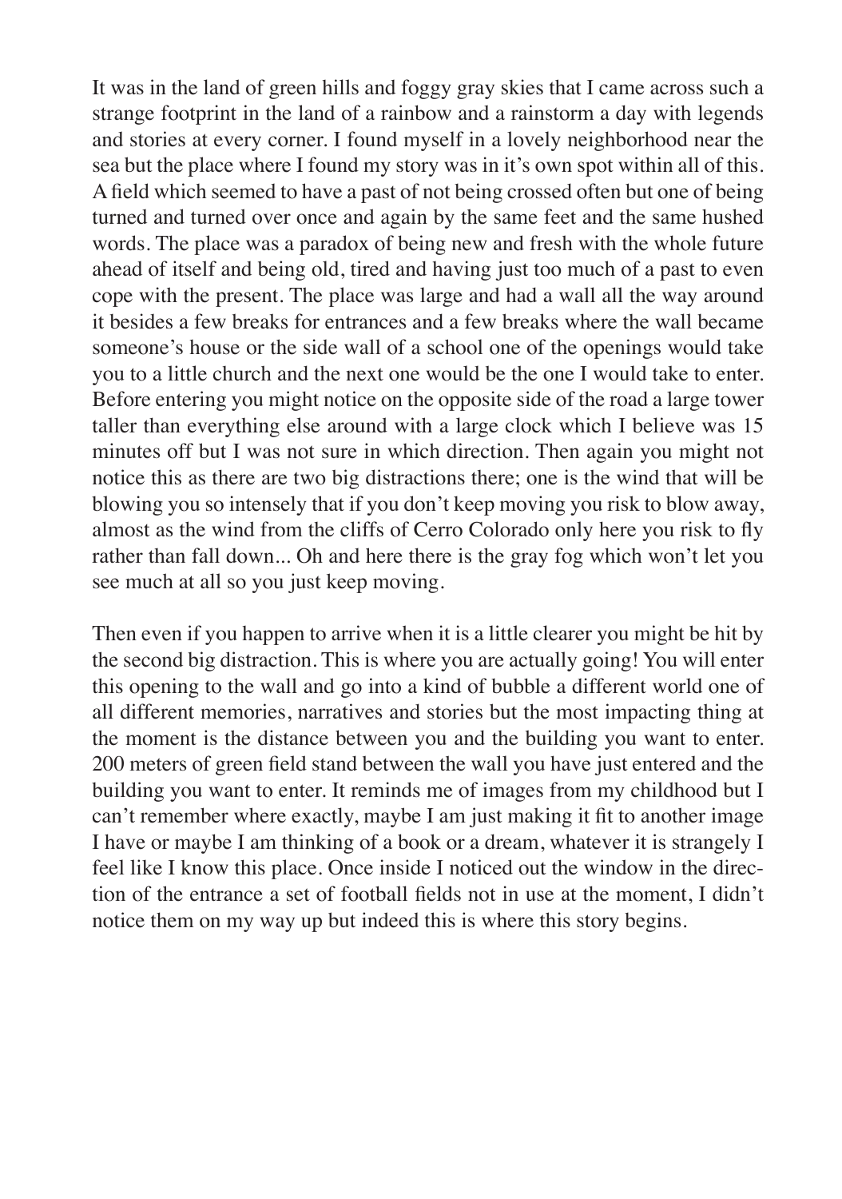It was in the land of green hills and foggy gray skies that I came across such a strange footprint in the land of a rainbow and a rainstorm a day with legends and stories at every corner. I found myself in a lovely neighborhood near the sea but the place where I found my story was in it's own spot within all of this. A field which seemed to have a past of not being crossed often but one of being turned and turned over once and again by the same feet and the same hushed words. The place was a paradox of being new and fresh with the whole future ahead of itself and being old, tired and having just too much of a past to even cope with the present. The place was large and had a wall all the way around it besides a few breaks for entrances and a few breaks where the wall became someone's house or the side wall of a school one of the openings would take you to a little church and the next one would be the one I would take to enter. Before entering you might notice on the opposite side of the road a large tower taller than everything else around with a large clock which I believe was 15 minutes off but I was not sure in which direction. Then again you might not notice this as there are two big distractions there; one is the wind that will be blowing you so intensely that if you don't keep moving you risk to blow away, almost as the wind from the cliffs of Cerro Colorado only here you risk to fly rather than fall down... Oh and here there is the gray fog which won't let you see much at all so you just keep moving.

Then even if you happen to arrive when it is a little clearer you might be hit by the second big distraction. This is where you are actually going! You will enter this opening to the wall and go into a kind of bubble a different world one of all different memories, narratives and stories but the most impacting thing at the moment is the distance between you and the building you want to enter. 200 meters of green field stand between the wall you have just entered and the building you want to enter. It reminds me of images from my childhood but I can't remember where exactly, maybe I am just making it fit to another image I have or maybe I am thinking of a book or a dream, whatever it is strangely I feel like I know this place. Once inside I noticed out the window in the direction of the entrance a set of football fields not in use at the moment, I didn't notice them on my way up but indeed this is where this story begins.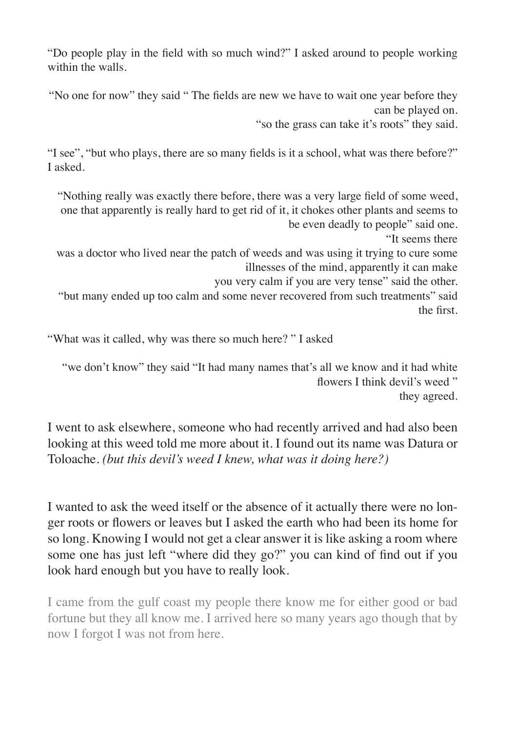"Do people play in the field with so much wind?" I asked around to people working within the walls.

"No one for now" they said " The fields are new we have to wait one year before they can be played on.
"so the grass can take it's roots" they said.

"I see", "but who plays, there are so many fields is it a school, what was there before?" I asked.

"Nothing really was exactly there before, there was a very large field of some weed, one that apparently is really hard to get rid of it, it chokes other plants and seems to be even deadly to people" said one.
"It seems there was a doctor who lived near the patch of weeds and was using it trying to cure some illnesses of the mind, apparently it can make you very calm if you are very tense" said the other.
"but many ended up too calm and some never recovered from such treatments" said the first.

"What was it called, why was there so much here? " I asked

"we don't know" they said "It had many names that's all we know and it had white flowers I think devil's weed "
they agreed.

I went to ask elsewhere, someone who had recently arrived and had also been looking at this weed told me more about it. I found out its name was Datura or Toloache. *(but this devil's weed I knew, what was it doing here?)*

I wanted to ask the weed itself or the absence of it actually there were no longer roots or flowers or leaves but I asked the earth who had been its home for so long. Knowing I would not get a clear answer it is like asking a room where some one has just left "where did they go?" you can kind of find out if you look hard enough but you have to really look.

I came from the gulf coast my people there know me for either good or bad fortune but they all know me. I arrived here so many years ago though that by now I forgot I was not from here.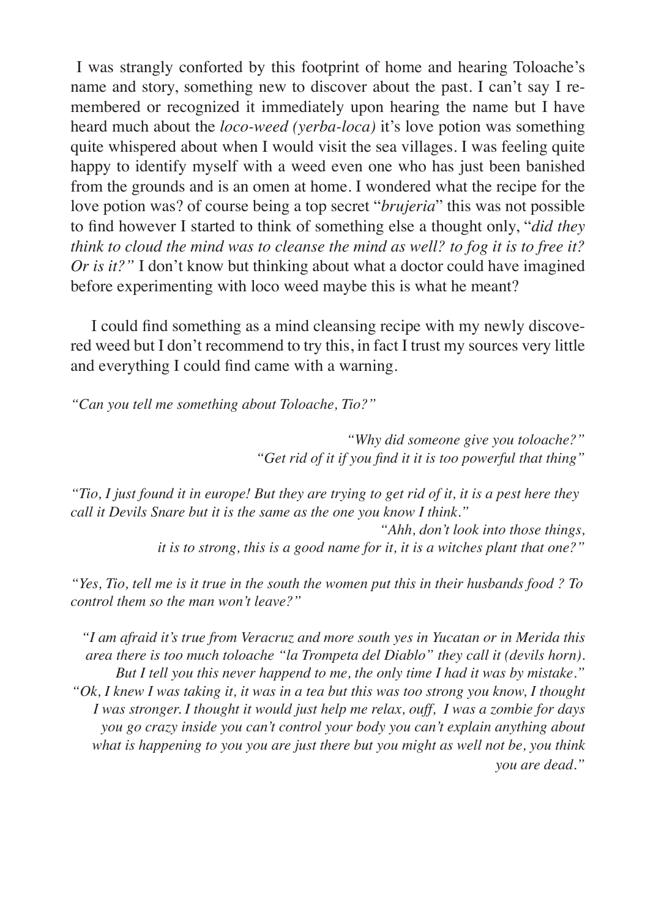I was strangly conforted by this footprint of home and hearing Toloache's name and story, something new to discover about the past. I can't say I remembered or recognized it immediately upon hearing the name but I have heard much about the *loco-weed (yerba-loca)* it's love potion was something quite whispered about when I would visit the sea villages. I was feeling quite happy to identify myself with a weed even one who has just been banished from the grounds and is an omen at home. I wondered what the recipe for the love potion was? of course being a top secret "*brujeria*" this was not possible to find however I started to think of something else a thought only, "*did they think to cloud the mind was to cleanse the mind as well? to fog it is to free it? Or is it?"* I don't know but thinking about what a doctor could have imagined before experimenting with loco weed maybe this is what he meant?

I could find something as a mind cleansing recipe with my newly discovered weed but I don't recommend to try this, in fact I trust my sources very little and everything I could find came with a warning.

*"Can you tell me something about Toloache, Tio?"*

*"Why did someone give you toloache?"*
*"Get rid of it if you find it it is too powerful that thing"*

*"Tio, I just found it in europe! But they are trying to get rid of it, it is a pest here they call it Devils Snare but it is the same as the one you know I think."*

*"Ahh, don't look into those things, it is to strong, this is a good name for it, it is a witches plant that one?"*

*"Yes, Tio, tell me is it true in the south the women put this in their husbands food ? To control them so the man won't leave?"*

*"I am afraid it's true from Veracruz and more south yes in Yucatan or in Merida this area there is too much toloache "la Trompeta del Diablo" they call it (devils horn). But I tell you this never happend to me, the only time I had it was by mistake."*
*"Ok, I knew I was taking it, it was in a tea but this was too strong you know, I thought I was stronger. I thought it would just help me relax, ouff, I was a zombie for days you go crazy inside you can't control your body you can't explain anything about what is happening to you you are just there but you might as well not be, you think you are dead."*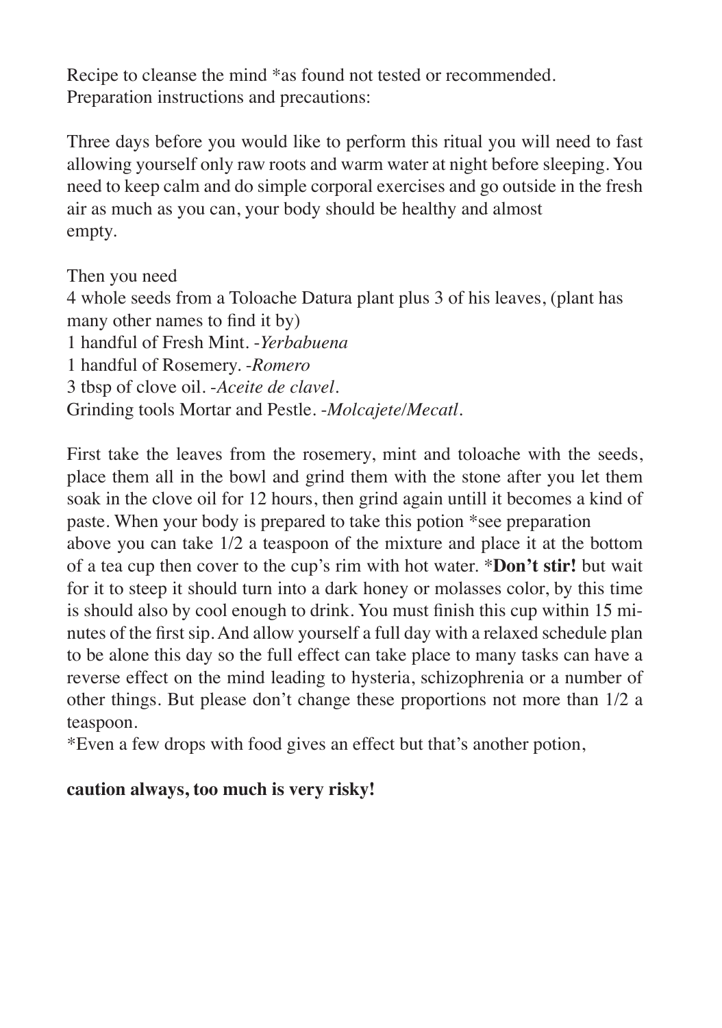Recipe to cleanse the mind *as found not tested or recommended.
Preparation instructions and precautions:

Three days before you would like to perform this ritual you will need to fast allowing yourself only raw roots and warm water at night before sleeping. You need to keep calm and do simple corporal exercises and go outside in the fresh air as much as you can, your body should be healthy and almost empty.

Then you need
4 whole seeds from a Toloache Datura plant plus 3 of his leaves, (plant has many other names to find it by)
1 handful of Fresh Mint. -*Yerbabuena*
1 handful of Rosemery. -*Romero*
3 tbsp of clove oil. -*Aceite de clavel*.
Grinding tools Mortar and Pestle. -*Molcajete/Mecatl*.

First take the leaves from the rosemery, mint and toloache with the seeds, place them all in the bowl and grind them with the stone after you let them soak in the clove oil for 12 hours, then grind again untill it becomes a kind of paste. When your body is prepared to take this potion *see preparation above you can take 1/2 a teaspoon of the mixture and place it at the bottom of a tea cup then cover to the cup's rim with hot water. ***Don't stir!** but wait for it to steep it should turn into a dark honey or molasses color, by this time is should also by cool enough to drink. You must finish this cup within 15 minutes of the first sip. And allow yourself a full day with a relaxed schedule plan to be alone this day so the full effect can take place to many tasks can have a reverse effect on the mind leading to hysteria, schizophrenia or a number of other things. But please don't change these proportions not more than 1/2 a teaspoon.
*Even a few drops with food gives an effect but that's another potion,

**caution always, too much is very risky!**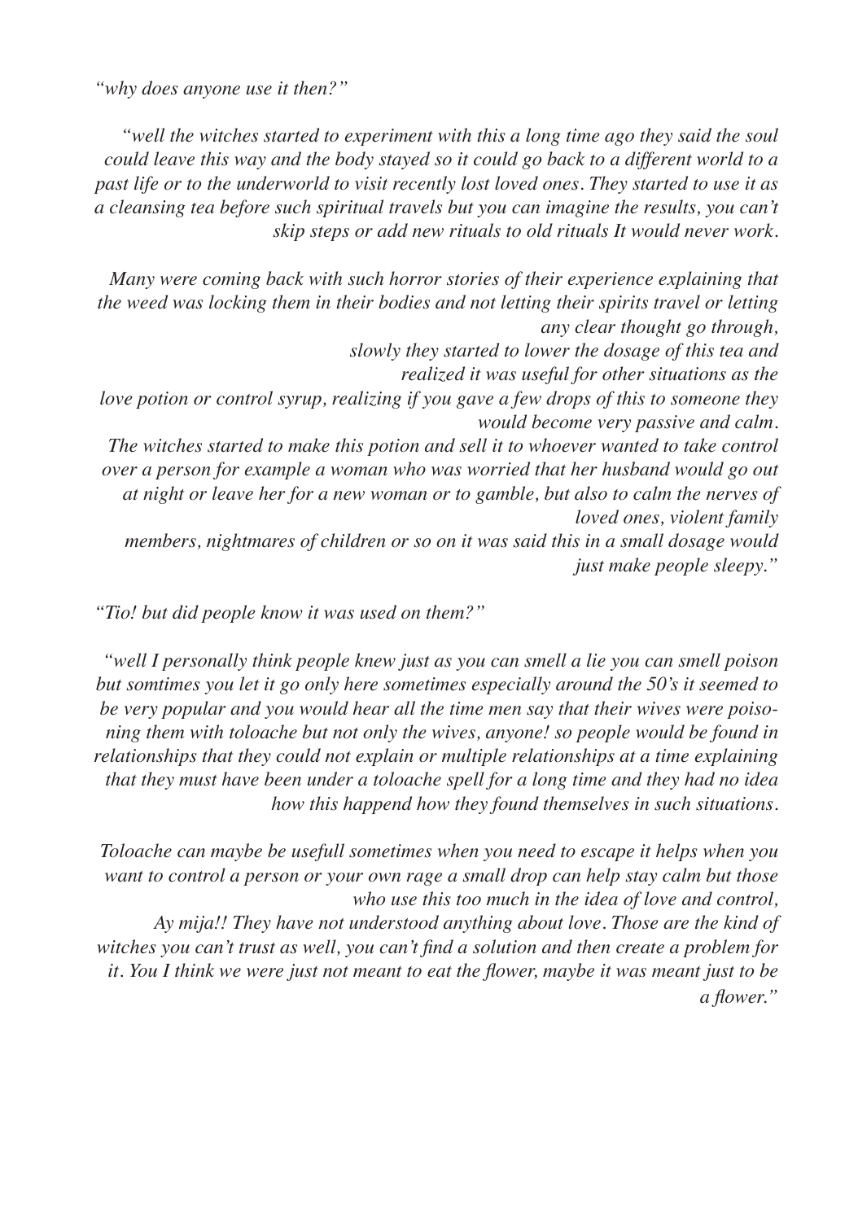*"why does anyone use it then?"*

*"well the witches started to experiment with this a long time ago they said the soul could leave this way and the body stayed so it could go back to a different world to a past life or to the underworld to visit recently lost loved ones. They started to use it as a cleansing tea before such spiritual travels but you can imagine the results, you can't skip steps or add new rituals to old rituals It would never work.*

*Many were coming back with such horror stories of their experience explaining that the weed was locking them in their bodies and not letting their spirits travel or letting any clear thought go through,*
*slowly they started to lower the dosage of this tea and realized it was useful for other situations as the love potion or control syrup, realizing if you gave a few drops of this to someone they would become very passive and calm.*
*The witches started to make this potion and sell it to whoever wanted to take control over a person for example a woman who was worried that her husband would go out at night or leave her for a new woman or to gamble, but also to calm the nerves of loved ones, violent family members, nightmares of children or so on it was said this in a small dosage would just make people sleepy."*

*"Tio! but did people know it was used on them?"*

*"well I personally think people knew just as you can smell a lie you can smell poison but somtimes you let it go only here sometimes especially around the 50's it seemed to be very popular and you would hear all the time men say that their wives were poisoning them with toloache but not only the wives, anyone! so people would be found in relationships that they could not explain or multiple relationships at a time explaining that they must have been under a toloache spell for a long time and they had no idea how this happend how they found themselves in such situations.*

*Toloache can maybe be usefull sometimes when you need to escape it helps when you want to control a person or your own rage a small drop can help stay calm but those who use this too much in the idea of love and control,*
*Ay mija!! They have not understood anything about love. Those are the kind of witches you can't trust as well, you can't find a solution and then create a problem for it. You I think we were just not meant to eat the flower, maybe it was meant just to be a flower."*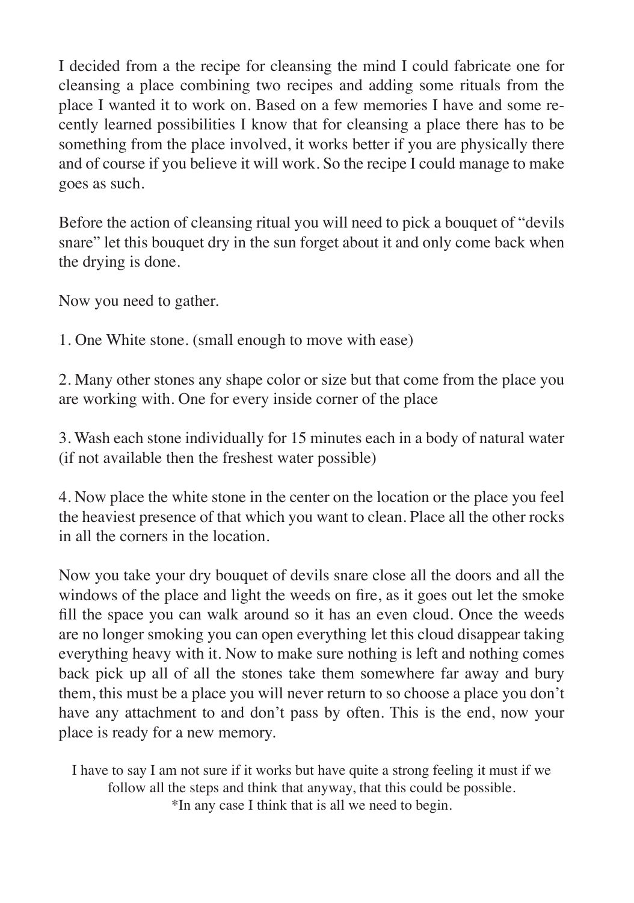I decided from a the recipe for cleansing the mind I could fabricate one for cleansing a place combining two recipes and adding some rituals from the place I wanted it to work on. Based on a few memories I have and some recently learned possibilities I know that for cleansing a place there has to be something from the place involved, it works better if you are physically there and of course if you believe it will work. So the recipe I could manage to make goes as such.

Before the action of cleansing ritual you will need to pick a bouquet of "devils snare" let this bouquet dry in the sun forget about it and only come back when the drying is done.

Now you need to gather.

1. One White stone. (small enough to move with ease)

2. Many other stones any shape color or size but that come from the place you are working with. One for every inside corner of the place

3. Wash each stone individually for 15 minutes each in a body of natural water (if not available then the freshest water possible)

4. Now place the white stone in the center on the location or the place you feel the heaviest presence of that which you want to clean. Place all the other rocks in all the corners in the location.

Now you take your dry bouquet of devils snare close all the doors and all the windows of the place and light the weeds on fire, as it goes out let the smoke fill the space you can walk around so it has an even cloud. Once the weeds are no longer smoking you can open everything let this cloud disappear taking everything heavy with it. Now to make sure nothing is left and nothing comes back pick up all of all the stones take them somewhere far away and bury them, this must be a place you will never return to so choose a place you don't have any attachment to and don't pass by often. This is the end, now your place is ready for a new memory.

I have to say I am not sure if it works but have quite a strong feeling it must if we follow all the steps and think that anyway, that this could be possible.
*In any case I think that is all we need to begin.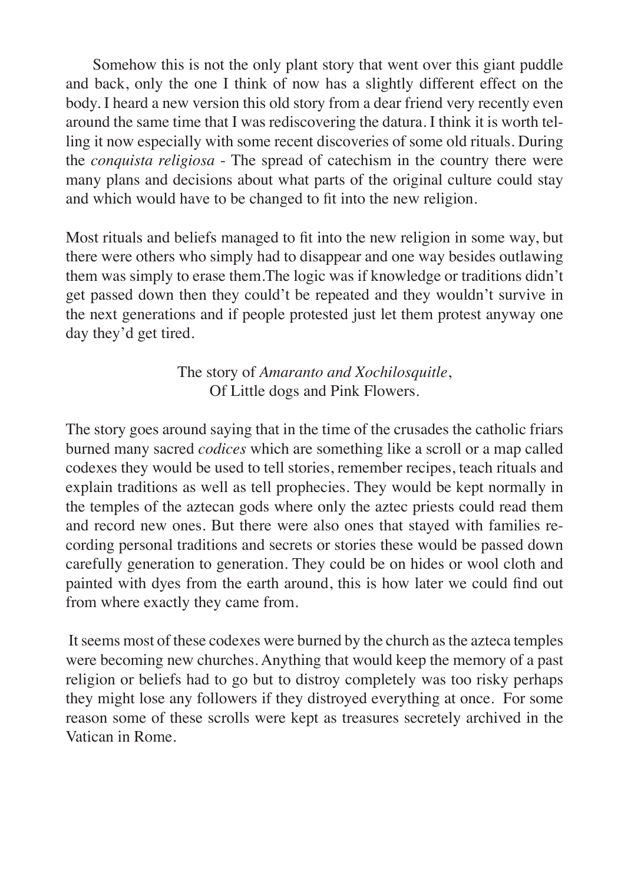Somehow this is not the only plant story that went over this giant puddle and back, only the one I think of now has a slightly different effect on the body. I heard a new version this old story from a dear friend very recently even around the same time that I was rediscovering the datura. I think it is worth telling it now especially with some recent discoveries of some old rituals. During the *conquista religiosa* - The spread of catechism in the country there were many plans and decisions about what parts of the original culture could stay and which would have to be changed to fit into the new religion.

Most rituals and beliefs managed to fit into the new religion in some way, but there were others who simply had to disappear and one way besides outlawing them was simply to erase them.The logic was if knowledge or traditions didn't get passed down then they could't be repeated and they wouldn't survive in the next generations and if people protested just let them protest anyway one day they'd get tired.

The story of *Amaranto and Xochilosquitle*,
Of Little dogs and Pink Flowers.

The story goes around saying that in the time of the crusades the catholic friars burned many sacred *codices* which are something like a scroll or a map called codexes they would be used to tell stories, remember recipes, teach rituals and explain traditions as well as tell prophecies. They would be kept normally in the temples of the aztecan gods where only the aztec priests could read them and record new ones. But there were also ones that stayed with families recording personal traditions and secrets or stories these would be passed down carefully generation to generation. They could be on hides or wool cloth and painted with dyes from the earth around, this is how later we could find out from where exactly they came from.

It seems most of these codexes were burned by the church as the azteca temples were becoming new churches. Anything that would keep the memory of a past religion or beliefs had to go but to distroy completely was too risky perhaps they might lose any followers if they distroyed everything at once. For some reason some of these scrolls were kept as treasures secretely archived in the Vatican in Rome.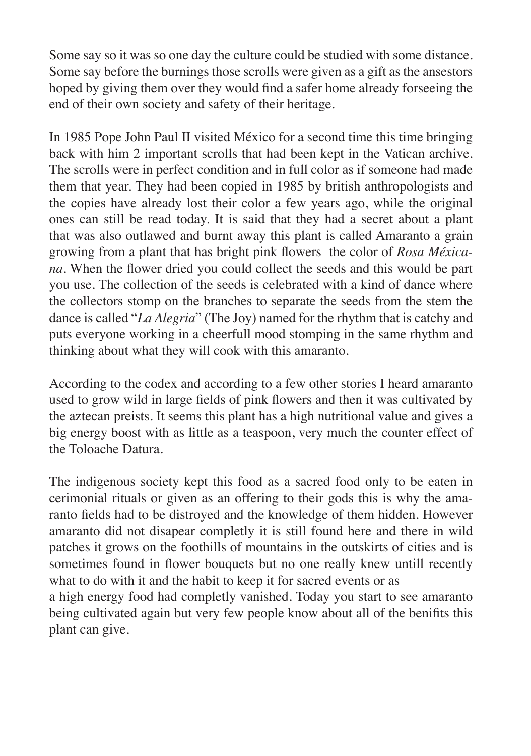Some say so it was so one day the culture could be studied with some distance. Some say before the burnings those scrolls were given as a gift as the ansestors hoped by giving them over they would find a safer home already forseeing the end of their own society and safety of their heritage.

In 1985 Pope John Paul II visited México for a second time this time bringing back with him 2 important scrolls that had been kept in the Vatican archive. The scrolls were in perfect condition and in full color as if someone had made them that year. They had been copied in 1985 by british anthropologists and the copies have already lost their color a few years ago, while the original ones can still be read today. It is said that they had a secret about a plant that was also outlawed and burnt away this plant is called Amaranto a grain growing from a plant that has bright pink flowers the color of *Rosa Méxicana*. When the flower dried you could collect the seeds and this would be part you use. The collection of the seeds is celebrated with a kind of dance where the collectors stomp on the branches to separate the seeds from the stem the dance is called "*La Alegria*" (The Joy) named for the rhythm that is catchy and puts everyone working in a cheerfull mood stomping in the same rhythm and thinking about what they will cook with this amaranto.

According to the codex and according to a few other stories I heard amaranto used to grow wild in large fields of pink flowers and then it was cultivated by the aztecan preists. It seems this plant has a high nutritional value and gives a big energy boost with as little as a teaspoon, very much the counter effect of the Toloache Datura.

The indigenous society kept this food as a sacred food only to be eaten in cerimonial rituals or given as an offering to their gods this is why the amaranto fields had to be distroyed and the knowledge of them hidden. However amaranto did not disapear completly it is still found here and there in wild patches it grows on the foothills of mountains in the outskirts of cities and is sometimes found in flower bouquets but no one really knew untill recently what to do with it and the habit to keep it for sacred events or as
a high energy food had completly vanished. Today you start to see amaranto being cultivated again but very few people know about all of the benifits this plant can give.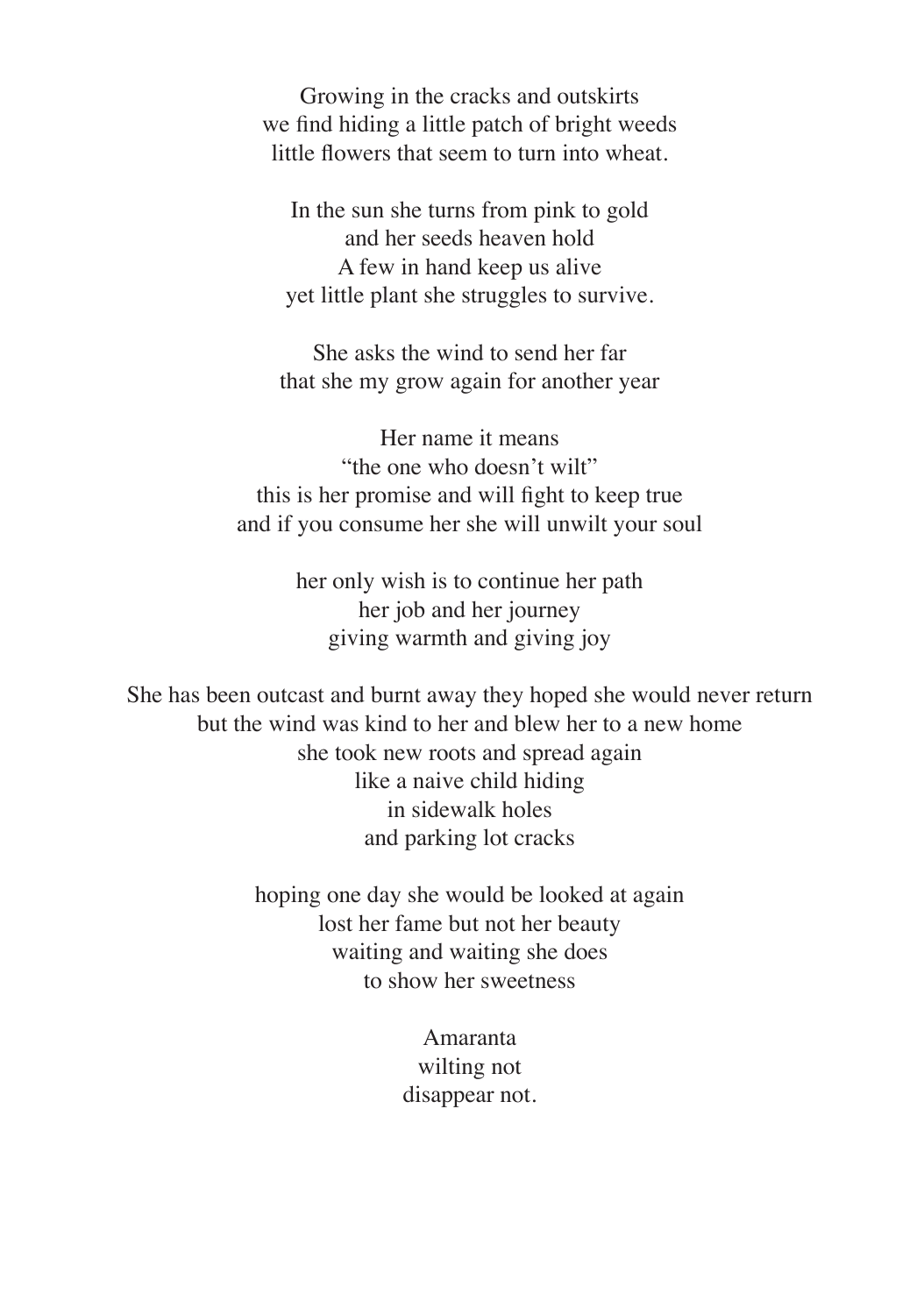Growing in the cracks and outskirts  
we find hiding a little patch of bright weeds  
little flowers that seem to turn into wheat.

In the sun she turns from pink to gold  
and her seeds heaven hold  
A few in hand keep us alive  
yet little plant she struggles to survive.

She asks the wind to send her far  
that she my grow again for another year

Her name it means  
"the one who doesn't wilt"  
this is her promise and will fight to keep true  
and if you consume her she will unwilt your soul

her only wish is to continue her path  
her job and her journey  
giving warmth and giving joy

She has been outcast and burnt away they hoped she would never return  
but the wind was kind to her and blew her to a new home  
she took new roots and spread again  
like a naive child hiding  
in sidewalk holes  
and parking lot cracks

hoping one day she would be looked at again  
lost her fame but not her beauty  
waiting and waiting she does  
to show her sweetness

Amaranta  
wilting not  
disappear not.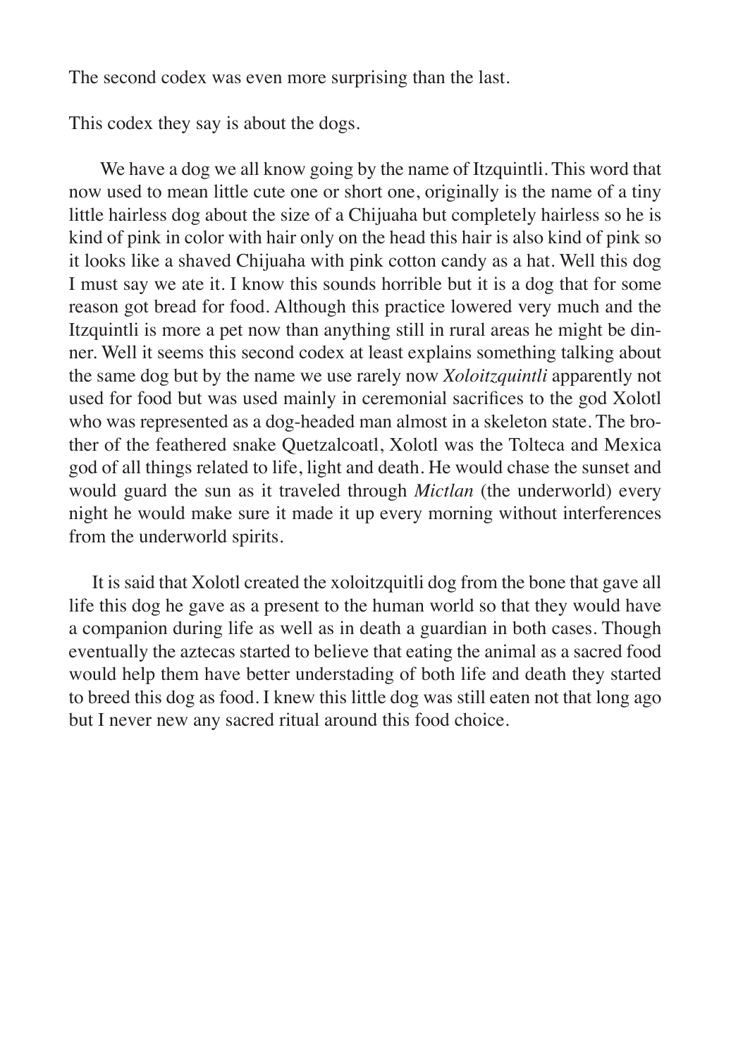The second codex was even more surprising than the last.

This codex they say is about the dogs.

We have a dog we all know going by the name of Itzquintli. This word that now used to mean little cute one or short one, originally is the name of a tiny little hairless dog about the size of a Chijuaha but completely hairless so he is kind of pink in color with hair only on the head this hair is also kind of pink so it looks like a shaved Chijuaha with pink cotton candy as a hat. Well this dog I must say we ate it. I know this sounds horrible but it is a dog that for some reason got bread for food. Although this practice lowered very much and the Itzquintli is more a pet now than anything still in rural areas he might be dinner. Well it seems this second codex at least explains something talking about the same dog but by the name we use rarely now *Xoloitzquintli* apparently not used for food but was used mainly in ceremonial sacrifices to the god Xolotl who was represented as a dog-headed man almost in a skeleton state. The brother of the feathered snake Quetzalcoatl, Xolotl was the Tolteca and Mexica god of all things related to life, light and death. He would chase the sunset and would guard the sun as it traveled through *Mictlan* (the underworld) every night he would make sure it made it up every morning without interferences from the underworld spirits.

It is said that Xolotl created the xoloitzquitli dog from the bone that gave all life this dog he gave as a present to the human world so that they would have a companion during life as well as in death a guardian in both cases. Though eventually the aztecas started to believe that eating the animal as a sacred food would help them have better understading of both life and death they started to breed this dog as food. I knew this little dog was still eaten not that long ago but I never new any sacred ritual around this food choice.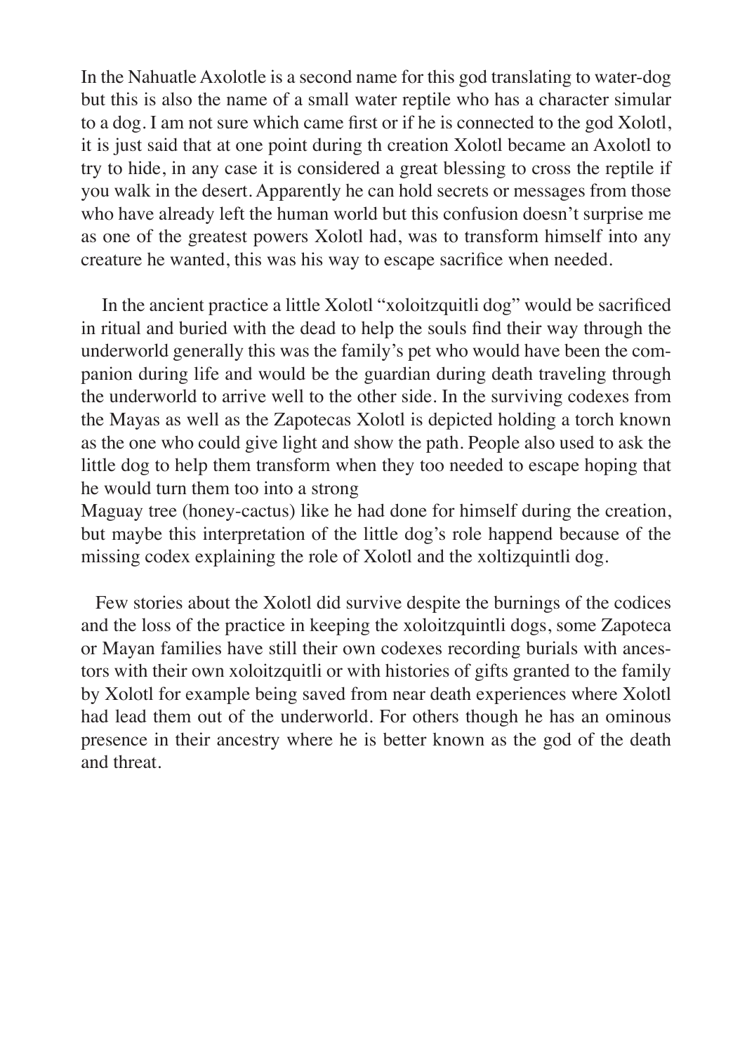In the Nahuatle Axolotle is a second name for this god translating to water-dog but this is also the name of a small water reptile who has a character simular to a dog. I am not sure which came first or if he is connected to the god Xolotl, it is just said that at one point during th creation Xolotl became an Axolotl to try to hide, in any case it is considered a great blessing to cross the reptile if you walk in the desert. Apparently he can hold secrets or messages from those who have already left the human world but this confusion doesn't surprise me as one of the greatest powers Xolotl had, was to transform himself into any creature he wanted, this was his way to escape sacrifice when needed.

In the ancient practice a little Xolotl "xoloitzquitli dog" would be sacrificed in ritual and buried with the dead to help the souls find their way through the underworld generally this was the family's pet who would have been the companion during life and would be the guardian during death traveling through the underworld to arrive well to the other side. In the surviving codexes from the Mayas as well as the Zapotecas Xolotl is depicted holding a torch known as the one who could give light and show the path. People also used to ask the little dog to help them transform when they too needed to escape hoping that he would turn them too into a strong
Maguay tree (honey-cactus) like he had done for himself during the creation, but maybe this interpretation of the little dog's role happend because of the missing codex explaining the role of Xolotl and the xoltizquintli dog.

Few stories about the Xolotl did survive despite the burnings of the codices and the loss of the practice in keeping the xoloitzquintli dogs, some Zapoteca or Mayan families have still their own codexes recording burials with ancestors with their own xoloitzquitli or with histories of gifts granted to the family by Xolotl for example being saved from near death experiences where Xolotl had lead them out of the underworld. For others though he has an ominous presence in their ancestry where he is better known as the god of the death and threat.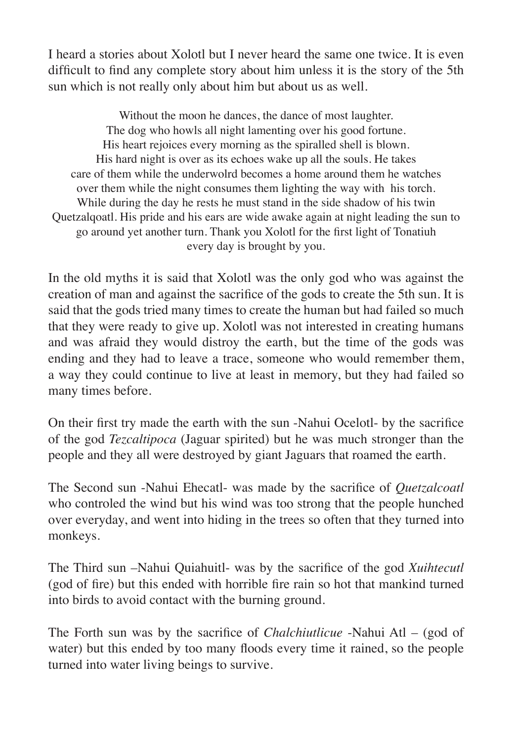I heard a stories about Xolotl but I never heard the same one twice. It is even difficult to find any complete story about him unless it is the story of the 5th sun which is not really only about him but about us as well.

<center>
Without the moon he dances, the dance of most laughter.<br>
The dog who howls all night lamenting over his good fortune.<br>
His heart rejoices every morning as the spiralled shell is blown.<br>
His hard night is over as its echoes wake up all the souls. He takes<br>
care of them while the underwolrd becomes a home around them he watches<br>
over them while the night consumes them lighting the way with his torch.<br>
While during the day he rests he must stand in the side shadow of his twin<br>
Quetzalqoatl. His pride and his ears are wide awake again at night leading the sun to<br>
go around yet another turn. Thank you Xolotl for the first light of Tonatiuh<br>
every day is brought by you.
</center>

In the old myths it is said that Xolotl was the only god who was against the creation of man and against the sacrifice of the gods to create the 5th sun. It is said that the gods tried many times to create the human but had failed so much that they were ready to give up. Xolotl was not interested in creating humans and was afraid they would distroy the earth, but the time of the gods was ending and they had to leave a trace, someone who would remember them, a way they could continue to live at least in memory, but they had failed so many times before.

On their first try made the earth with the sun -Nahui Ocelotl- by the sacrifice of the god *Tezcaltipoca* (Jaguar spirited) but he was much stronger than the people and they all were destroyed by giant Jaguars that roamed the earth.

The Second sun -Nahui Ehecatl- was made by the sacrifice of *Quetzalcoatl* who controled the wind but his wind was too strong that the people hunched over everyday, and went into hiding in the trees so often that they turned into monkeys.

The Third sun –Nahui Quiahuitl- was by the sacrifice of the god *Xuihtecutl* (god of fire) but this ended with horrible fire rain so hot that mankind turned into birds to avoid contact with the burning ground.

The Forth sun was by the sacrifice of *Chalchiutlicue* -Nahui Atl – (god of water) but this ended by too many floods every time it rained, so the people turned into water living beings to survive.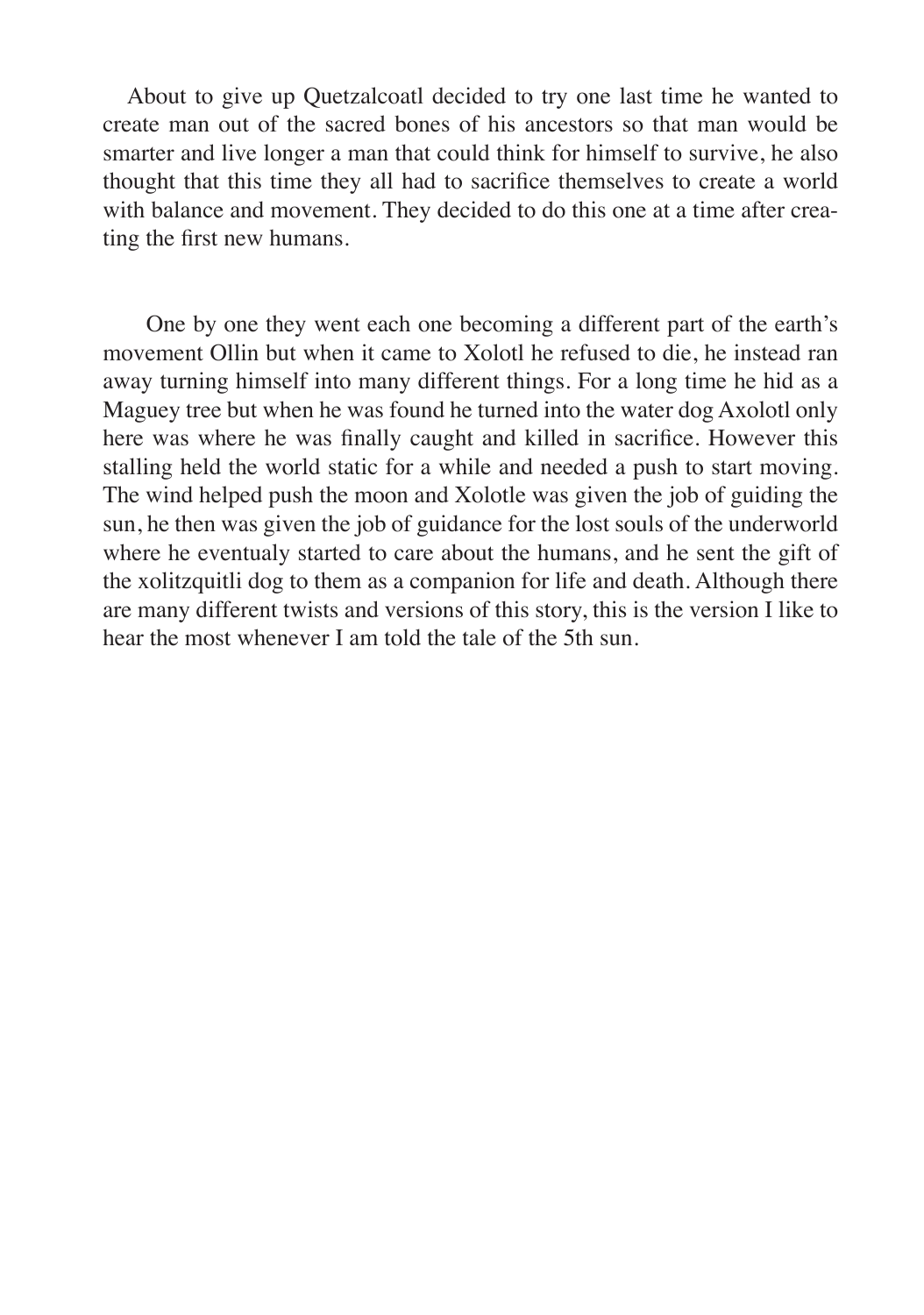About to give up Quetzalcoatl decided to try one last time he wanted to create man out of the sacred bones of his ancestors so that man would be smarter and live longer a man that could think for himself to survive, he also thought that this time they all had to sacrifice themselves to create a world with balance and movement. They decided to do this one at a time after creating the first new humans.

One by one they went each one becoming a different part of the earth's movement Ollin but when it came to Xolotl he refused to die, he instead ran away turning himself into many different things. For a long time he hid as a Maguey tree but when he was found he turned into the water dog Axolotl only here was where he was finally caught and killed in sacrifice. However this stalling held the world static for a while and needed a push to start moving. The wind helped push the moon and Xolotle was given the job of guiding the sun, he then was given the job of guidance for the lost souls of the underworld where he eventualy started to care about the humans, and he sent the gift of the xolitzquitli dog to them as a companion for life and death. Although there are many different twists and versions of this story, this is the version I like to hear the most whenever I am told the tale of the 5th sun.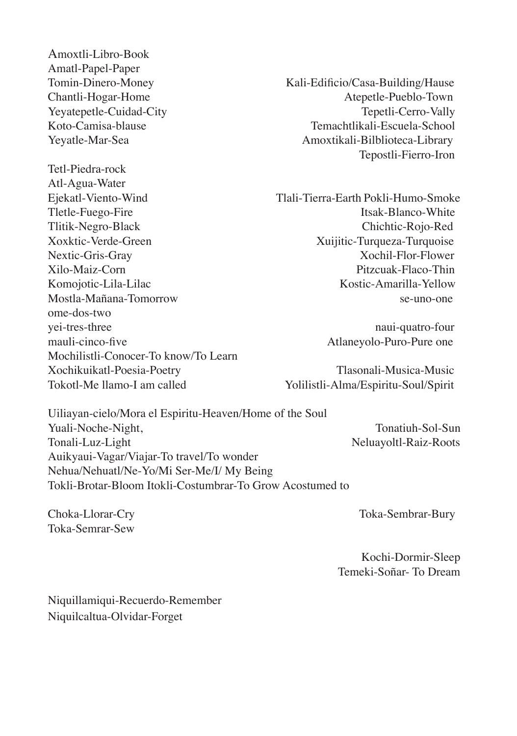Amoxtli-Libro-Book
Amatl-Papel-Paper
Tomin-Dinero-Money
Chantli-Hogar-Home
Yeyatepetle-Cuidad-City
Koto-Camisa-blause
Yeyatle-Mar-Sea

Kali-Edificio/Casa-Building/Hause
Atepetle-Pueblo-Town
Tepetli-Cerro-Vally
Temachtlikali-Escuela-School
Amoxtikali-Bilblioteca-Library
Tepostli-Fierro-Iron

Tetl-Piedra-rock
Atl-Agua-Water
Ejekatl-Viento-Wind
Tletle-Fuego-Fire
Tlitik-Negro-Black
Xoxktic-Verde-Green
Nextic-Gris-Gray
Xilo-Maiz-Corn
Komojotic-Lila-Lilac
Mostla-Mañana-Tomorrow
ome-dos-two
yei-tres-three
mauli-cinco-five
Mochilistli-Conocer-To know/To Learn
Xochikuikatl-Poesia-Poetry
Tokotl-Me llamo-I am called

Tlali-Tierra-Earth Pokli-Humo-Smoke
Itsak-Blanco-White
Chichtic-Rojo-Red
Xuijitic-Turqueza-Turquoise
Xochil-Flor-Flower
Pitzcuak-Flaco-Thin
Kostic-Amarilla-Yellow
se-uno-one

naui-quatro-four
Atlaneyolo-Puro-Pure one

Tlasonali-Musica-Music
Yolilistli-Alma/Espiritu-Soul/Spirit

Uiliayan-cielo/Mora el Espiritu-Heaven/Home of the Soul
Yuali-Noche-Night,
Tonatiuh-Sol-Sun
Tonali-Luz-Light
Neluayoltl-Raiz-Roots
Auikyaui-Vagar/Viajar-To travel/To wonder
Nehua/Nehuatl/Ne-Yo/Mi Ser-Me/I/ My Being
Tokli-Brotar-Bloom Itokli-Costumbrar-To Grow Acostumed to

Choka-Llorar-Cry
Toka-Sembrar-Bury
Toka-Semrar-Sew

Kochi-Dormir-Sleep
Temeki-Soñar- To Dream

Niquillamiqui-Recuerdo-Remember
Niquilcaltua-Olvidar-Forget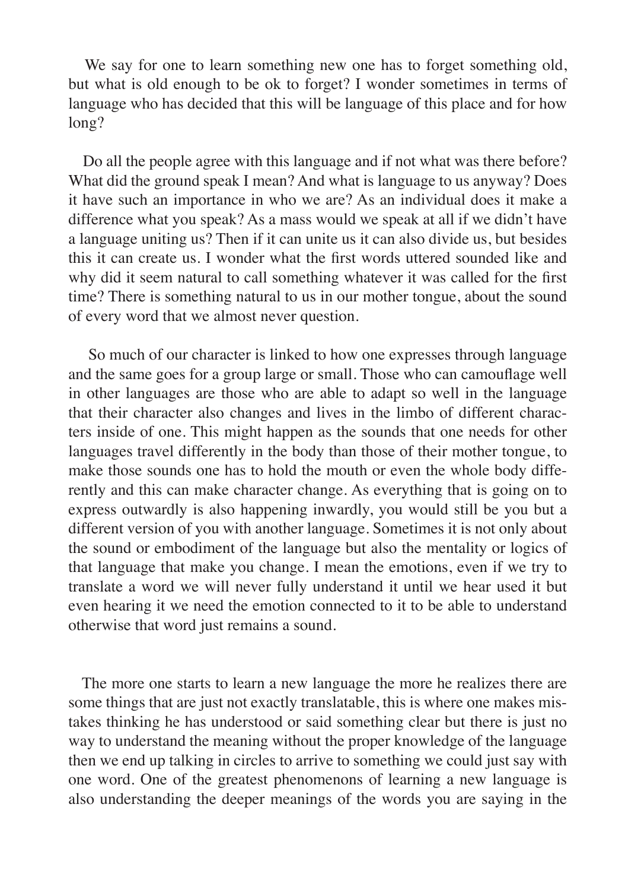We say for one to learn something new one has to forget something old, but what is old enough to be ok to forget? I wonder sometimes in terms of language who has decided that this will be language of this place and for how long?

Do all the people agree with this language and if not what was there before? What did the ground speak I mean? And what is language to us anyway? Does it have such an importance in who we are? As an individual does it make a difference what you speak? As a mass would we speak at all if we didn't have a language uniting us? Then if it can unite us it can also divide us, but besides this it can create us. I wonder what the first words uttered sounded like and why did it seem natural to call something whatever it was called for the first time? There is something natural to us in our mother tongue, about the sound of every word that we almost never question.

So much of our character is linked to how one expresses through language and the same goes for a group large or small. Those who can camouflage well in other languages are those who are able to adapt so well in the language that their character also changes and lives in the limbo of different characters inside of one. This might happen as the sounds that one needs for other languages travel differently in the body than those of their mother tongue, to make those sounds one has to hold the mouth or even the whole body differently and this can make character change. As everything that is going on to express outwardly is also happening inwardly, you would still be you but a different version of you with another language. Sometimes it is not only about the sound or embodiment of the language but also the mentality or logics of that language that make you change. I mean the emotions, even if we try to translate a word we will never fully understand it until we hear used it but even hearing it we need the emotion connected to it to be able to understand otherwise that word just remains a sound.

The more one starts to learn a new language the more he realizes there are some things that are just not exactly translatable, this is where one makes mistakes thinking he has understood or said something clear but there is just no way to understand the meaning without the proper knowledge of the language then we end up talking in circles to arrive to something we could just say with one word. One of the greatest phenomenons of learning a new language is also understanding the deeper meanings of the words you are saying in the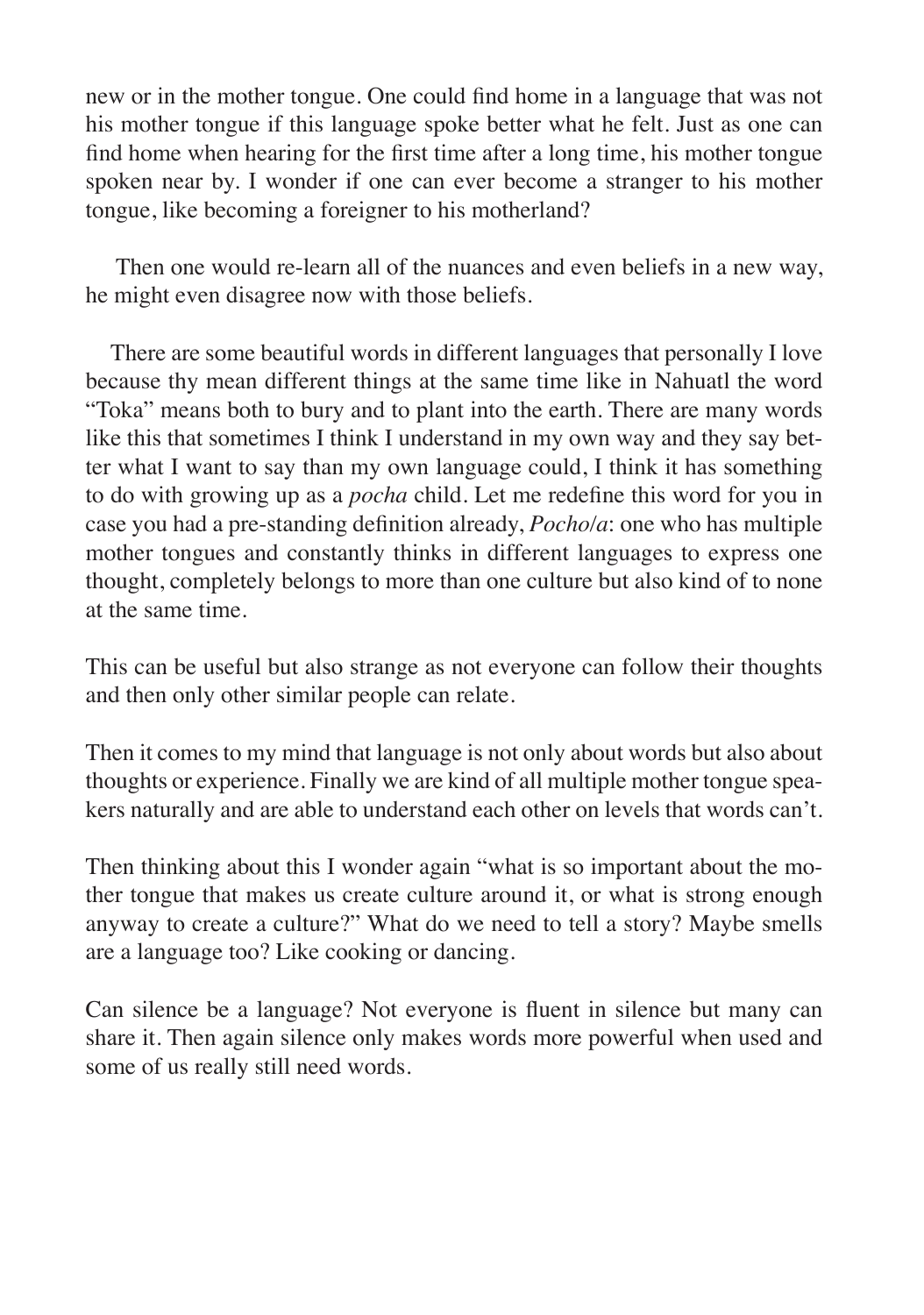new or in the mother tongue. One could find home in a language that was not his mother tongue if this language spoke better what he felt. Just as one can find home when hearing for the first time after a long time, his mother tongue spoken near by. I wonder if one can ever become a stranger to his mother tongue, like becoming a foreigner to his motherland?

Then one would re-learn all of the nuances and even beliefs in a new way, he might even disagree now with those beliefs.

There are some beautiful words in different languages that personally I love because thy mean different things at the same time like in Nahuatl the word "Toka" means both to bury and to plant into the earth. There are many words like this that sometimes I think I understand in my own way and they say better what I want to say than my own language could, I think it has something to do with growing up as a *pocha* child. Let me redefine this word for you in case you had a pre-standing definition already, *Pocho/a*: one who has multiple mother tongues and constantly thinks in different languages to express one thought, completely belongs to more than one culture but also kind of to none at the same time.

This can be useful but also strange as not everyone can follow their thoughts and then only other similar people can relate.

Then it comes to my mind that language is not only about words but also about thoughts or experience. Finally we are kind of all multiple mother tongue speakers naturally and are able to understand each other on levels that words can't.

Then thinking about this I wonder again "what is so important about the mother tongue that makes us create culture around it, or what is strong enough anyway to create a culture?" What do we need to tell a story? Maybe smells are a language too? Like cooking or dancing.

Can silence be a language? Not everyone is fluent in silence but many can share it. Then again silence only makes words more powerful when used and some of us really still need words.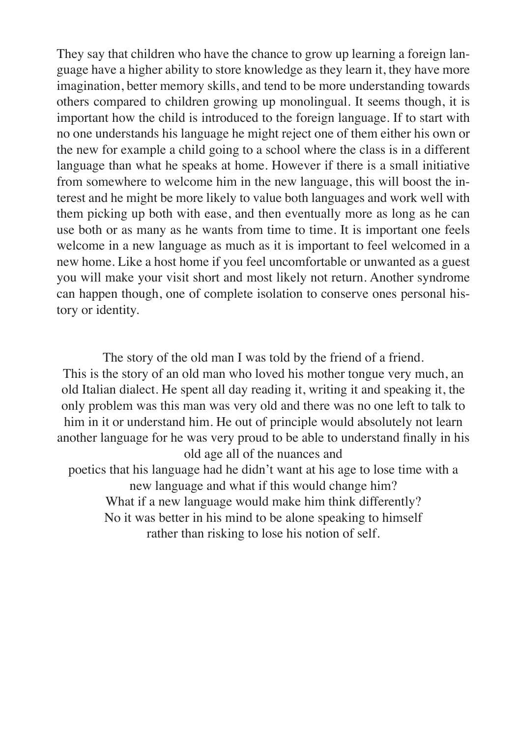They say that children who have the chance to grow up learning a foreign language have a higher ability to store knowledge as they learn it, they have more imagination, better memory skills, and tend to be more understanding towards others compared to children growing up monolingual. It seems though, it is important how the child is introduced to the foreign language. If to start with no one understands his language he might reject one of them either his own or the new for example a child going to a school where the class is in a different language than what he speaks at home. However if there is a small initiative from somewhere to welcome him in the new language, this will boost the interest and he might be more likely to value both languages and work well with them picking up both with ease, and then eventually more as long as he can use both or as many as he wants from time to time. It is important one feels welcome in a new language as much as it is important to feel welcomed in a new home. Like a host home if you feel uncomfortable or unwanted as a guest you will make your visit short and most likely not return. Another syndrome can happen though, one of complete isolation to conserve ones personal history or identity.

The story of the old man I was told by the friend of a friend.
This is the story of an old man who loved his mother tongue very much, an old Italian dialect. He spent all day reading it, writing it and speaking it, the only problem was this man was very old and there was no one left to talk to him in it or understand him. He out of principle would absolutely not learn another language for he was very proud to be able to understand finally in his old age all of the nuances and
poetics that his language had he didn't want at his age to lose time with a new language and what if this would change him?
What if a new language would make him think differently?
No it was better in his mind to be alone speaking to himself
rather than risking to lose his notion of self.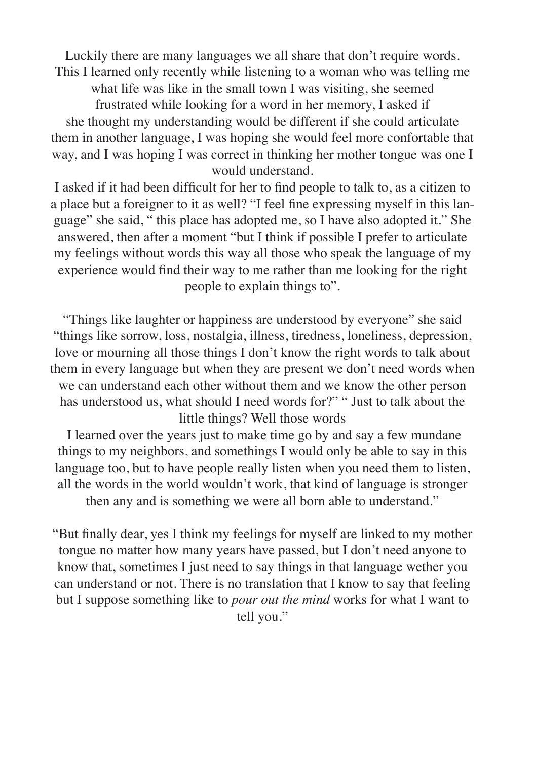Luckily there are many languages we all share that don't require words. This I learned only recently while listening to a woman who was telling me what life was like in the small town I was visiting, she seemed frustrated while looking for a word in her memory, I asked if she thought my understanding would be different if she could articulate them in another language, I was hoping she would feel more confortable that way, and I was hoping I was correct in thinking her mother tongue was one I would understand.

I asked if it had been difficult for her to find people to talk to, as a citizen to a place but a foreigner to it as well? "I feel fine expressing myself in this language" she said, " this place has adopted me, so I have also adopted it." She answered, then after a moment "but I think if possible I prefer to articulate my feelings without words this way all those who speak the language of my experience would find their way to me rather than me looking for the right people to explain things to".

"Things like laughter or happiness are understood by everyone" she said "things like sorrow, loss, nostalgia, illness, tiredness, loneliness, depression, love or mourning all those things I don't know the right words to talk about them in every language but when they are present we don't need words when we can understand each other without them and we know the other person has understood us, what should I need words for?" " Just to talk about the little things? Well those words

I learned over the years just to make time go by and say a few mundane things to my neighbors, and somethings I would only be able to say in this language too, but to have people really listen when you need them to listen, all the words in the world wouldn't work, that kind of language is stronger then any and is something we were all born able to understand."

"But finally dear, yes I think my feelings for myself are linked to my mother tongue no matter how many years have passed, but I don't need anyone to know that, sometimes I just need to say things in that language wether you can understand or not. There is no translation that I know to say that feeling but I suppose something like to *pour out the mind* works for what I want to tell you."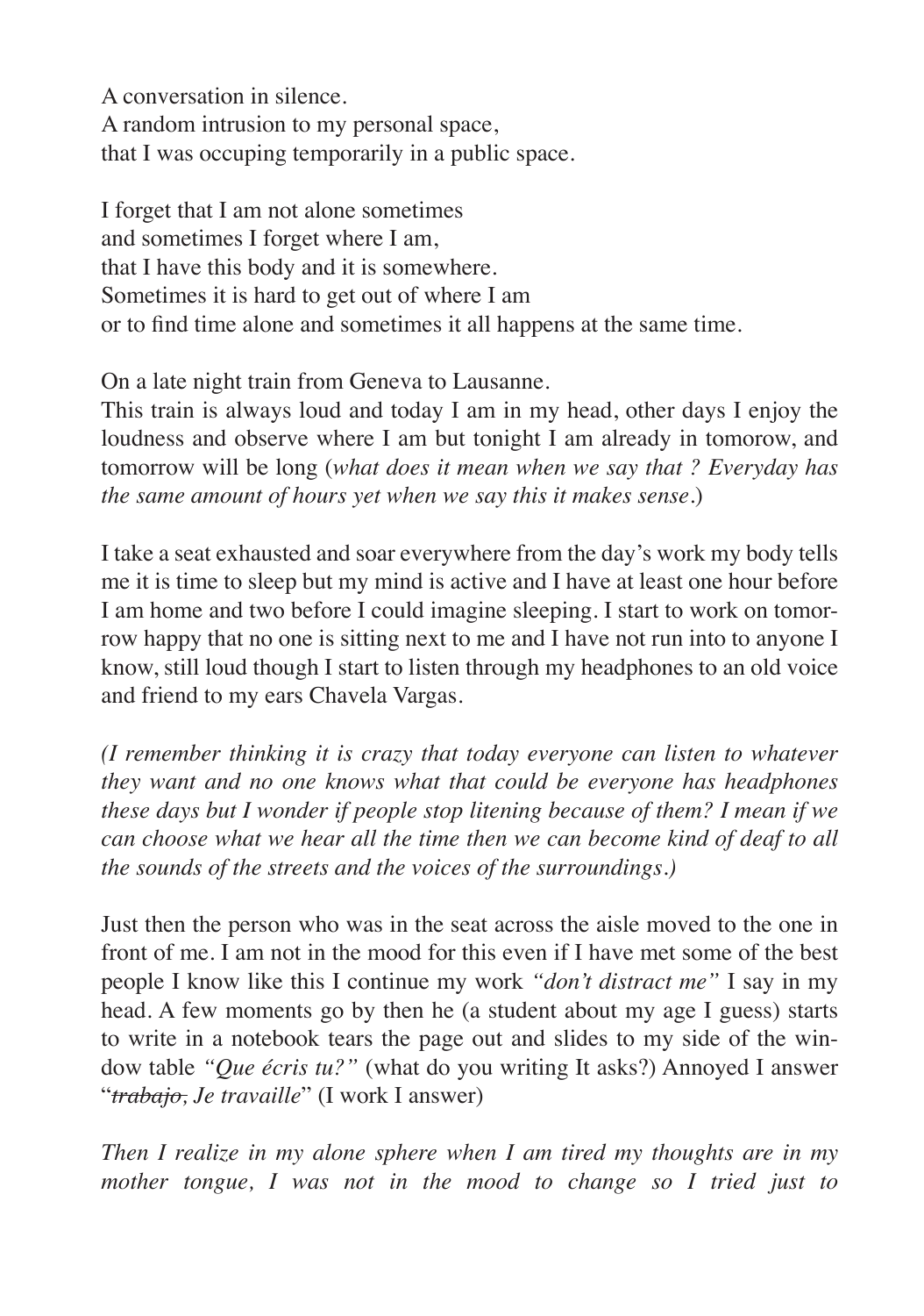A conversation in silence.
A random intrusion to my personal space,
that I was occuping temporarily in a public space.

I forget that I am not alone sometimes
and sometimes I forget where I am,
that I have this body and it is somewhere.
Sometimes it is hard to get out of where I am
or to find time alone and sometimes it all happens at the same time.

On a late night train from Geneva to Lausanne.
This train is always loud and today I am in my head, other days I enjoy the loudness and observe where I am but tonight I am already in tomorow, and tomorrow will be long (*what does it mean when we say that ? Everyday has the same amount of hours yet when we say this it makes sense*.)

I take a seat exhausted and soar everywhere from the day's work my body tells me it is time to sleep but my mind is active and I have at least one hour before I am home and two before I could imagine sleeping. I start to work on tomorrow happy that no one is sitting next to me and I have not run into to anyone I know, still loud though I start to listen through my headphones to an old voice and friend to my ears Chavela Vargas.

*(I remember thinking it is crazy that today everyone can listen to whatever they want and no one knows what that could be everyone has headphones these days but I wonder if people stop litening because of them? I mean if we can choose what we hear all the time then we can become kind of deaf to all the sounds of the streets and the voices of the surroundings.)*

Just then the person who was in the seat across the aisle moved to the one in front of me. I am not in the mood for this even if I have met some of the best people I know like this I continue my work *"don't distract me"* I say in my head. A few moments go by then he (a student about my age I guess) starts to write in a notebook tears the page out and slides to my side of the window table *"Que écris tu?"* (what do you writing It asks?) Annoyed I answer "~~*trabajo,*~~ *Je travaille*" (I work I answer)

*Then I realize in my alone sphere when I am tired my thoughts are in my mother tongue, I was not in the mood to change so I tried just to*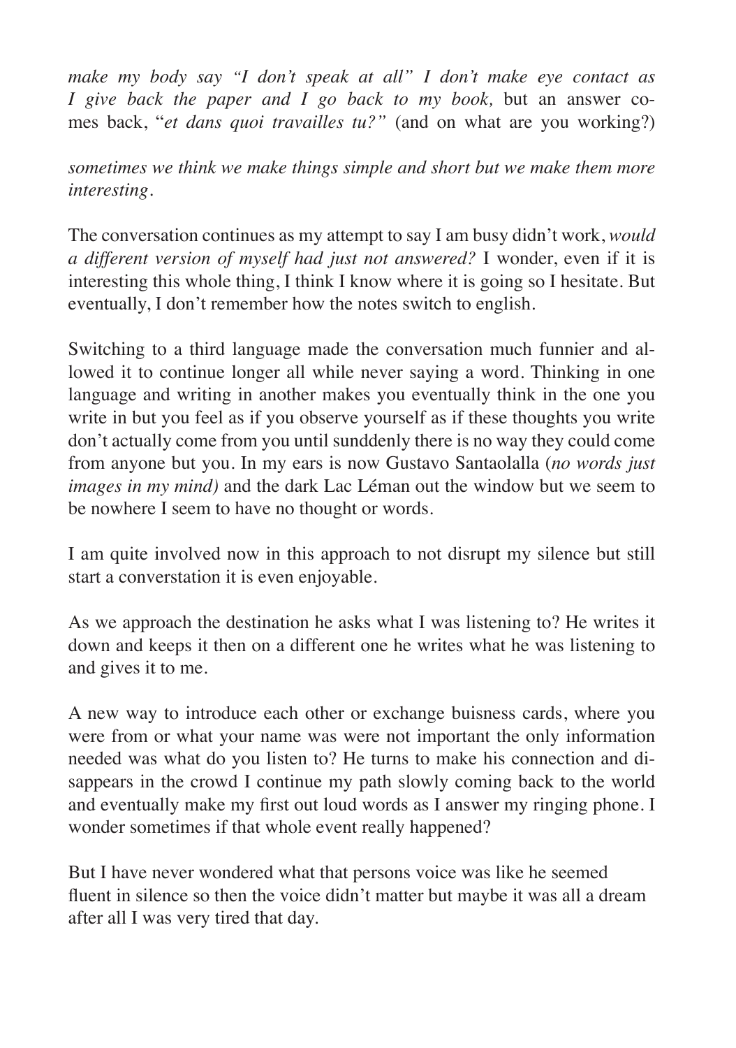*make my body say "I don't speak at all" I don't make eye contact as I give back the paper and I go back to my book,* but an answer comes back, "*et dans quoi travailles tu?"* (and on what are you working?)

*sometimes we think we make things simple and short but we make them more interesting.*

The conversation continues as my attempt to say I am busy didn't work, *would a different version of myself had just not answered?* I wonder, even if it is interesting this whole thing, I think I know where it is going so I hesitate. But eventually, I don't remember how the notes switch to english.

Switching to a third language made the conversation much funnier and allowed it to continue longer all while never saying a word. Thinking in one language and writing in another makes you eventually think in the one you write in but you feel as if you observe yourself as if these thoughts you write don't actually come from you until sunddenly there is no way they could come from anyone but you. In my ears is now Gustavo Santaolalla (*no words just images in my mind)* and the dark Lac Léman out the window but we seem to be nowhere I seem to have no thought or words.

I am quite involved now in this approach to not disrupt my silence but still start a converstation it is even enjoyable.

As we approach the destination he asks what I was listening to? He writes it down and keeps it then on a different one he writes what he was listening to and gives it to me.

A new way to introduce each other or exchange buisness cards, where you were from or what your name was were not important the only information needed was what do you listen to? He turns to make his connection and disappears in the crowd I continue my path slowly coming back to the world and eventually make my first out loud words as I answer my ringing phone. I wonder sometimes if that whole event really happened?

But I have never wondered what that persons voice was like he seemed fluent in silence so then the voice didn't matter but maybe it was all a dream after all I was very tired that day.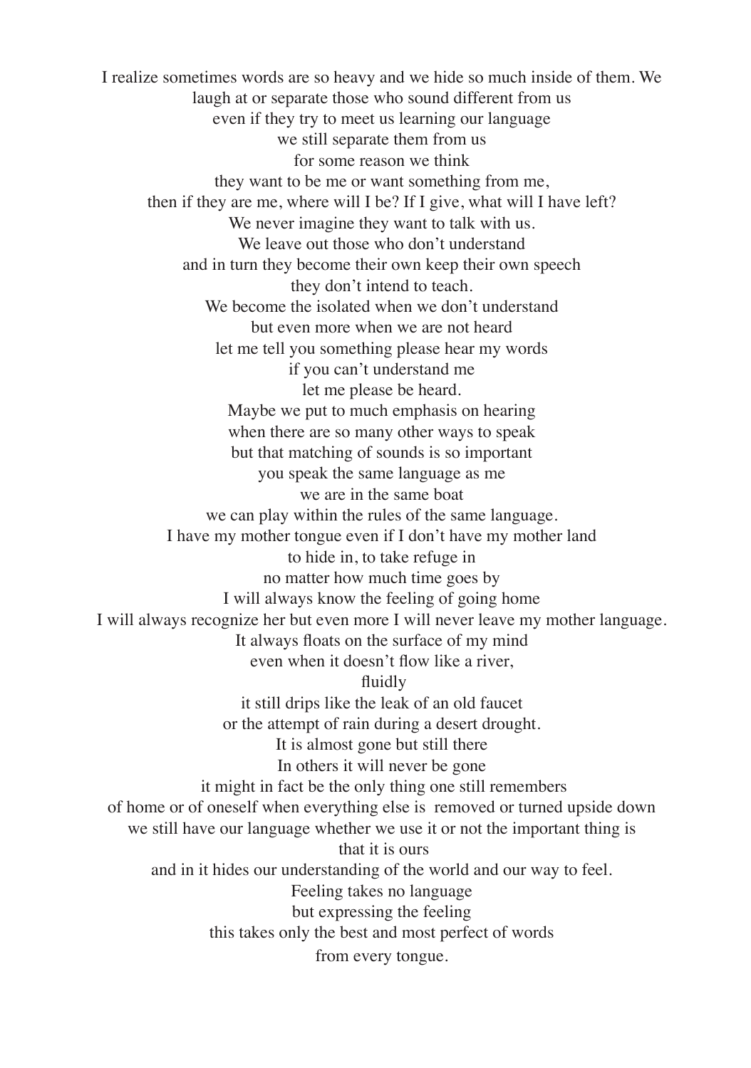I realize sometimes words are so heavy and we hide so much inside of them. We
laugh at or separate those who sound different from us
even if they try to meet us learning our language
we still separate them from us
for some reason we think
they want to be me or want something from me,
then if they are me, where will I be? If I give, what will I have left?
We never imagine they want to talk with us.
We leave out those who don't understand
and in turn they become their own keep their own speech
they don't intend to teach.
We become the isolated when we don't understand
but even more when we are not heard
let me tell you something please hear my words
if you can't understand me
let me please be heard.
Maybe we put to much emphasis on hearing
when there are so many other ways to speak
but that matching of sounds is so important
you speak the same language as me
we are in the same boat
we can play within the rules of the same language.
I have my mother tongue even if I don't have my mother land
to hide in, to take refuge in
no matter how much time goes by
I will always know the feeling of going home
I will always recognize her but even more I will never leave my mother language.
It always floats on the surface of my mind
even when it doesn't flow like a river,
fluidly
it still drips like the leak of an old faucet
or the attempt of rain during a desert drought.
It is almost gone but still there
In others it will never be gone
it might in fact be the only thing one still remembers
of home or of oneself when everything else is removed or turned upside down
we still have our language whether we use it or not the important thing is
that it is ours
and in it hides our understanding of the world and our way to feel.
Feeling takes no language
but expressing the feeling
this takes only the best and most perfect of words
from every tongue.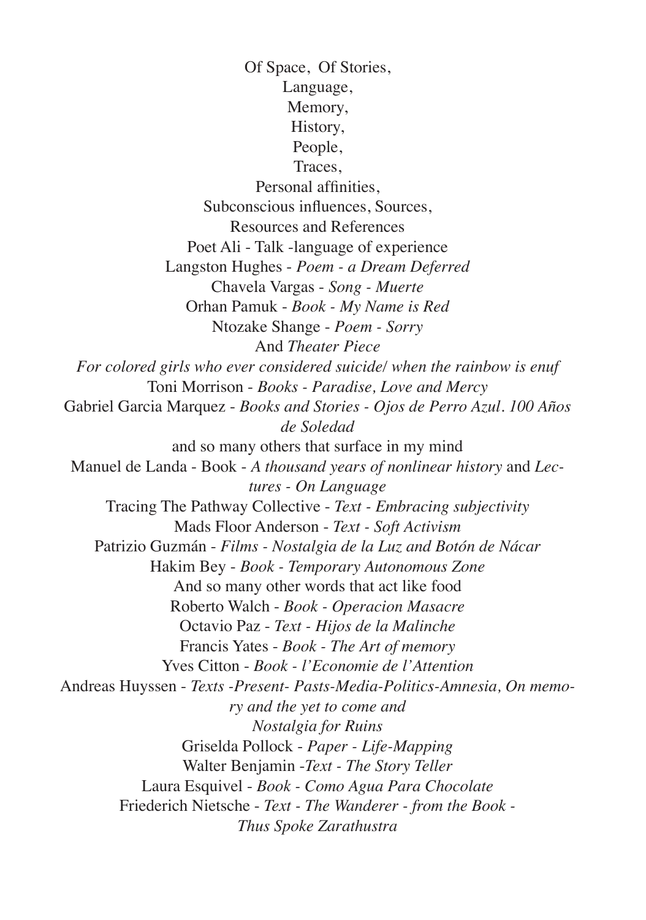Of Space, Of Stories,
Language,
Memory,
History,
People,
Traces,
Personal affinities,
Subconscious influences, Sources,
Resources and References

Poet Ali - Talk -language of experience

Langston Hughes - *Poem - a Dream Deferred*

Chavela Vargas - *Song - Muerte*

Orhan Pamuk - *Book - My Name is Red*

Ntozake Shange - *Poem - Sorry*
And *Theater Piece*
*For colored girls who ever considered suicide/ when the rainbow is enuf*

Toni Morrison - *Books - Paradise, Love and Mercy*

Gabriel Garcia Marquez - *Books and Stories - Ojos de Perro Azul. 100 Años de Soledad*

and so many others that surface in my mind

Manuel de Landa - Book - *A thousand years of nonlinear history* and *Lectures - On Language*

Tracing The Pathway Collective - *Text - Embracing subjectivity*

Mads Floor Anderson - *Text - Soft Activism*

Patrizio Guzmán - *Films - Nostalgia de la Luz and Botón de Nácar*

Hakim Bey - *Book - Temporary Autonomous Zone*

And so many other words that act like food

Roberto Walch - *Book - Operacion Masacre*

Octavio Paz - *Text - Hijos de la Malinche*

Francis Yates - *Book - The Art of memory*

Yves Citton - *Book - l'Economie de l'Attention*

Andreas Huyssen - *Texts -Present- Pasts-Media-Politics-Amnesia, On memory and the yet to come and*
*Nostalgia for Ruins*

Griselda Pollock - *Paper - Life-Mapping*

Walter Benjamin -*Text - The Story Teller*

Laura Esquivel - *Book - Como Agua Para Chocolate*

Friederich Nietsche - *Text - The Wanderer - from the Book - Thus Spoke Zarathustra*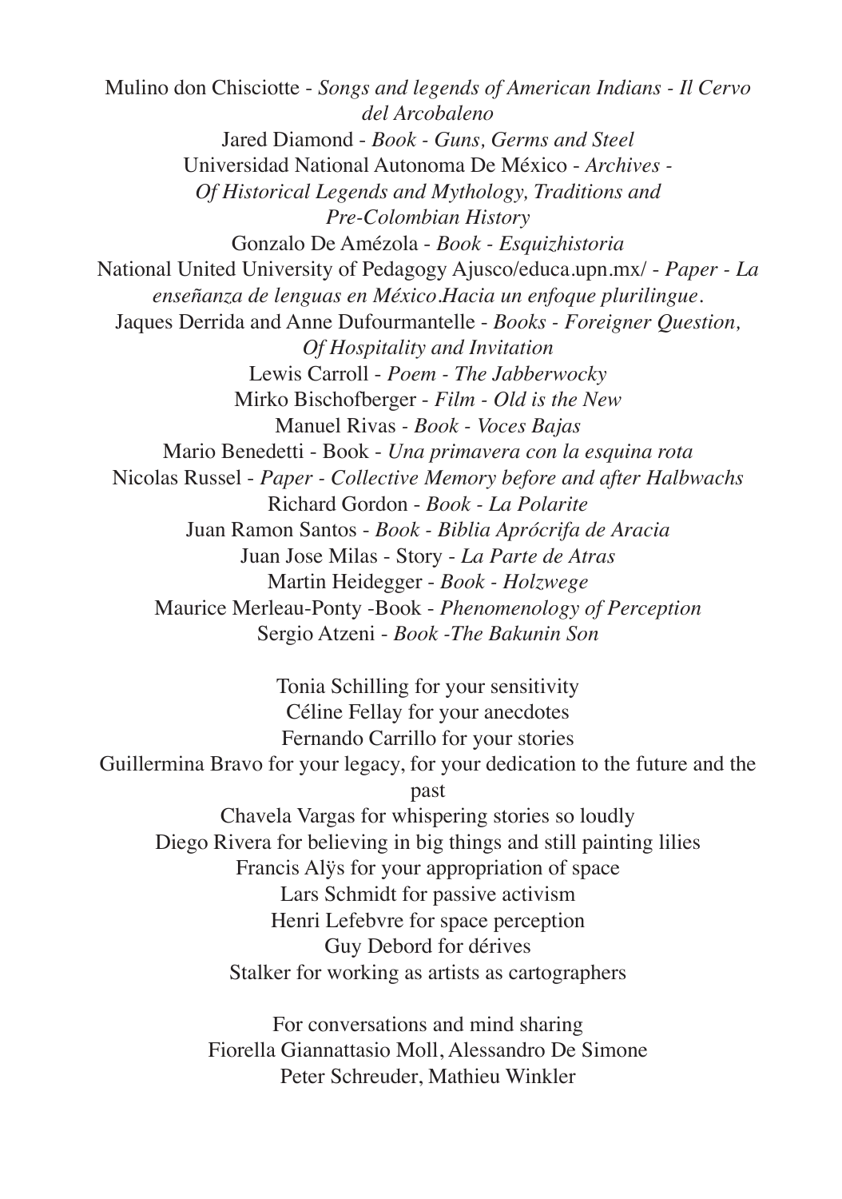Mulino don Chisciotte - *Songs and legends of American Indians - Il Cervo del Arcobaleno*
Jared Diamond - *Book - Guns, Germs and Steel*
Universidad National Autonoma De México - *Archives - Of Historical Legends and Mythology, Traditions and Pre-Colombian History*
Gonzalo De Amézola - *Book - Esquizhistoria*
National United University of Pedagogy Ajusco/educa.upn.mx/ - *Paper - La enseñanza de lenguas en México.Hacia un enfoque plurilingue.*
Jaques Derrida and Anne Dufourmantelle - *Books - Foreigner Question, Of Hospitality and Invitation*
Lewis Carroll - *Poem - The Jabberwocky*
Mirko Bischofberger - *Film - Old is the New*
Manuel Rivas - *Book - Voces Bajas*
Mario Benedetti - Book - *Una primavera con la esquina rota*
Nicolas Russel - *Paper - Collective Memory before and after Halbwachs*
Richard Gordon - *Book - La Polarite*
Juan Ramon Santos - *Book - Biblia Aprócrifa de Aracia*
Juan Jose Milas - Story - *La Parte de Atras*
Martin Heidegger - *Book - Holzwege*
Maurice Merleau-Ponty -Book - *Phenomenology of Perception*
Sergio Atzeni - *Book -The Bakunin Son*

Tonia Schilling for your sensitivity
Céline Fellay for your anecdotes
Fernando Carrillo for your stories
Guillermina Bravo for your legacy, for your dedication to the future and the past
Chavela Vargas for whispering stories so loudly
Diego Rivera for believing in big things and still painting lilies
Francis Alÿs for your appropriation of space
Lars Schmidt for passive activism
Henri Lefebvre for space perception
Guy Debord for dérives
Stalker for working as artists as cartographers

For conversations and mind sharing
Fiorella Giannattasio Moll, Alessandro De Simone
Peter Schreuder, Mathieu Winkler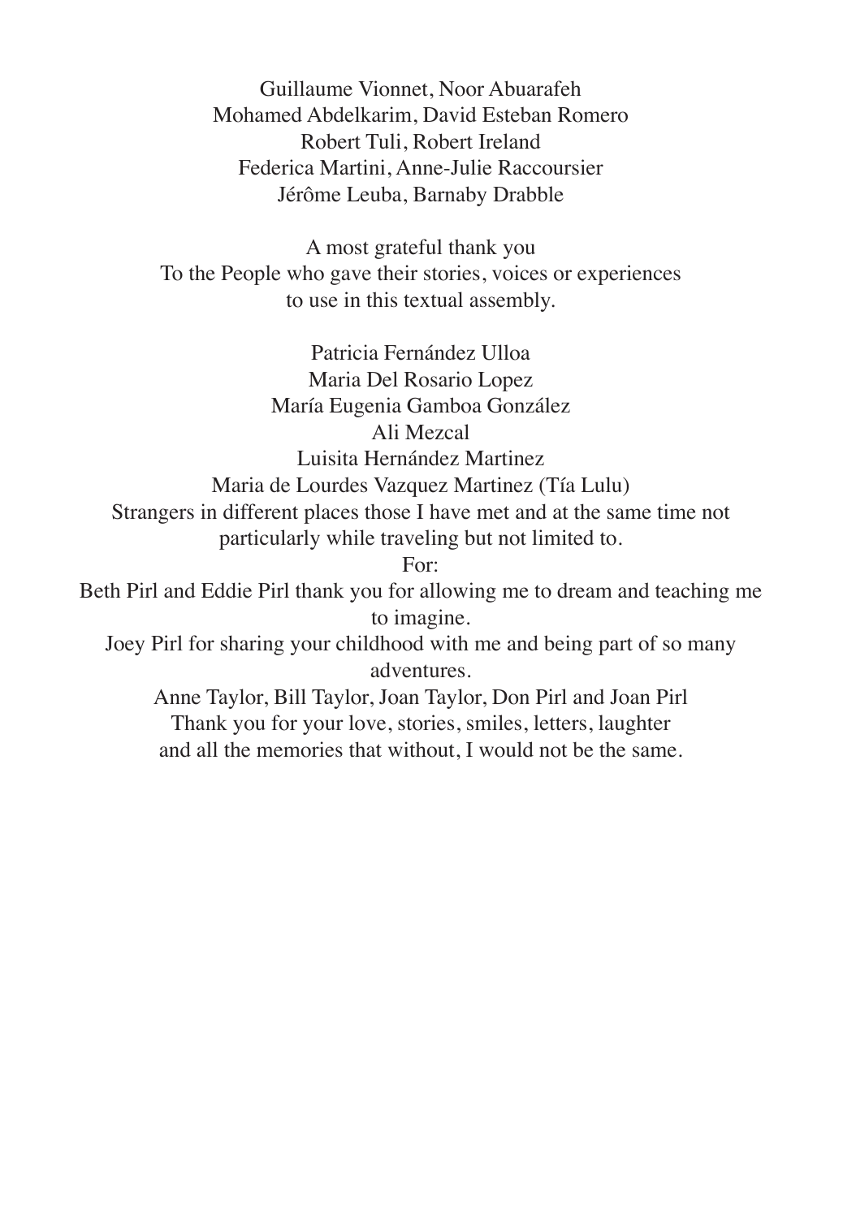Guillaume Vionnet, Noor Abuarafeh
Mohamed Abdelkarim, David Esteban Romero
Robert Tuli, Robert Ireland
Federica Martini, Anne-Julie Raccoursier
Jérôme Leuba, Barnaby Drabble

A most grateful thank you
To the People who gave their stories, voices or experiences
to use in this textual assembly.

Patricia Fernández Ulloa
Maria Del Rosario Lopez
María Eugenia Gamboa González
Ali Mezcal
Luisita Hernández Martinez
Maria de Lourdes Vazquez Martinez (Tía Lulu)
Strangers in different places those I have met and at the same time not
particularly while traveling but not limited to.
For:
Beth Pirl and Eddie Pirl thank you for allowing me to dream and teaching me
to imagine.
Joey Pirl for sharing your childhood with me and being part of so many
adventures.
Anne Taylor, Bill Taylor, Joan Taylor, Don Pirl and Joan Pirl
Thank you for your love, stories, smiles, letters, laughter
and all the memories that without, I would not be the same.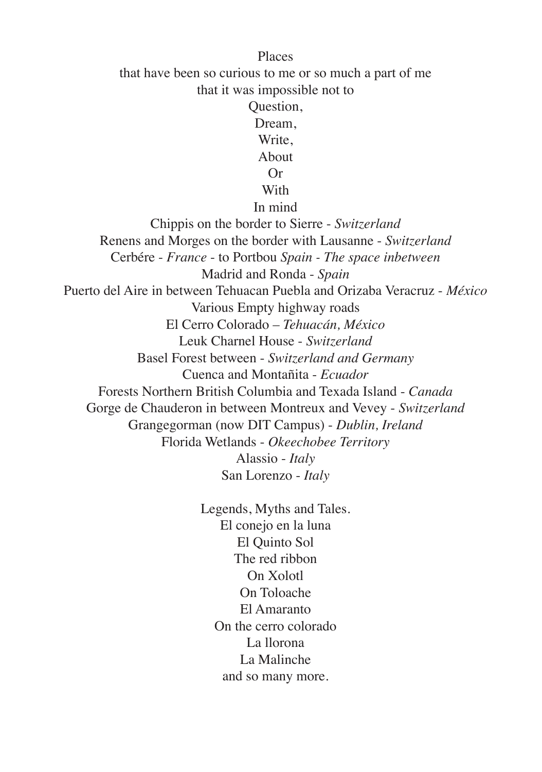Places
that have been so curious to me or so much a part of me
that it was impossible not to
Question,
Dream,
Write,
About
Or
With
In mind

Chippis on the border to Sierre - *Switzerland*
Renens and Morges on the border with Lausanne - *Switzerland*
Cerbére - *France* - to Portbou *Spain - The space inbetween*
Madrid and Ronda - *Spain*
Puerto del Aire in between Tehuacan Puebla and Orizaba Veracruz - *México*
Various Empty highway roads
El Cerro Colorado – *Tehuacán, México*
Leuk Charnel House - *Switzerland*
Basel Forest between - *Switzerland and Germany*
Cuenca and Montañita - *Ecuador*
Forests Northern British Columbia and Texada Island - *Canada*
Gorge de Chauderon in between Montreux and Vevey - *Switzerland*
Grangegorman (now DIT Campus) - *Dublin, Ireland*
Florida Wetlands - *Okeechobee Territory*
Alassio - *Italy*
San Lorenzo - *Italy*

Legends, Myths and Tales.
El conejo en la luna
El Quinto Sol
The red ribbon
On Xolotl
On Toloache
El Amaranto
On the cerro colorado
La llorona
La Malinche
and so many more.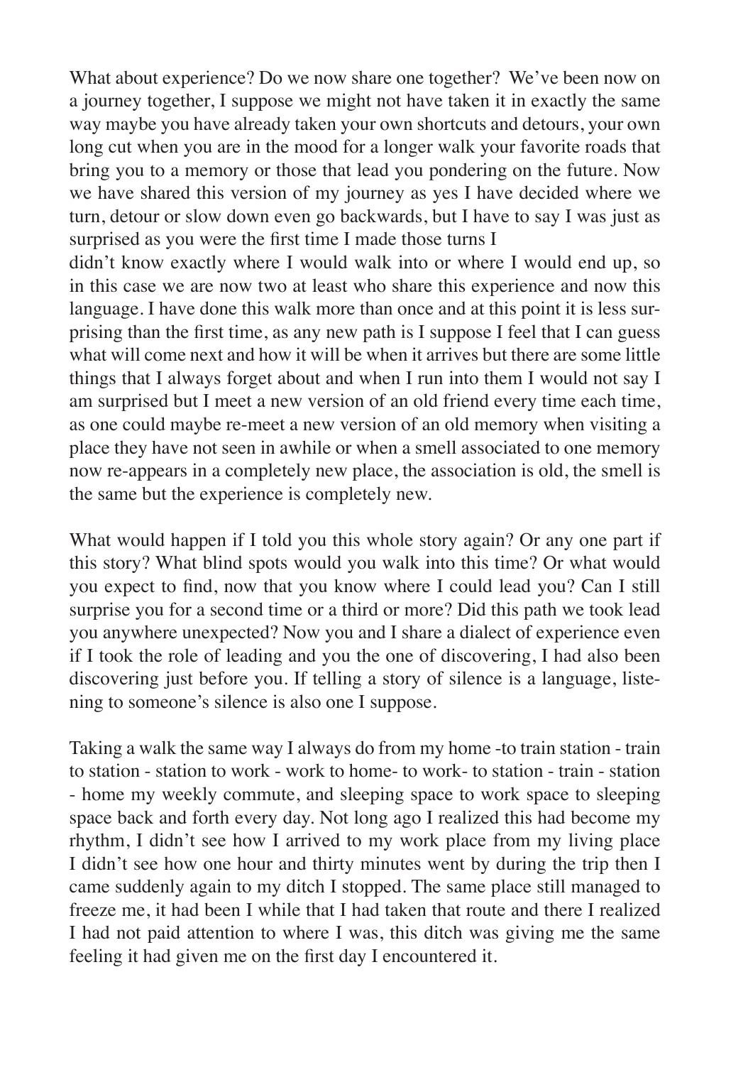What about experience? Do we now share one together? We've been now on a journey together, I suppose we might not have taken it in exactly the same way maybe you have already taken your own shortcuts and detours, your own long cut when you are in the mood for a longer walk your favorite roads that bring you to a memory or those that lead you pondering on the future. Now we have shared this version of my journey as yes I have decided where we turn, detour or slow down even go backwards, but I have to say I was just as surprised as you were the first time I made those turns I
didn't know exactly where I would walk into or where I would end up, so in this case we are now two at least who share this experience and now this language. I have done this walk more than once and at this point it is less surprising than the first time, as any new path is I suppose I feel that I can guess what will come next and how it will be when it arrives but there are some little things that I always forget about and when I run into them I would not say I am surprised but I meet a new version of an old friend every time each time, as one could maybe re-meet a new version of an old memory when visiting a place they have not seen in awhile or when a smell associated to one memory now re-appears in a completely new place, the association is old, the smell is the same but the experience is completely new.

What would happen if I told you this whole story again? Or any one part if this story? What blind spots would you walk into this time? Or what would you expect to find, now that you know where I could lead you? Can I still surprise you for a second time or a third or more? Did this path we took lead you anywhere unexpected? Now you and I share a dialect of experience even if I took the role of leading and you the one of discovering, I had also been discovering just before you. If telling a story of silence is a language, listening to someone's silence is also one I suppose.

Taking a walk the same way I always do from my home -to train station - train to station - station to work - work to home- to work- to station - train - station - home my weekly commute, and sleeping space to work space to sleeping space back and forth every day. Not long ago I realized this had become my rhythm, I didn't see how I arrived to my work place from my living place I didn't see how one hour and thirty minutes went by during the trip then I came suddenly again to my ditch I stopped. The same place still managed to freeze me, it had been I while that I had taken that route and there I realized I had not paid attention to where I was, this ditch was giving me the same feeling it had given me on the first day I encountered it.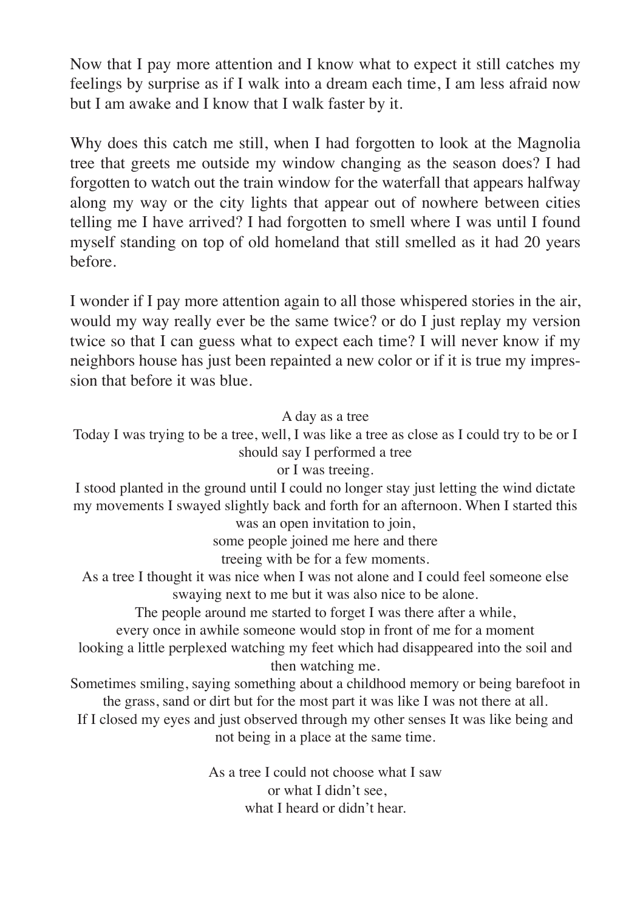Now that I pay more attention and I know what to expect it still catches my feelings by surprise as if I walk into a dream each time, I am less afraid now but I am awake and I know that I walk faster by it.

Why does this catch me still, when I had forgotten to look at the Magnolia tree that greets me outside my window changing as the season does? I had forgotten to watch out the train window for the waterfall that appears halfway along my way or the city lights that appear out of nowhere between cities telling me I have arrived? I had forgotten to smell where I was until I found myself standing on top of old homeland that still smelled as it had 20 years before.

I wonder if I pay more attention again to all those whispered stories in the air, would my way really ever be the same twice? or do I just replay my version twice so that I can guess what to expect each time? I will never know if my neighbors house has just been repainted a new color or if it is true my impression that before it was blue.

A day as a tree

Today I was trying to be a tree, well, I was like a tree as close as I could try to be or I should say I performed a tree
or I was treeing.

I stood planted in the ground until I could no longer stay just letting the wind dictate my movements I swayed slightly back and forth for an afternoon. When I started this was an open invitation to join,
some people joined me here and there
treeing with be for a few moments.

As a tree I thought it was nice when I was not alone and I could feel someone else swaying next to me but it was also nice to be alone.

The people around me started to forget I was there after a while,
every once in awhile someone would stop in front of me for a moment
looking a little perplexed watching my feet which had disappeared into the soil and then watching me.

Sometimes smiling, saying something about a childhood memory or being barefoot in the grass, sand or dirt but for the most part it was like I was not there at all.

If I closed my eyes and just observed through my other senses It was like being and not being in a place at the same time.

As a tree I could not choose what I saw
or what I didn't see,
what I heard or didn't hear.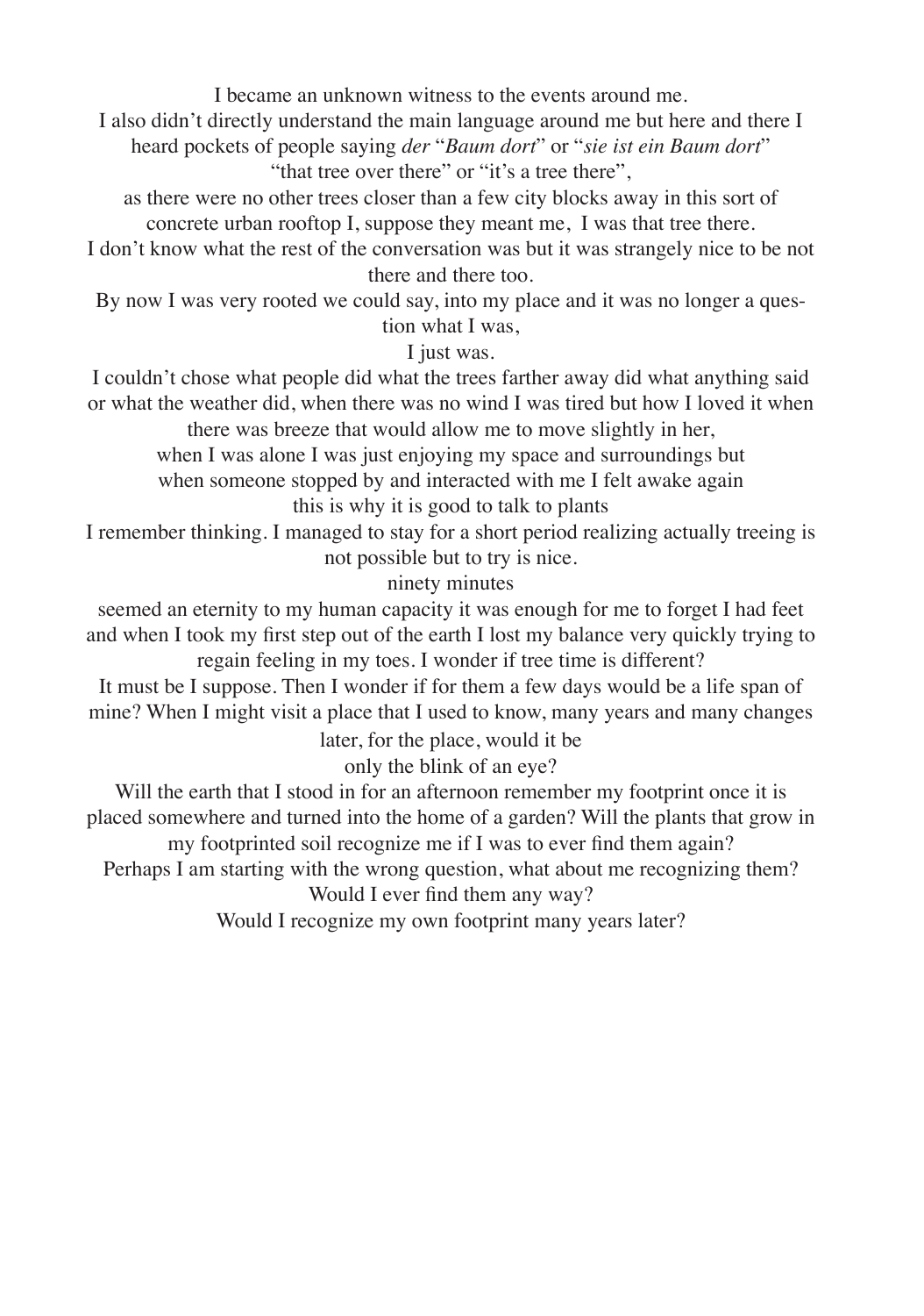I became an unknown witness to the events around me.
I also didn't directly understand the main language around me but here and there I heard pockets of people saying *der* "*Baum dort*" or "*sie ist ein Baum dort*"
"that tree over there" or "it's a tree there",
as there were no other trees closer than a few city blocks away in this sort of concrete urban rooftop I, suppose they meant me, I was that tree there.
I don't know what the rest of the conversation was but it was strangely nice to be not there and there too.
By now I was very rooted we could say, into my place and it was no longer a question what I was,
I just was.
I couldn't chose what people did what the trees farther away did what anything said or what the weather did, when there was no wind I was tired but how I loved it when there was breeze that would allow me to move slightly in her,
when I was alone I was just enjoying my space and surroundings but
when someone stopped by and interacted with me I felt awake again
this is why it is good to talk to plants
I remember thinking. I managed to stay for a short period realizing actually treeing is not possible but to try is nice.
ninety minutes
seemed an eternity to my human capacity it was enough for me to forget I had feet and when I took my first step out of the earth I lost my balance very quickly trying to regain feeling in my toes. I wonder if tree time is different?
It must be I suppose. Then I wonder if for them a few days would be a life span of mine? When I might visit a place that I used to know, many years and many changes later, for the place, would it be
only the blink of an eye?
Will the earth that I stood in for an afternoon remember my footprint once it is placed somewhere and turned into the home of a garden? Will the plants that grow in my footprinted soil recognize me if I was to ever find them again?
Perhaps I am starting with the wrong question, what about me recognizing them?
Would I ever find them any way?
Would I recognize my own footprint many years later?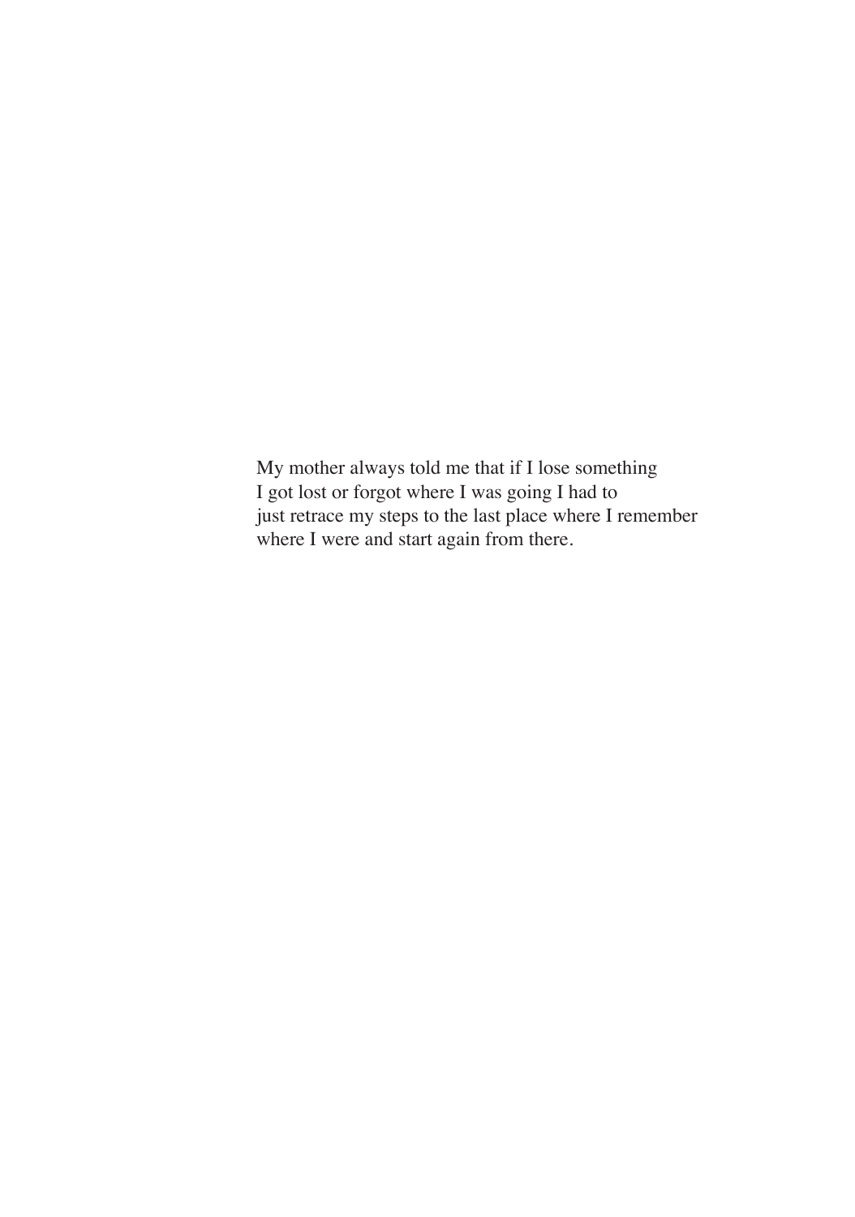My mother always told me that if I lose something
I got lost or forgot where I was going I had to
just retrace my steps to the last place where I remember
where I were and start again from there.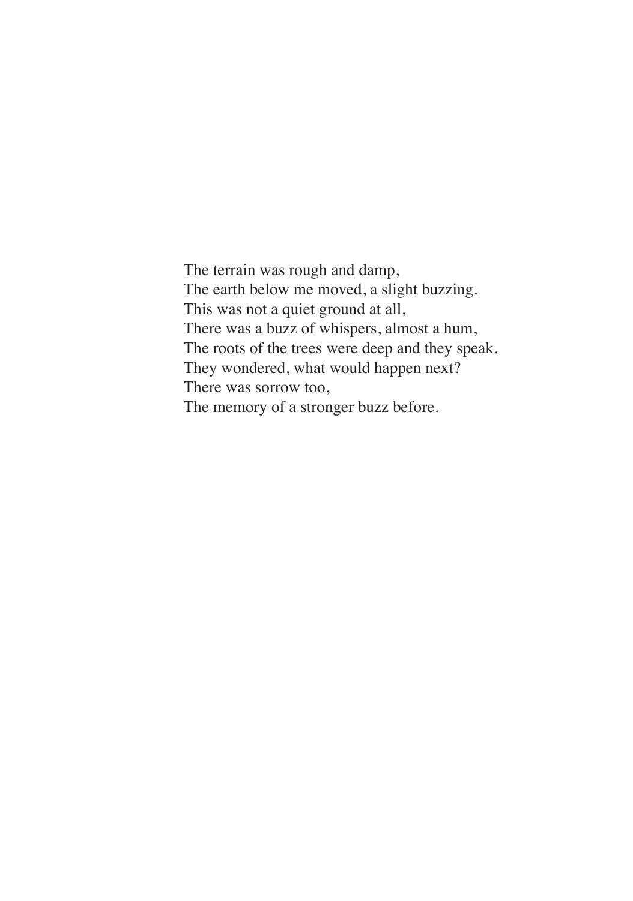The terrain was rough and damp,  
The earth below me moved, a slight buzzing.  
This was not a quiet ground at all,  
There was a buzz of whispers, almost a hum,  
The roots of the trees were deep and they speak.  
They wondered, what would happen next?  
There was sorrow too,  
The memory of a stronger buzz before.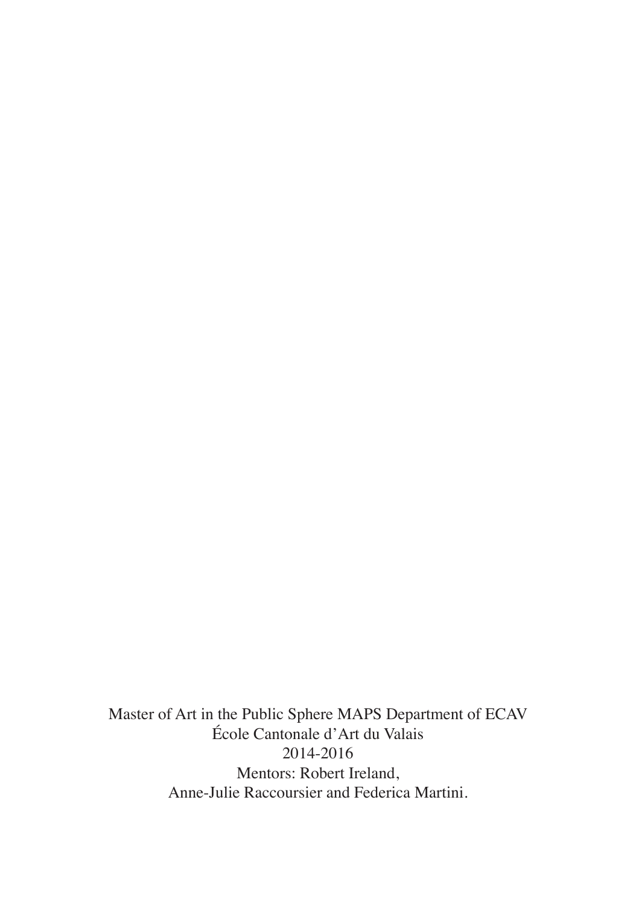Master of Art in the Public Sphere MAPS Department of ECAV
École Cantonale d'Art du Valais
2014-2016
Mentors: Robert Ireland,
Anne-Julie Raccoursier and Federica Martini.